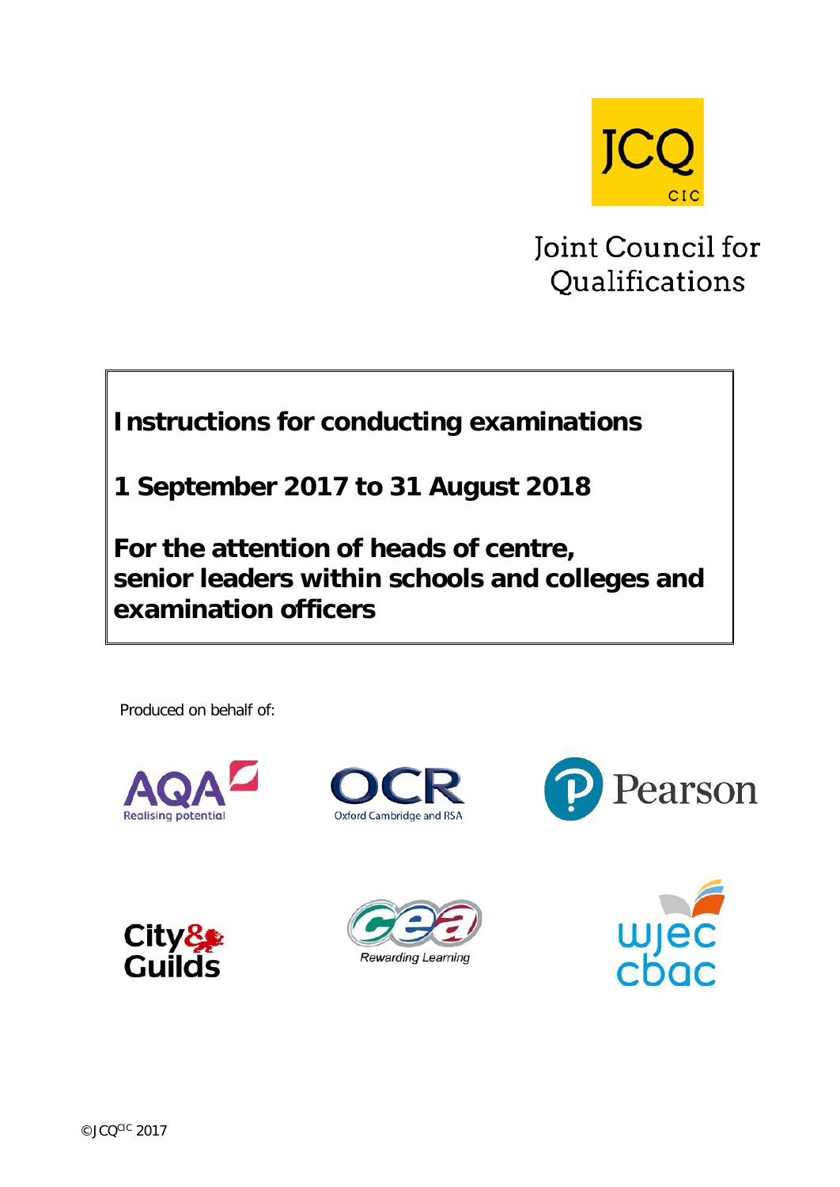JCQ CIC

Joint Council for Qualifications

# Instructions for conducting examinations

## 1 September 2017 to 31 August 2018

## For the attention of heads of centre, senior leaders within schools and colleges and examination officers

Produced on behalf of:

AQA Realising potential

OCR Oxford Cambridge and RSA

Pearson

City & Guilds

CCEA Rewarding Learning

WJEC CBAC

©JCQCIC 2017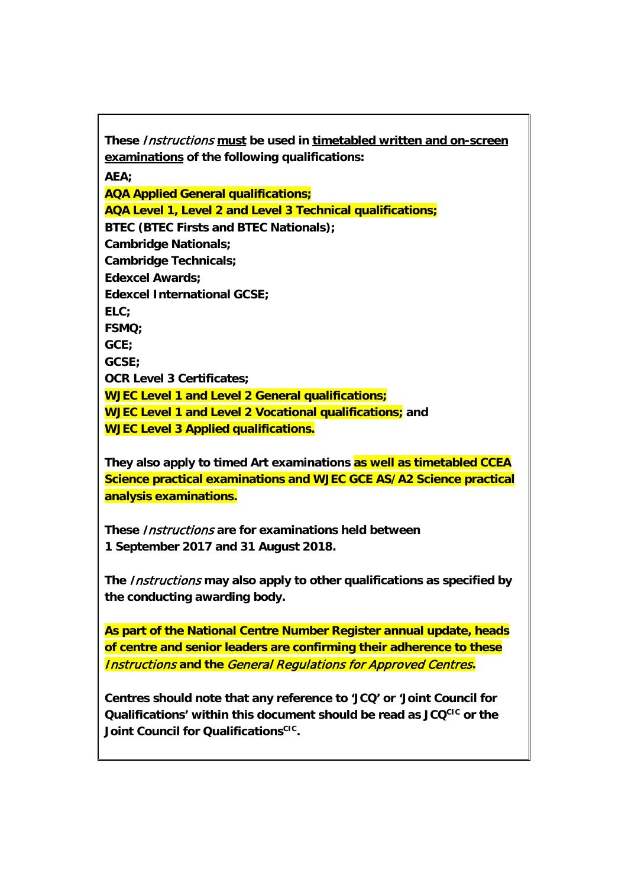**These *Instructions* must be used in timetabled written and on-screen examinations of the following qualifications:**

**AEA;**
**AQA Applied General qualifications;**
**AQA Level 1, Level 2 and Level 3 Technical qualifications;**
**BTEC (BTEC Firsts and BTEC Nationals);**
**Cambridge Nationals;**
**Cambridge Technicals;**
**Edexcel Awards;**
**Edexcel International GCSE;**
**ELC;**
**FSMQ;**
**GCE;**
**GCSE;**
**OCR Level 3 Certificates;**
**WJEC Level 1 and Level 2 General qualifications;**
**WJEC Level 1 and Level 2 Vocational qualifications; and**
**WJEC Level 3 Applied qualifications.**

**They also apply to timed Art examinations as well as timetabled CCEA Science practical examinations and WJEC GCE AS/A2 Science practical analysis examinations.**

**These *Instructions* are for examinations held between 1 September 2017 and 31 August 2018.**

**The *Instructions* may also apply to other qualifications as specified by the conducting awarding body.**

**As part of the National Centre Number Register annual update, heads of centre and senior leaders are confirming their adherence to these *Instructions* and the *General Regulations for Approved Centres*.**

**Centres should note that any reference to 'JCQ' or 'Joint Council for Qualifications' within this document should be read as JCQ^CIC or the Joint Council for Qualifications^CIC.**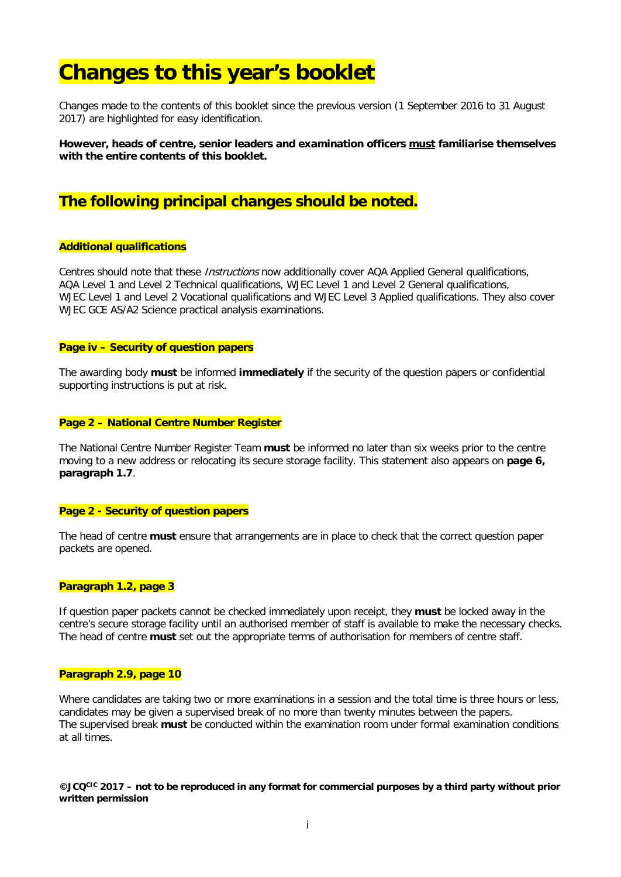# Changes to this year's booklet

Changes made to the contents of this booklet since the previous version (1 September 2016 to 31 August 2017) are highlighted for easy identification.

**However, heads of centre, senior leaders and examination officers must familiarise themselves with the entire contents of this booklet.**

## The following principal changes should be noted.

**Additional qualifications**

Centres should note that these *Instructions* now additionally cover AQA Applied General qualifications, AQA Level 1 and Level 2 Technical qualifications, WJEC Level 1 and Level 2 General qualifications, WJEC Level 1 and Level 2 Vocational qualifications and WJEC Level 3 Applied qualifications. They also cover WJEC GCE AS/A2 Science practical analysis examinations.

**Page iv – Security of question papers**

The awarding body **must** be informed **immediately** if the security of the question papers or confidential supporting instructions is put at risk.

**Page 2 – National Centre Number Register**

The National Centre Number Register Team **must** be informed no later than six weeks prior to the centre moving to a new address or relocating its secure storage facility. This statement also appears on **page 6, paragraph 1.7**.

**Page 2 - Security of question papers**

The head of centre **must** ensure that arrangements are in place to check that the correct question paper packets are opened.

**Paragraph 1.2, page 3**

If question paper packets cannot be checked immediately upon receipt, they **must** be locked away in the centre's secure storage facility until an authorised member of staff is available to make the necessary checks. The head of centre **must** set out the appropriate terms of authorisation for members of centre staff.

**Paragraph 2.9, page 10**

Where candidates are taking two or more examinations in a session and the total time is three hours or less, candidates may be given a supervised break of no more than twenty minutes between the papers. The supervised break **must** be conducted within the examination room under formal examination conditions at all times.

**©JCQ[CIC] 2017 – not to be reproduced in any format for commercial purposes by a third party without prior written permission**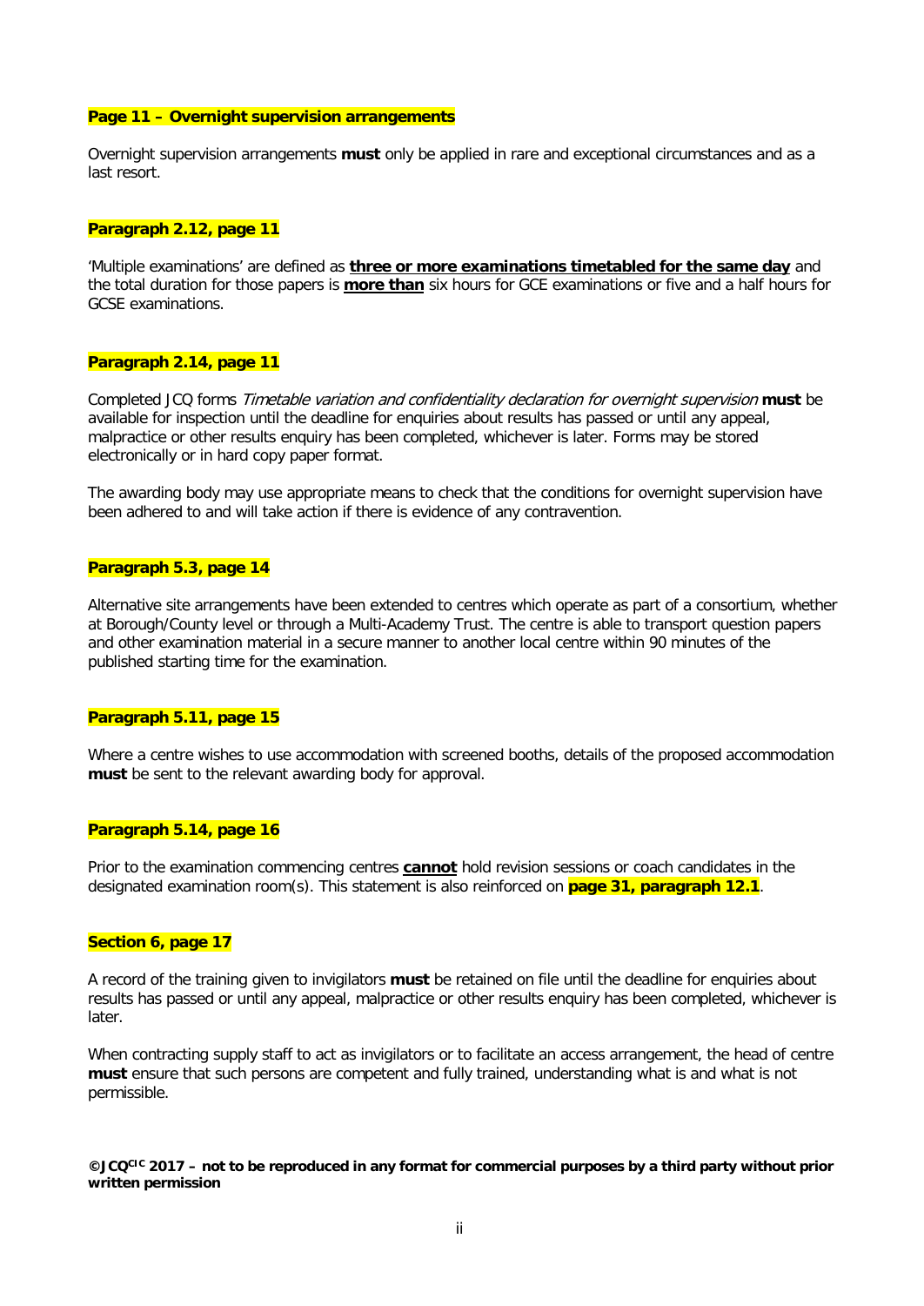**Page 11 – Overnight supervision arrangements**

Overnight supervision arrangements **must** only be applied in rare and exceptional circumstances and as a last resort.

**Paragraph 2.12, page 11**

'Multiple examinations' are defined as **three or more examinations timetabled for the same day** and the total duration for those papers is **more than** six hours for GCE examinations or five and a half hours for GCSE examinations.

**Paragraph 2.14, page 11**

Completed JCQ forms *Timetable variation and confidentiality declaration for overnight supervision* **must** be available for inspection until the deadline for enquiries about results has passed or until any appeal, malpractice or other results enquiry has been completed, whichever is later. Forms may be stored electronically or in hard copy paper format.

The awarding body may use appropriate means to check that the conditions for overnight supervision have been adhered to and will take action if there is evidence of any contravention.

**Paragraph 5.3, page 14**

Alternative site arrangements have been extended to centres which operate as part of a consortium, whether at Borough/County level or through a Multi-Academy Trust. The centre is able to transport question papers and other examination material in a secure manner to another local centre within 90 minutes of the published starting time for the examination.

**Paragraph 5.11, page 15**

Where a centre wishes to use accommodation with screened booths, details of the proposed accommodation **must** be sent to the relevant awarding body for approval.

**Paragraph 5.14, page 16**

Prior to the examination commencing centres **cannot** hold revision sessions or coach candidates in the designated examination room(s). This statement is also reinforced on **page 31, paragraph 12.1**.

**Section 6, page 17**

A record of the training given to invigilators **must** be retained on file until the deadline for enquiries about results has passed or until any appeal, malpractice or other results enquiry has been completed, whichever is later.

When contracting supply staff to act as invigilators or to facilitate an access arrangement, the head of centre **must** ensure that such persons are competent and fully trained, understanding what is and what is not permissible.

**©JCQ[CIC] 2017 – not to be reproduced in any format for commercial purposes by a third party without prior written permission**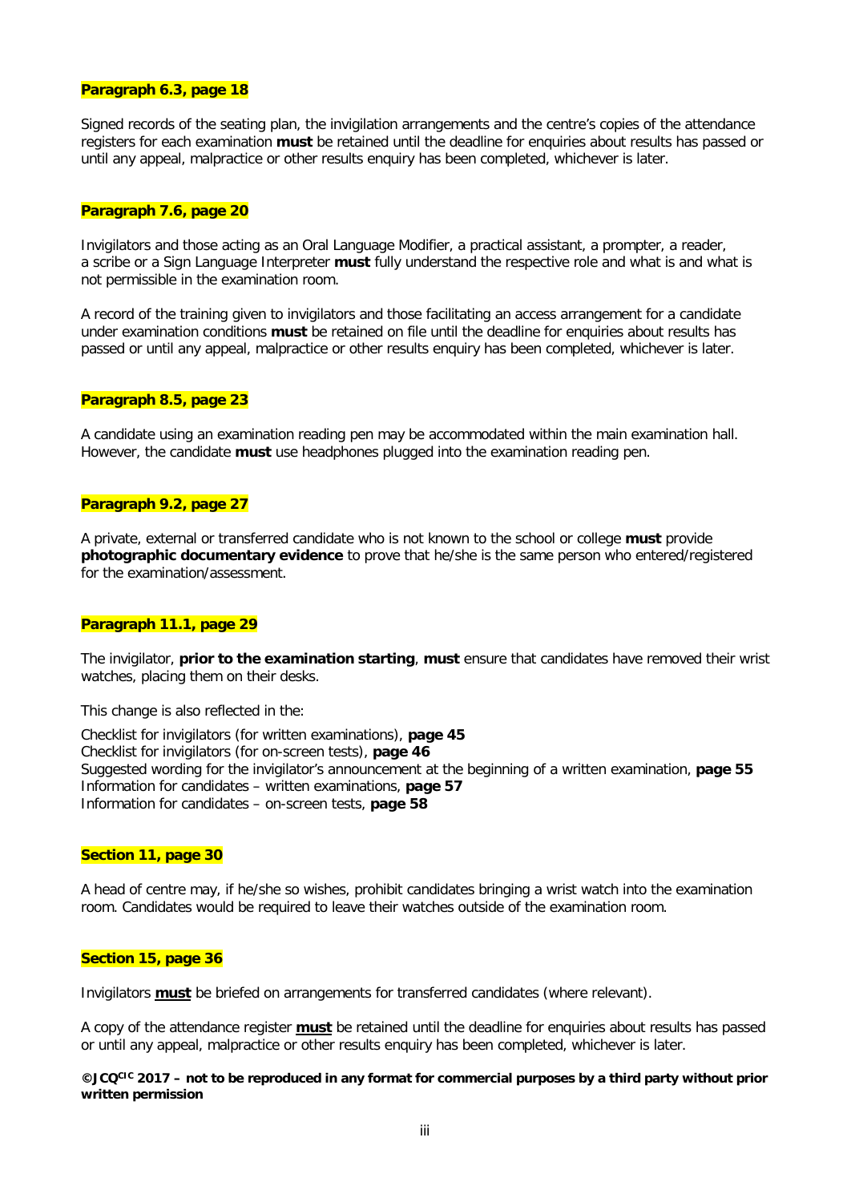**Paragraph 6.3, page 18**

Signed records of the seating plan, the invigilation arrangements and the centre's copies of the attendance registers for each examination **must** be retained until the deadline for enquiries about results has passed or until any appeal, malpractice or other results enquiry has been completed, whichever is later.

**Paragraph 7.6, page 20**

Invigilators and those acting as an Oral Language Modifier, a practical assistant, a prompter, a reader, a scribe or a Sign Language Interpreter **must** fully understand the respective role and what is and what is not permissible in the examination room.

A record of the training given to invigilators and those facilitating an access arrangement for a candidate under examination conditions **must** be retained on file until the deadline for enquiries about results has passed or until any appeal, malpractice or other results enquiry has been completed, whichever is later.

**Paragraph 8.5, page 23**

A candidate using an examination reading pen may be accommodated within the main examination hall. However, the candidate **must** use headphones plugged into the examination reading pen.

**Paragraph 9.2, page 27**

A private, external or transferred candidate who is not known to the school or college **must** provide **photographic documentary evidence** to prove that he/she is the same person who entered/registered for the examination/assessment.

**Paragraph 11.1, page 29**

The invigilator, **prior to the examination starting**, **must** ensure that candidates have removed their wrist watches, placing them on their desks.

This change is also reflected in the:

Checklist for invigilators (for written examinations), **page 45**
Checklist for invigilators (for on-screen tests), **page 46**
Suggested wording for the invigilator's announcement at the beginning of a written examination, **page 55**
Information for candidates – written examinations, **page 57**
Information for candidates – on-screen tests, **page 58**

**Section 11, page 30**

A head of centre may, if he/she so wishes, prohibit candidates bringing a wrist watch into the examination room. Candidates would be required to leave their watches outside of the examination room.

**Section 15, page 36**

Invigilators **must** be briefed on arrangements for transferred candidates (where relevant).

A copy of the attendance register **must** be retained until the deadline for enquiries about results has passed or until any appeal, malpractice or other results enquiry has been completed, whichever is later.

**©JCQ[CIC] 2017 – not to be reproduced in any format for commercial purposes by a third party without prior written permission**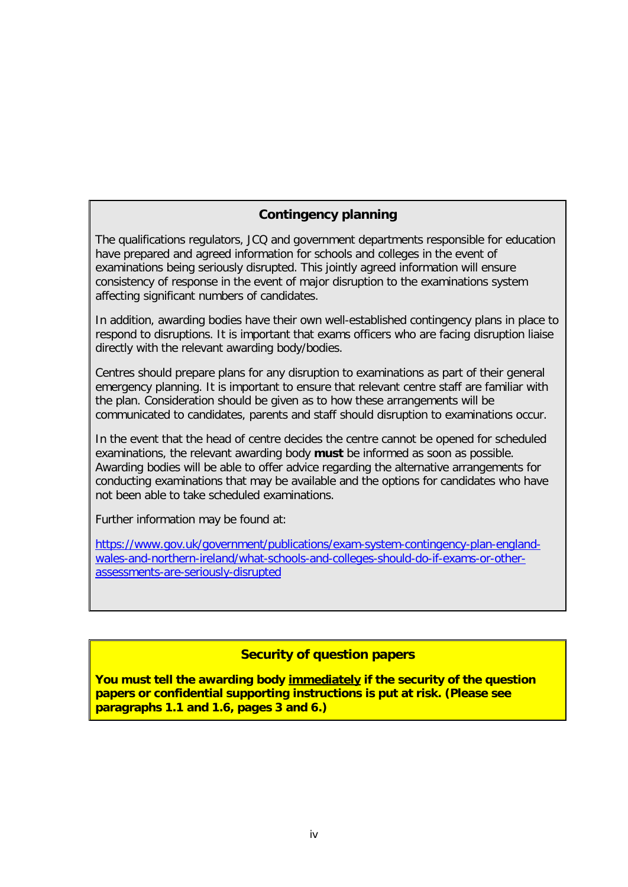## Contingency planning

The qualifications regulators, JCQ and government departments responsible for education have prepared and agreed information for schools and colleges in the event of examinations being seriously disrupted. This jointly agreed information will ensure consistency of response in the event of major disruption to the examinations system affecting significant numbers of candidates.

In addition, awarding bodies have their own well-established contingency plans in place to respond to disruptions. It is important that exams officers who are facing disruption liaise directly with the relevant awarding body/bodies.

Centres should prepare plans for any disruption to examinations as part of their general emergency planning. It is important to ensure that relevant centre staff are familiar with the plan. Consideration should be given as to how these arrangements will be communicated to candidates, parents and staff should disruption to examinations occur.

In the event that the head of centre decides the centre cannot be opened for scheduled examinations, the relevant awarding body **must** be informed as soon as possible. Awarding bodies will be able to offer advice regarding the alternative arrangements for conducting examinations that may be available and the options for candidates who have not been able to take scheduled examinations.

Further information may be found at:

https://www.gov.uk/government/publications/exam-system-contingency-plan-england-wales-and-northern-ireland/what-schools-and-colleges-should-do-if-exams-or-other-assessments-are-seriously-disrupted

## Security of question papers

**You must tell the awarding body immediately if the security of the question papers or confidential supporting instructions is put at risk. (Please see paragraphs 1.1 and 1.6, pages 3 and 6.)**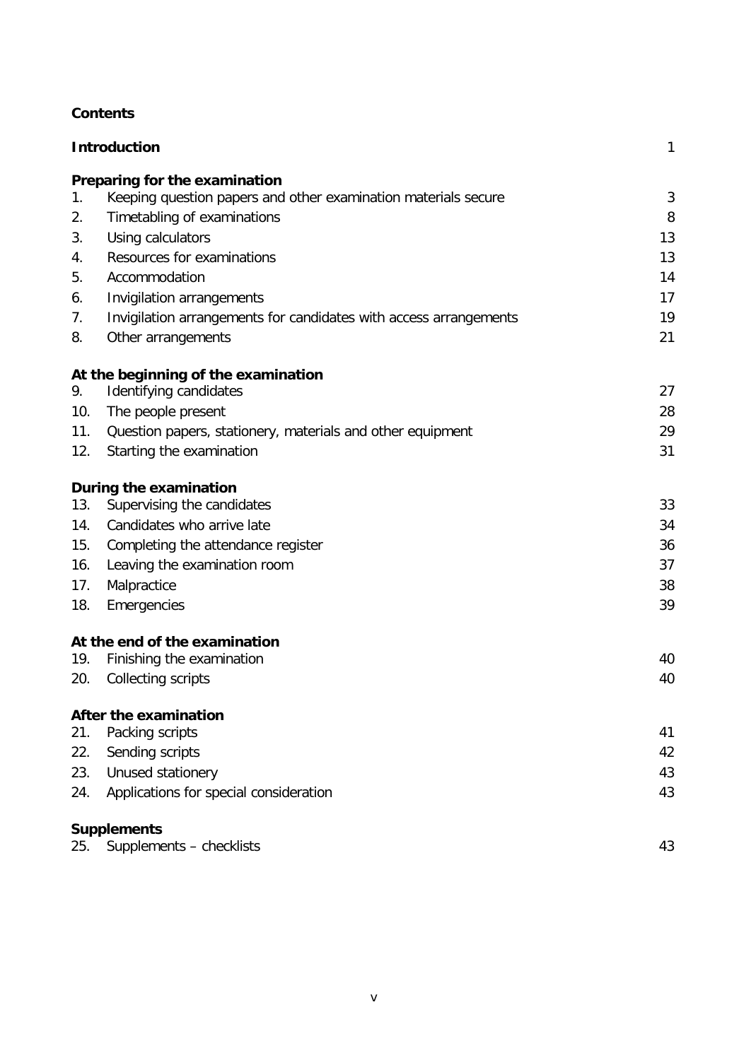**Contents**

| | | |
|---|---|---|
| **Introduction** | | 1 |
| **Preparing for the examination** | | |
| 1. | Keeping question papers and other examination materials secure | 3 |
| 2. | Timetabling of examinations | 8 |
| 3. | Using calculators | 13 |
| 4. | Resources for examinations | 13 |
| 5. | Accommodation | 14 |
| 6. | Invigilation arrangements | 17 |
| 7. | Invigilation arrangements for candidates with access arrangements | 19 |
| 8. | Other arrangements | 21 |
| **At the beginning of the examination** | | |
| 9. | Identifying candidates | 27 |
| 10. | The people present | 28 |
| 11. | Question papers, stationery, materials and other equipment | 29 |
| 12. | Starting the examination | 31 |
| **During the examination** | | |
| 13. | Supervising the candidates | 33 |
| 14. | Candidates who arrive late | 34 |
| 15. | Completing the attendance register | 36 |
| 16. | Leaving the examination room | 37 |
| 17. | Malpractice | 38 |
| 18. | Emergencies | 39 |
| **At the end of the examination** | | |
| 19. | Finishing the examination | 40 |
| 20. | Collecting scripts | 40 |
| **After the examination** | | |
| 21. | Packing scripts | 41 |
| 22. | Sending scripts | 42 |
| 23. | Unused stationery | 43 |
| 24. | Applications for special consideration | 43 |
| **Supplements** | | |
| 25. | Supplements – checklists | 43 |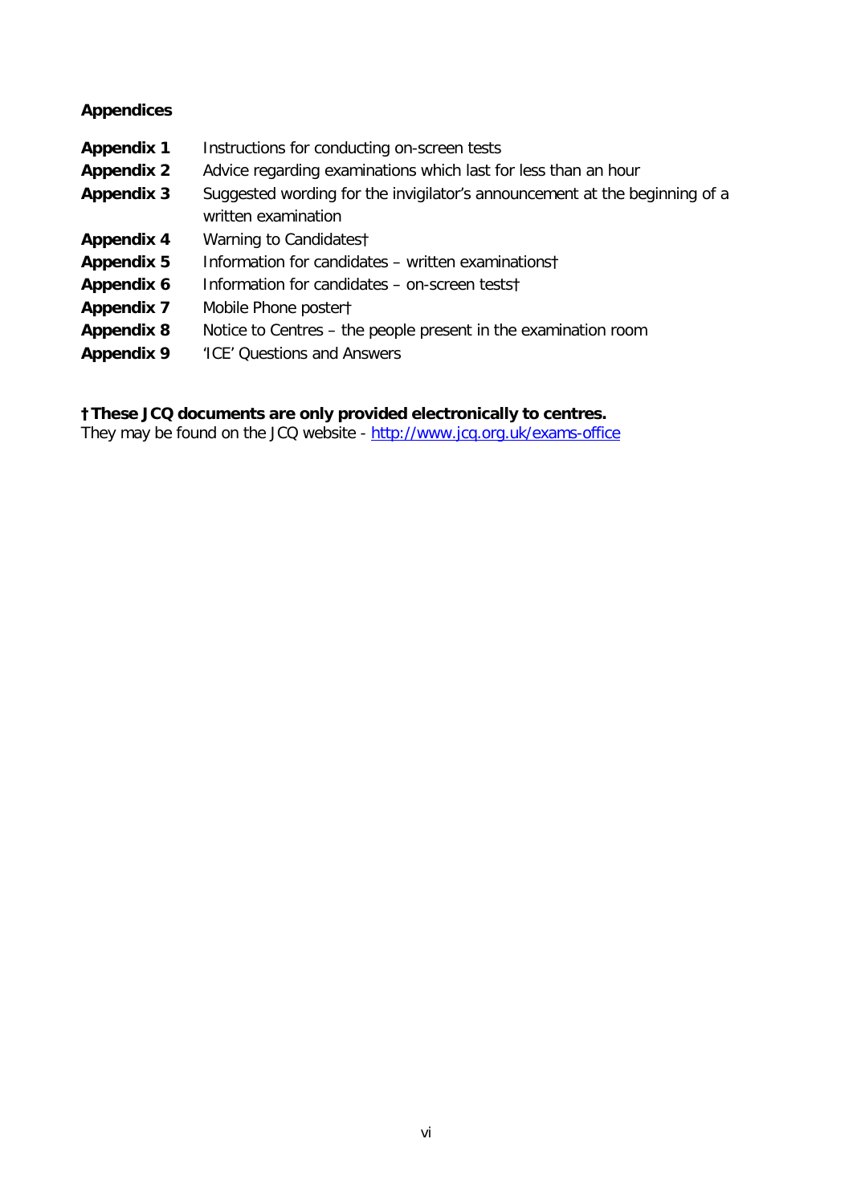**Appendices**

| | |
|---|---|
| **Appendix 1** | Instructions for conducting on-screen tests |
| **Appendix 2** | Advice regarding examinations which last for less than an hour |
| **Appendix 3** | Suggested wording for the invigilator’s announcement at the beginning of a written examination |
| **Appendix 4** | Warning to Candidates† |
| **Appendix 5** | Information for candidates – written examinations† |
| **Appendix 6** | Information for candidates – on-screen tests† |
| **Appendix 7** | Mobile Phone poster† |
| **Appendix 8** | Notice to Centres – the people present in the examination room |
| **Appendix 9** | ‘ICE’ Questions and Answers |

**† These JCQ documents are only provided electronically to centres.**
They may be found on the JCQ website - http://www.jcq.org.uk/exams-office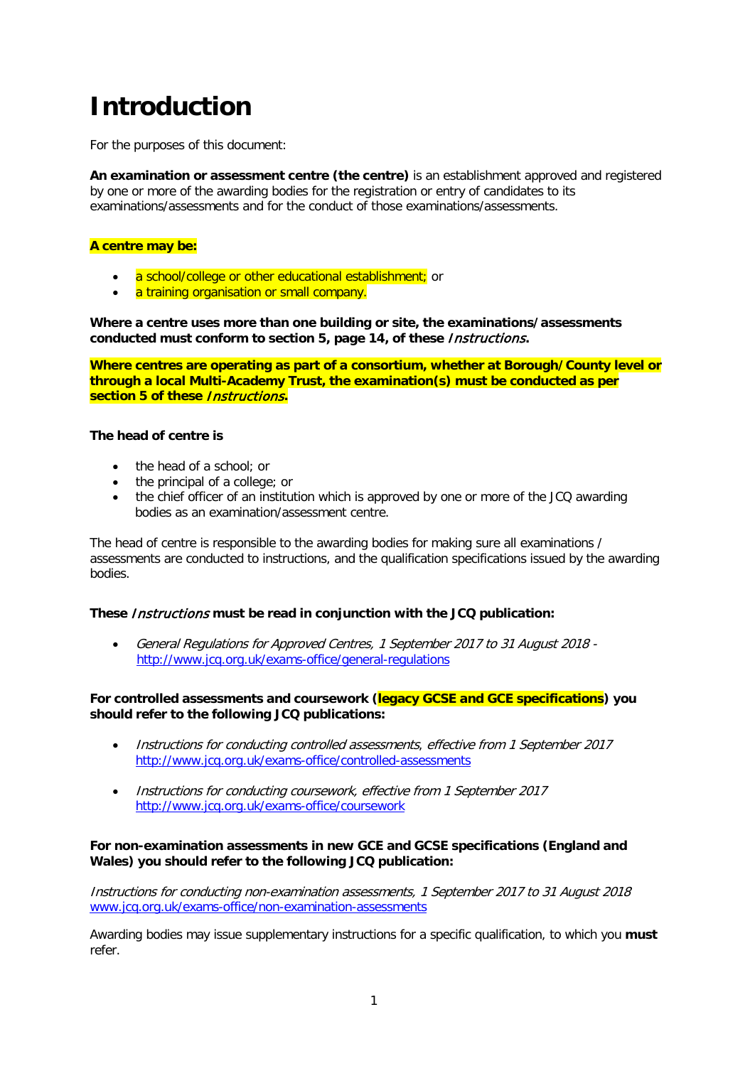# Introduction

For the purposes of this document:

**An examination or assessment centre (the centre)** is an establishment approved and registered by one or more of the awarding bodies for the registration or entry of candidates to its examinations/assessments and for the conduct of those examinations/assessments.

**A centre may be:**

- a school/college or other educational establishment; or
- a training organisation or small company.

**Where a centre uses more than one building or site, the examinations/assessments conducted must conform to section 5, page 14, of these *Instructions*.**

**Where centres are operating as part of a consortium, whether at Borough/County level or through a local Multi-Academy Trust, the examination(s) must be conducted as per section 5 of these *Instructions*.**

**The head of centre is**

- the head of a school; or
- the principal of a college; or
- the chief officer of an institution which is approved by one or more of the JCQ awarding bodies as an examination/assessment centre.

The head of centre is responsible to the awarding bodies for making sure all examinations / assessments are conducted to instructions, and the qualification specifications issued by the awarding bodies.

**These *Instructions* must be read in conjunction with the JCQ publication:**

- *General Regulations for Approved Centres, 1 September 2017 to 31 August 2018* - http://www.jcq.org.uk/exams-office/general-regulations

**For controlled assessments and coursework (legacy GCSE and GCE specifications) you should refer to the following JCQ publications:**

- *Instructions for conducting controlled assessments, effective from 1 September 2017* http://www.jcq.org.uk/exams-office/controlled-assessments

- *Instructions for conducting coursework, effective from 1 September 2017* http://www.jcq.org.uk/exams-office/coursework

**For non-examination assessments in new GCE and GCSE specifications (England and Wales) you should refer to the following JCQ publication:**

*Instructions for conducting non-examination assessments, 1 September 2017 to 31 August 2018* www.jcq.org.uk/exams-office/non-examination-assessments

Awarding bodies may issue supplementary instructions for a specific qualification, to which you **must** refer.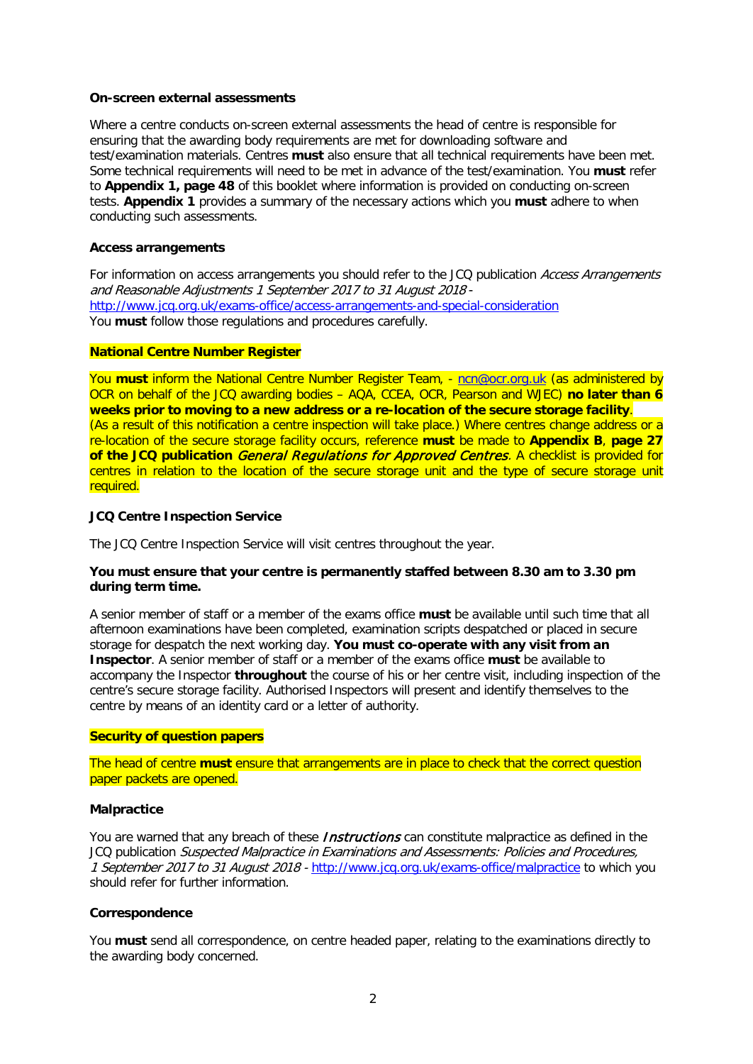**On-screen external assessments**

Where a centre conducts on-screen external assessments the head of centre is responsible for ensuring that the awarding body requirements are met for downloading software and test/examination materials. Centres **must** also ensure that all technical requirements have been met. Some technical requirements will need to be met in advance of the test/examination. You **must** refer to **Appendix 1, page 48** of this booklet where information is provided on conducting on-screen tests. **Appendix 1** provides a summary of the necessary actions which you **must** adhere to when conducting such assessments.

**Access arrangements**

For information on access arrangements you should refer to the JCQ publication *Access Arrangements and Reasonable Adjustments 1 September 2017 to 31 August 2018* - http://www.jcq.org.uk/exams-office/access-arrangements-and-special-consideration
You **must** follow those regulations and procedures carefully.

**National Centre Number Register**

You **must** inform the National Centre Number Register Team, - ncn@ocr.org.uk (as administered by OCR on behalf of the JCQ awarding bodies – AQA, CCEA, OCR, Pearson and WJEC) **no later than 6 weeks prior to moving to a new address or a re-location of the secure storage facility**. (As a result of this notification a centre inspection will take place.) Where centres change address or a re-location of the secure storage facility occurs, reference **must** be made to **Appendix B**, **page 27 of the JCQ publication** ***General Regulations for Approved Centres***. A checklist is provided for centres in relation to the location of the secure storage unit and the type of secure storage unit required.

**JCQ Centre Inspection Service**

The JCQ Centre Inspection Service will visit centres throughout the year.

**You must ensure that your centre is permanently staffed between 8.30 am to 3.30 pm during term time.**

A senior member of staff or a member of the exams office **must** be available until such time that all afternoon examinations have been completed, examination scripts despatched or placed in secure storage for despatch the next working day. **You must co-operate with any visit from an Inspector**. A senior member of staff or a member of the exams office **must** be available to accompany the Inspector **throughout** the course of his or her centre visit, including inspection of the centre's secure storage facility. Authorised Inspectors will present and identify themselves to the centre by means of an identity card or a letter of authority.

**Security of question papers**

The head of centre **must** ensure that arrangements are in place to check that the correct question paper packets are opened.

**Malpractice**

You are warned that any breach of these *Instructions* can constitute malpractice as defined in the JCQ publication *Suspected Malpractice in Examinations and Assessments: Policies and Procedures, 1 September 2017 to 31 August 2018* - http://www.jcq.org.uk/exams-office/malpractice to which you should refer for further information.

**Correspondence**

You **must** send all correspondence, on centre headed paper, relating to the examinations directly to the awarding body concerned.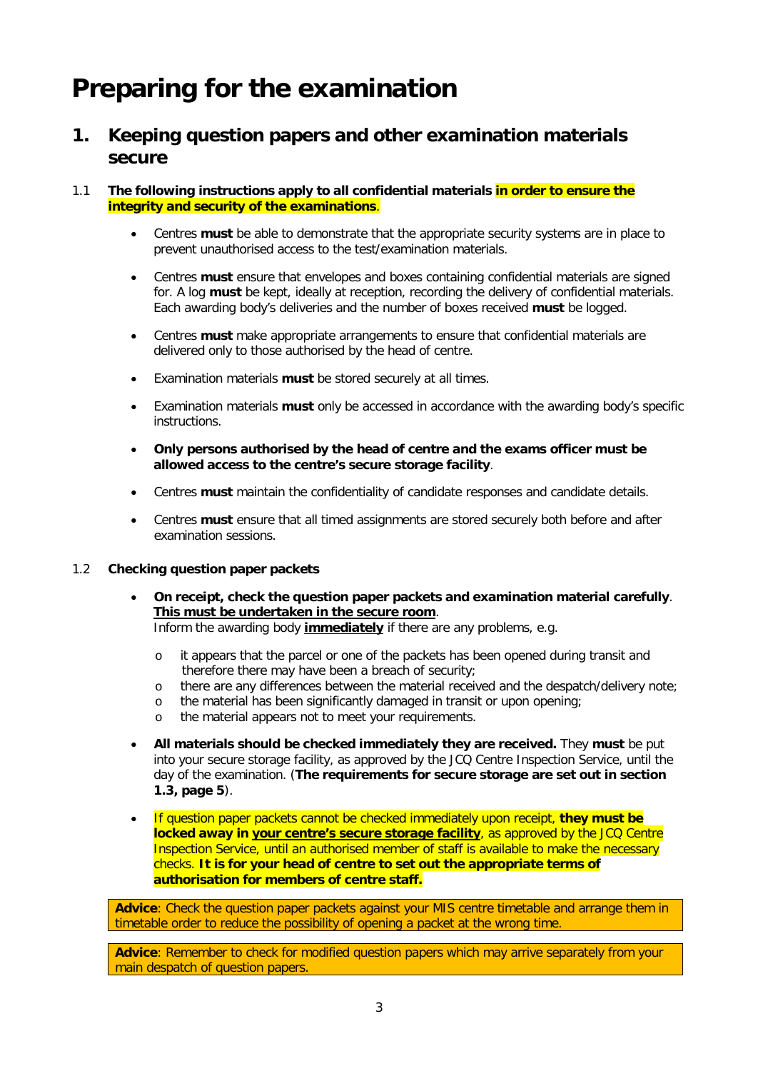# Preparing for the examination

## 1. Keeping question papers and other examination materials secure

1.1 **The following instructions apply to all confidential materials in order to ensure the integrity and security of the examinations**.

- Centres **must** be able to demonstrate that the appropriate security systems are in place to prevent unauthorised access to the test/examination materials.
- Centres **must** ensure that envelopes and boxes containing confidential materials are signed for. A log **must** be kept, ideally at reception, recording the delivery of confidential materials. Each awarding body's deliveries and the number of boxes received **must** be logged.
- Centres **must** make appropriate arrangements to ensure that confidential materials are delivered only to those authorised by the head of centre.
- Examination materials **must** be stored securely at all times.
- Examination materials **must** only be accessed in accordance with the awarding body's specific instructions.
- **Only persons authorised by the head of centre and the exams officer must be allowed access to the centre's secure storage facility**.
- Centres **must** maintain the confidentiality of candidate responses and candidate details.
- Centres **must** ensure that all timed assignments are stored securely both before and after examination sessions.

1.2 **Checking question paper packets**

- **On receipt, check the question paper packets and examination material carefully**. **This must be undertaken in the secure room**.
  Inform the awarding body **immediately** if there are any problems, e.g.
  - it appears that the parcel or one of the packets has been opened during transit and therefore there may have been a breach of security;
  - there are any differences between the material received and the despatch/delivery note;
  - the material has been significantly damaged in transit or upon opening;
  - the material appears not to meet your requirements.
- **All materials should be checked immediately they are received.** They **must** be put into your secure storage facility, as approved by the JCQ Centre Inspection Service, until the day of the examination. (**The requirements for secure storage are set out in section 1.3, page 5**).
- If question paper packets cannot be checked immediately upon receipt, **they must be locked away in your centre's secure storage facility**, as approved by the JCQ Centre Inspection Service, until an authorised member of staff is available to make the necessary checks. **It is for your head of centre to set out the appropriate terms of authorisation for members of centre staff.**

**Advice**: Check the question paper packets against your MIS centre timetable and arrange them in timetable order to reduce the possibility of opening a packet at the wrong time.

**Advice**: Remember to check for modified question papers which may arrive separately from your main despatch of question papers.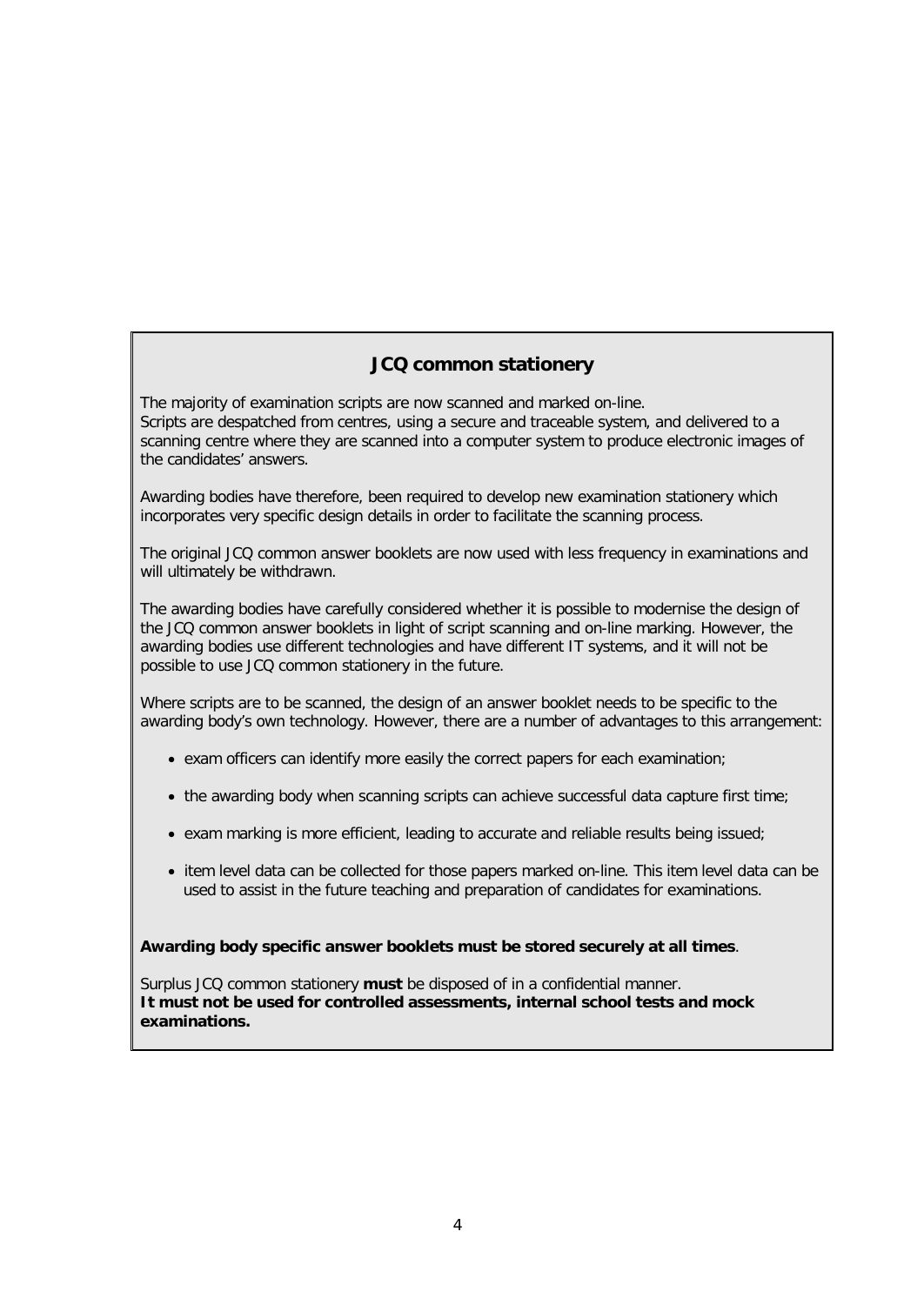## JCQ common stationery

The majority of examination scripts are now scanned and marked on-line.
Scripts are despatched from centres, using a secure and traceable system, and delivered to a scanning centre where they are scanned into a computer system to produce electronic images of the candidates' answers.

Awarding bodies have therefore, been required to develop new examination stationery which incorporates very specific design details in order to facilitate the scanning process.

The original JCQ common answer booklets are now used with less frequency in examinations and will ultimately be withdrawn.

The awarding bodies have carefully considered whether it is possible to modernise the design of the JCQ common answer booklets in light of script scanning and on-line marking. However, the awarding bodies use different technologies and have different IT systems, and it will not be possible to use JCQ common stationery in the future.

Where scripts are to be scanned, the design of an answer booklet needs to be specific to the awarding body's own technology. However, there are a number of advantages to this arrangement:

- exam officers can identify more easily the correct papers for each examination;
- the awarding body when scanning scripts can achieve successful data capture first time;
- exam marking is more efficient, leading to accurate and reliable results being issued;
- item level data can be collected for those papers marked on-line. This item level data can be used to assist in the future teaching and preparation of candidates for examinations.

**Awarding body specific answer booklets must be stored securely at all times**.

Surplus JCQ common stationery **must** be disposed of in a confidential manner.
**It must not be used for controlled assessments, internal school tests and mock examinations.**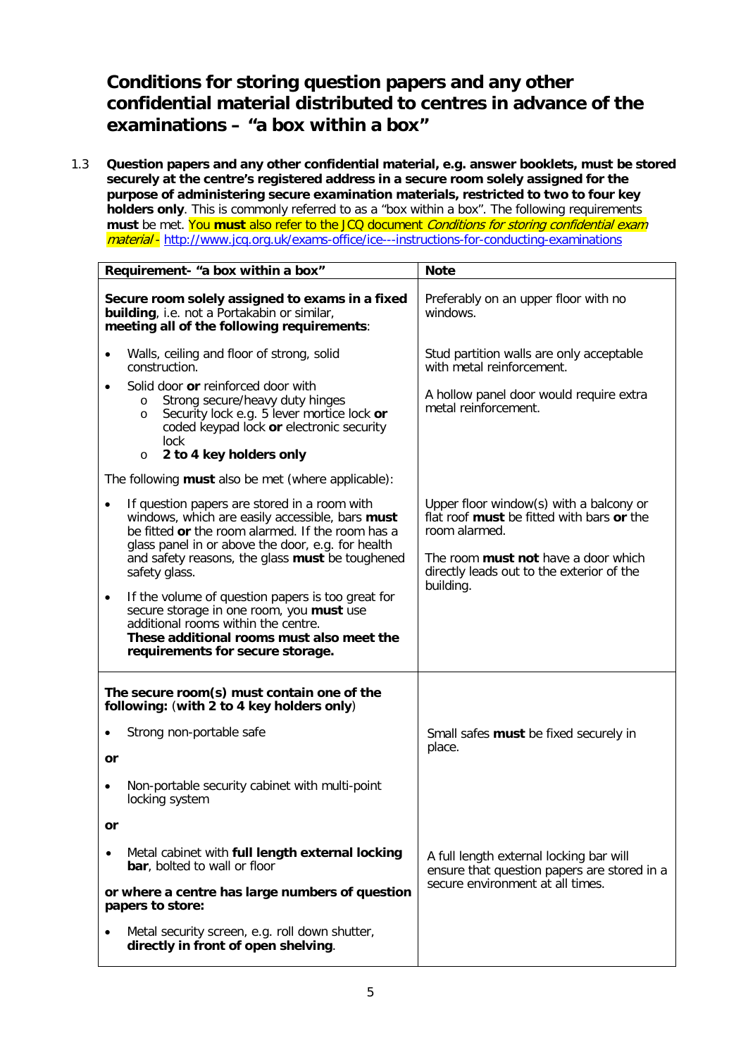## Conditions for storing question papers and any other confidential material distributed to centres in advance of the examinations – "a box within a box"

1.3 **Question papers and any other confidential material, e.g. answer booklets, must be stored securely at the centre's registered address in a secure room solely assigned for the purpose of administering secure examination materials, restricted to two to four key holders only**. This is commonly referred to as a "box within a box". The following requirements **must** be met. You **must** also refer to the JCQ document *Conditions for storing confidential exam material* - http://www.jcq.org.uk/exams-office/ice---instructions-for-conducting-examinations

| Requirement- "a box within a box" | Note |
|---|---|
| **Secure room solely assigned to exams in a fixed building**, i.e. not a Portakabin or similar, **meeting all of the following requirements**:<br><br>• Walls, ceiling and floor of strong, solid construction.<br><br>• Solid door **or** reinforced door with<br>  o Strong secure/heavy duty hinges<br>  o Security lock e.g. 5 lever mortice lock **or** coded keypad lock **or** electronic security lock<br>  o **2 to 4 key holders only**<br><br>The following **must** also be met (where applicable):<br><br>• If question papers are stored in a room with windows, which are easily accessible, bars **must** be fitted **or** the room alarmed. If the room has a glass panel in or above the door, e.g. for health and safety reasons, the glass **must** be toughened safety glass.<br><br>• If the volume of question papers is too great for secure storage in one room, you **must** use additional rooms within the centre. **These additional rooms must also meet the requirements for secure storage.** | Preferably on an upper floor with no windows.<br><br>Stud partition walls are only acceptable with metal reinforcement.<br><br>A hollow panel door would require extra metal reinforcement.<br><br>Upper floor window(s) with a balcony or flat roof **must** be fitted with bars **or** the room alarmed.<br><br>The room **must not** have a door which directly leads out to the exterior of the building. |
| **The secure room(s) must contain one of the following:** (**with 2 to 4 key holders only**)<br><br>• Strong non-portable safe<br><br>**or**<br><br>• Non-portable security cabinet with multi-point locking system<br><br>**or**<br><br>• Metal cabinet with **full length external locking bar**, bolted to wall or floor<br><br>**or where a centre has large numbers of question papers to store:**<br><br>• Metal security screen, e.g. roll down shutter, **directly in front of open shelving**. | Small safes **must** be fixed securely in place.<br><br>A full length external locking bar will ensure that question papers are stored in a secure environment at all times. |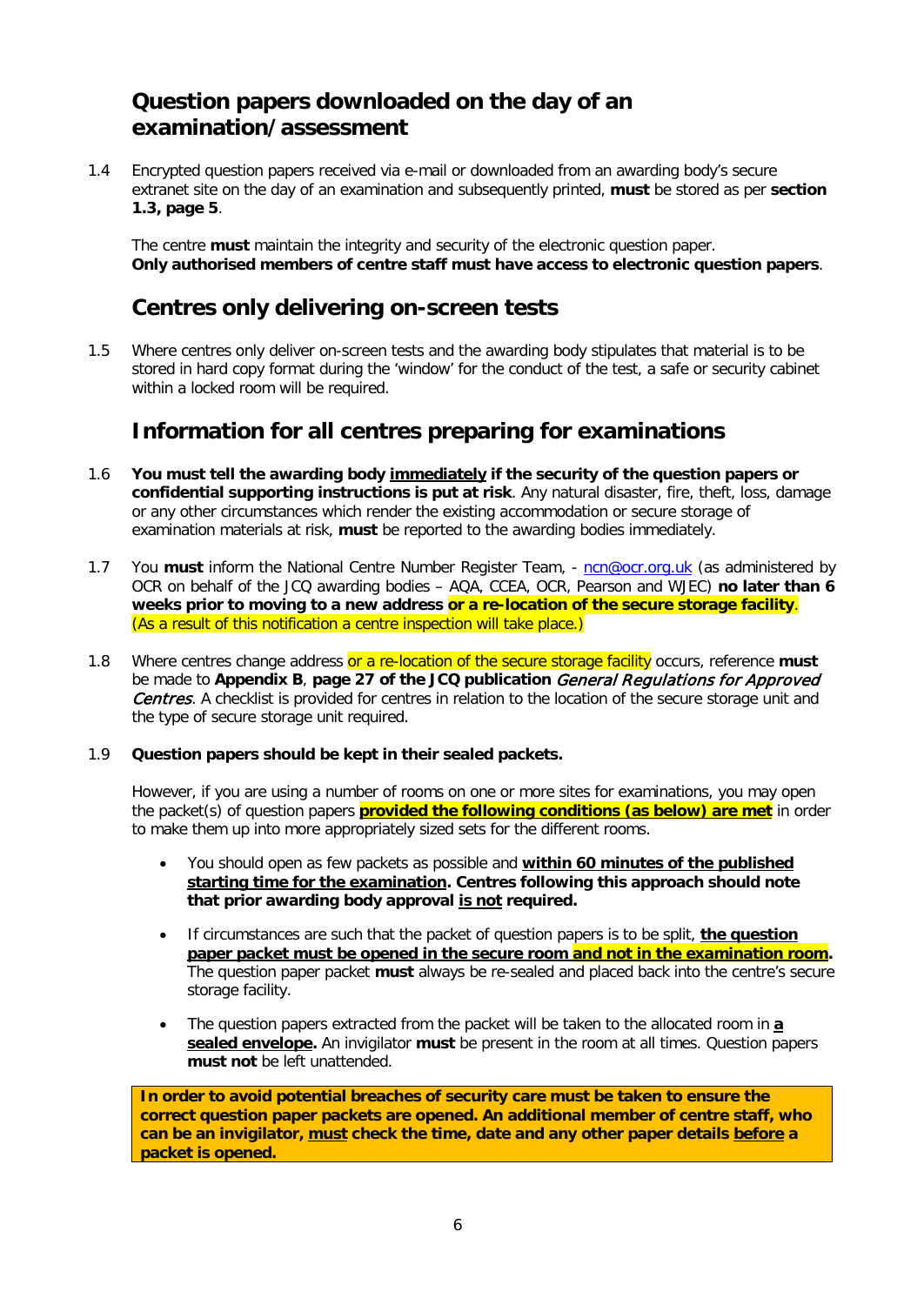## Question papers downloaded on the day of an examination/assessment

1.4 Encrypted question papers received via e-mail or downloaded from an awarding body's secure extranet site on the day of an examination and subsequently printed, **must** be stored as per **section 1.3, page 5**.

The centre **must** maintain the integrity and security of the electronic question paper. **Only authorised members of centre staff must have access to electronic question papers**.

## Centres only delivering on-screen tests

1.5 Where centres only deliver on-screen tests and the awarding body stipulates that material is to be stored in hard copy format during the 'window' for the conduct of the test, a safe or security cabinet within a locked room will be required.

## Information for all centres preparing for examinations

1.6 **You must tell the awarding body immediately if the security of the question papers or confidential supporting instructions is put at risk**. Any natural disaster, fire, theft, loss, damage or any other circumstances which render the existing accommodation or secure storage of examination materials at risk, **must** be reported to the awarding bodies immediately.

1.7 You **must** inform the National Centre Number Register Team, - ncn@ocr.org.uk (as administered by OCR on behalf of the JCQ awarding bodies – AQA, CCEA, OCR, Pearson and WJEC) **no later than 6 weeks prior to moving to a new address or a re-location of the secure storage facility**. (As a result of this notification a centre inspection will take place.)

1.8 Where centres change address or a re-location of the secure storage facility occurs, reference **must** be made to **Appendix B**, **page 27 of the JCQ publication** *General Regulations for Approved Centres*. A checklist is provided for centres in relation to the location of the secure storage unit and the type of secure storage unit required.

1.9 **Question papers should be kept in their sealed packets.**

However, if you are using a number of rooms on one or more sites for examinations, you may open the packet(s) of question papers **provided the following conditions (as below) are met** in order to make them up into more appropriately sized sets for the different rooms.

- You should open as few packets as possible and **within 60 minutes of the published starting time for the examination. Centres following this approach should note that prior awarding body approval is not required.**
- If circumstances are such that the packet of question papers is to be split, **the question paper packet must be opened in the secure room and not in the examination room.** The question paper packet **must** always be re-sealed and placed back into the centre's secure storage facility.
- The question papers extracted from the packet will be taken to the allocated room in **a sealed envelope.** An invigilator **must** be present in the room at all times. Question papers **must not** be left unattended.

**In order to avoid potential breaches of security care must be taken to ensure the correct question paper packets are opened. An additional member of centre staff, who can be an invigilator, must check the time, date and any other paper details before a packet is opened.**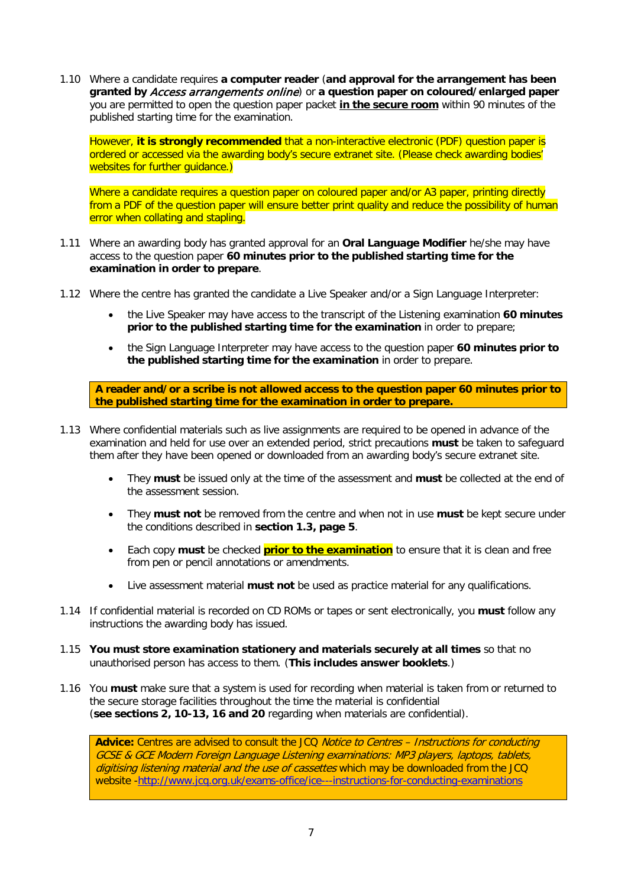1.10 Where a candidate requires **a computer reader** (**and approval for the arrangement has been granted by** ***Access arrangements online***) or **a question paper on coloured/enlarged paper** you are permitted to open the question paper packet **in the secure room** within 90 minutes of the published starting time for the examination.

However, **it is strongly recommended** that a non-interactive electronic (PDF) question paper is ordered or accessed via the awarding body's secure extranet site. (Please check awarding bodies' websites for further guidance.)

Where a candidate requires a question paper on coloured paper and/or A3 paper, printing directly from a PDF of the question paper will ensure better print quality and reduce the possibility of human error when collating and stapling.

1.11 Where an awarding body has granted approval for an **Oral Language Modifier** he/she may have access to the question paper **60 minutes prior to the published starting time for the examination in order to prepare**.

1.12 Where the centre has granted the candidate a Live Speaker and/or a Sign Language Interpreter:

- the Live Speaker may have access to the transcript of the Listening examination **60 minutes prior to the published starting time for the examination** in order to prepare;
- the Sign Language Interpreter may have access to the question paper **60 minutes prior to the published starting time for the examination** in order to prepare.

**A reader and/or a scribe is not allowed access to the question paper 60 minutes prior to the published starting time for the examination in order to prepare.**

1.13 Where confidential materials such as live assignments are required to be opened in advance of the examination and held for use over an extended period, strict precautions **must** be taken to safeguard them after they have been opened or downloaded from an awarding body's secure extranet site.

- They **must** be issued only at the time of the assessment and **must** be collected at the end of the assessment session.
- They **must not** be removed from the centre and when not in use **must** be kept secure under the conditions described in **section 1.3, page 5**.
- Each copy **must** be checked **prior to the examination** to ensure that it is clean and free from pen or pencil annotations or amendments.
- Live assessment material **must not** be used as practice material for any qualifications.

1.14 If confidential material is recorded on CD ROMs or tapes or sent electronically, you **must** follow any instructions the awarding body has issued.

1.15 **You must store examination stationery and materials securely at all times** so that no unauthorised person has access to them. (**This includes answer booklets**.)

1.16 You **must** make sure that a system is used for recording when material is taken from or returned to the secure storage facilities throughout the time the material is confidential (**see sections 2, 10-13, 16 and 20** regarding when materials are confidential).

**Advice:** Centres are advised to consult the JCQ *Notice to Centres – Instructions for conducting GCSE & GCE Modern Foreign Language Listening examinations: MP3 players, laptops, tablets, digitising listening material and the use of cassettes* which may be downloaded from the JCQ website -http://www.jcq.org.uk/exams-office/ice---instructions-for-conducting-examinations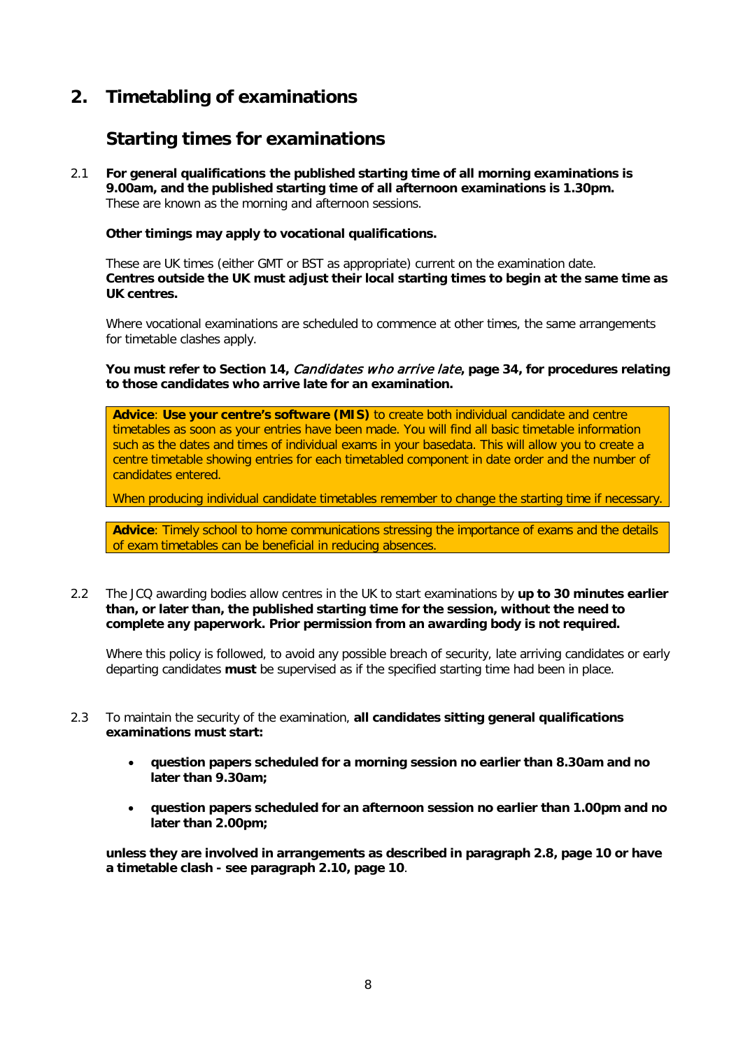## 2. Timetabling of examinations

### Starting times for examinations

2.1 **For general qualifications the published starting time of all morning examinations is 9.00am, and the published starting time of all afternoon examinations is 1.30pm.** These are known as the morning and afternoon sessions.

**Other timings may apply to vocational qualifications.**

These are UK times (either GMT or BST as appropriate) current on the examination date. **Centres outside the UK must adjust their local starting times to begin at the same time as UK centres.**

Where vocational examinations are scheduled to commence at other times, the same arrangements for timetable clashes apply.

**You must refer to Section 14, *Candidates who arrive late*, page 34, for procedures relating to those candidates who arrive late for an examination.**

> **Advice**: **Use your centre's software (MIS)** to create both individual candidate and centre timetables as soon as your entries have been made. You will find all basic timetable information such as the dates and times of individual exams in your basedata. This will allow you to create a centre timetable showing entries for each timetabled component in date order and the number of candidates entered.
>
> When producing individual candidate timetables remember to change the starting time if necessary.

> **Advice**: Timely school to home communications stressing the importance of exams and the details of exam timetables can be beneficial in reducing absences.

2.2 The JCQ awarding bodies allow centres in the UK to start examinations by **up to 30 minutes earlier than, or later than, the published starting time for the session, without the need to complete any paperwork. Prior permission from an awarding body is not required.**

Where this policy is followed, to avoid any possible breach of security, late arriving candidates or early departing candidates **must** be supervised as if the specified starting time had been in place.

2.3 To maintain the security of the examination, **all candidates sitting general qualifications examinations must start:**

- **question papers scheduled for a morning session no earlier than 8.30am and no later than 9.30am;**
- **question papers scheduled for an afternoon session no earlier than 1.00pm and no later than 2.00pm;**

**unless they are involved in arrangements as described in paragraph 2.8, page 10 or have a timetable clash - see paragraph 2.10, page 10**.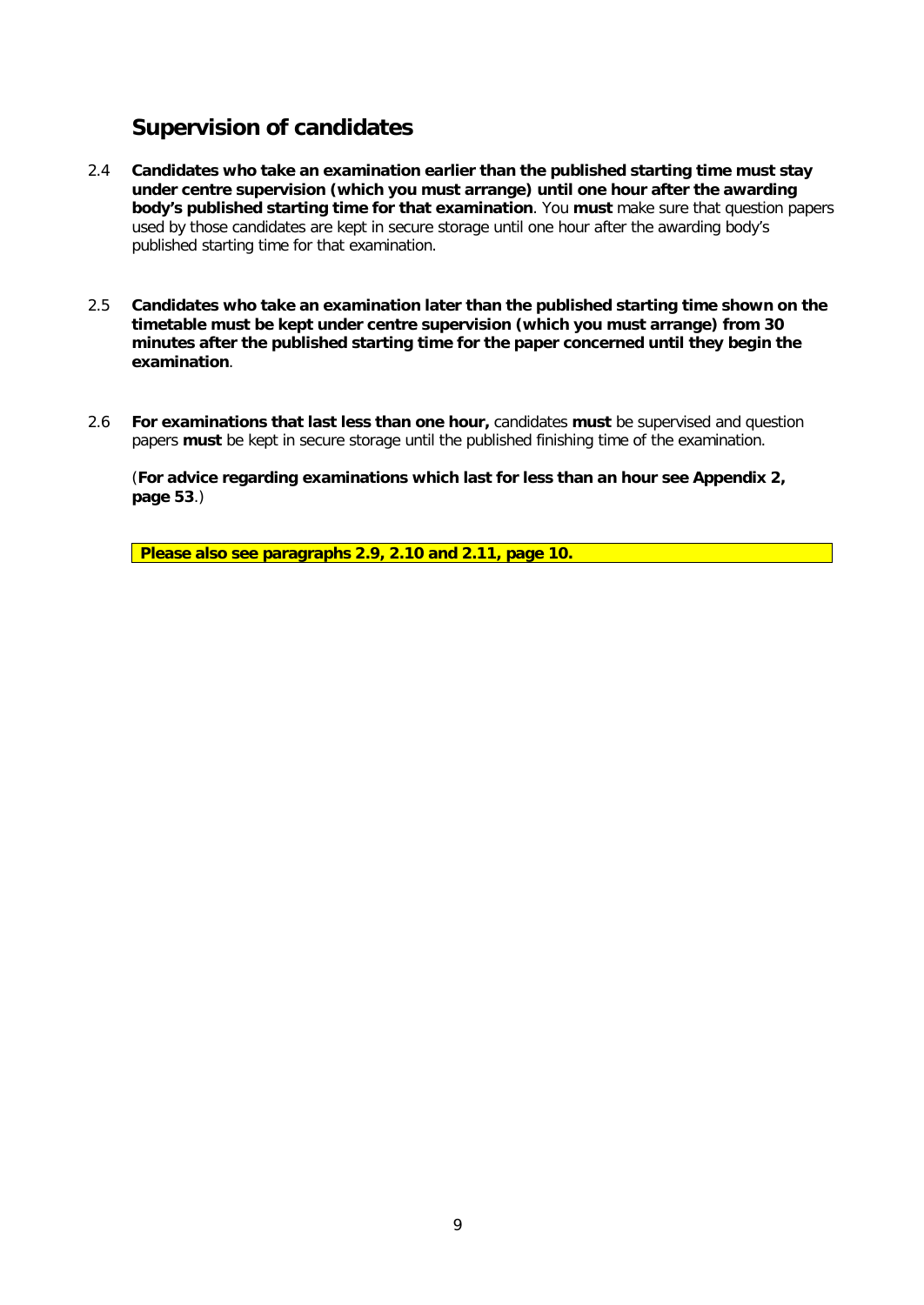## Supervision of candidates

2.4 **Candidates who take an examination earlier than the published starting time must stay under centre supervision (which you must arrange) until one hour after the awarding body's published starting time for that examination**. You **must** make sure that question papers used by those candidates are kept in secure storage until one hour after the awarding body's published starting time for that examination.

2.5 **Candidates who take an examination later than the published starting time shown on the timetable must be kept under centre supervision (which you must arrange) from 30 minutes after the published starting time for the paper concerned until they begin the examination**.

2.6 **For examinations that last less than one hour,** candidates **must** be supervised and question papers **must** be kept in secure storage until the published finishing time of the examination.

(**For advice regarding examinations which last for less than an hour see Appendix 2, page 53**.)

**Please also see paragraphs 2.9, 2.10 and 2.11, page 10.**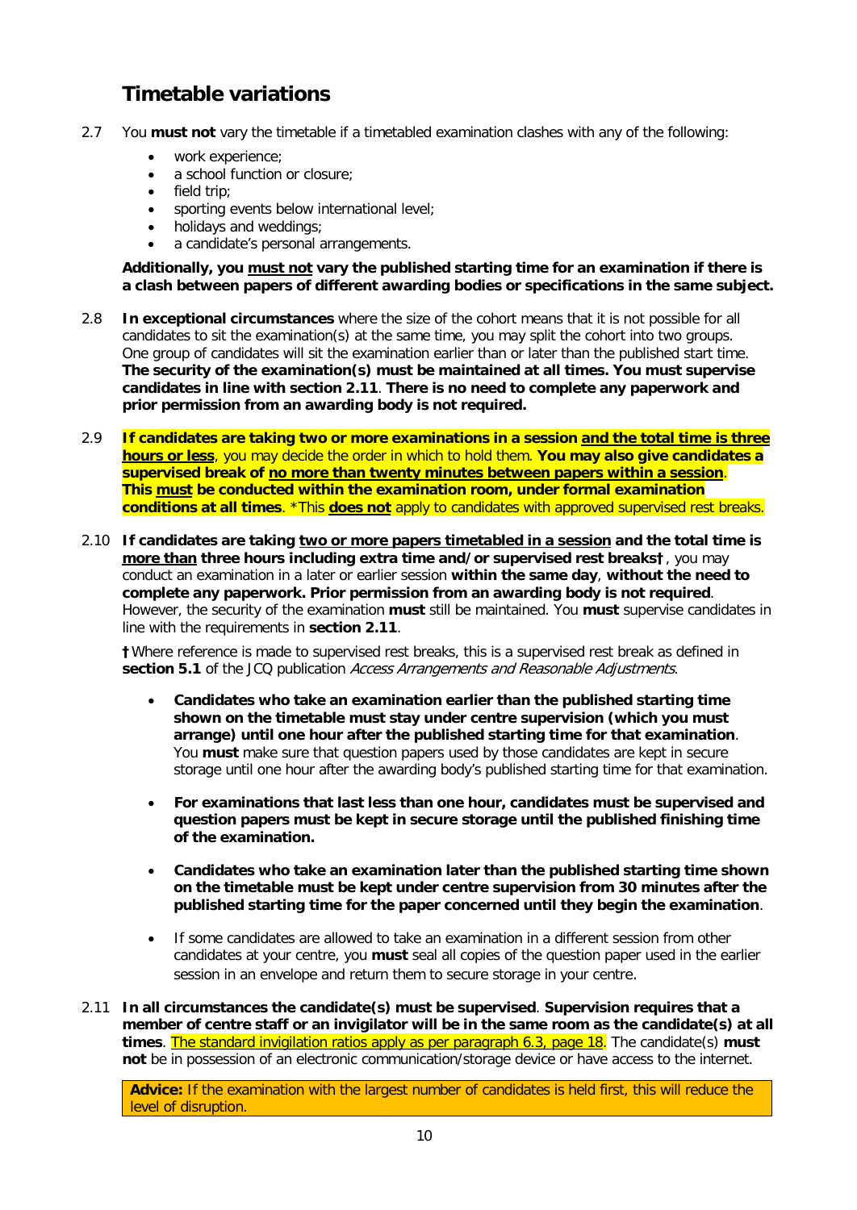## Timetable variations

2.7 You **must not** vary the timetable if a timetabled examination clashes with any of the following:

- work experience;
- a school function or closure;
- field trip;
- sporting events below international level;
- holidays and weddings;
- a candidate's personal arrangements.

**Additionally, you must not vary the published starting time for an examination if there is a clash between papers of different awarding bodies or specifications in the same subject.**

2.8 **In exceptional circumstances** where the size of the cohort means that it is not possible for all candidates to sit the examination(s) at the same time, you may split the cohort into two groups. One group of candidates will sit the examination earlier than or later than the published start time. **The security of the examination(s) must be maintained at all times. You must supervise candidates in line with section 2.11**. **There is no need to complete any paperwork and prior permission from an awarding body is not required.**

2.9 **If candidates are taking two or more examinations in a session and the total time is three hours or less**, you may decide the order in which to hold them. **You may also give candidates a supervised break of no more than twenty minutes between papers within a session**. **This must be conducted within the examination room, under formal examination conditions at all times**. *This **does not** apply to candidates with approved supervised rest breaks.

2.10 **If candidates are taking two or more papers timetabled in a session and the total time is more than three hours including extra time and/or supervised rest breaks†**, you may conduct an examination in a later or earlier session **within the same day**, **without the need to complete any paperwork. Prior permission from an awarding body is not required**. However, the security of the examination **must** still be maintained. You **must** supervise candidates in line with the requirements in **section 2.11**.

**†** Where reference is made to supervised rest breaks, this is a supervised rest break as defined in **section 5.1** of the JCQ publication *Access Arrangements and Reasonable Adjustments*.

- **Candidates who take an examination earlier than the published starting time shown on the timetable must stay under centre supervision (which you must arrange) until one hour after the published starting time for that examination**. You **must** make sure that question papers used by those candidates are kept in secure storage until one hour after the awarding body's published starting time for that examination.
- **For examinations that last less than one hour, candidates must be supervised and question papers must be kept in secure storage until the published finishing time of the examination.**
- **Candidates who take an examination later than the published starting time shown on the timetable must be kept under centre supervision from 30 minutes after the published starting time for the paper concerned until they begin the examination**.
- If some candidates are allowed to take an examination in a different session from other candidates at your centre, you **must** seal all copies of the question paper used in the earlier session in an envelope and return them to secure storage in your centre.

2.11 **In all circumstances the candidate(s) must be supervised**. **Supervision requires that a member of centre staff or an invigilator will be in the same room as the candidate(s) at all times**. The standard invigilation ratios apply as per paragraph 6.3, page 18. The candidate(s) **must not** be in possession of an electronic communication/storage device or have access to the internet.

**Advice:** If the examination with the largest number of candidates is held first, this will reduce the level of disruption.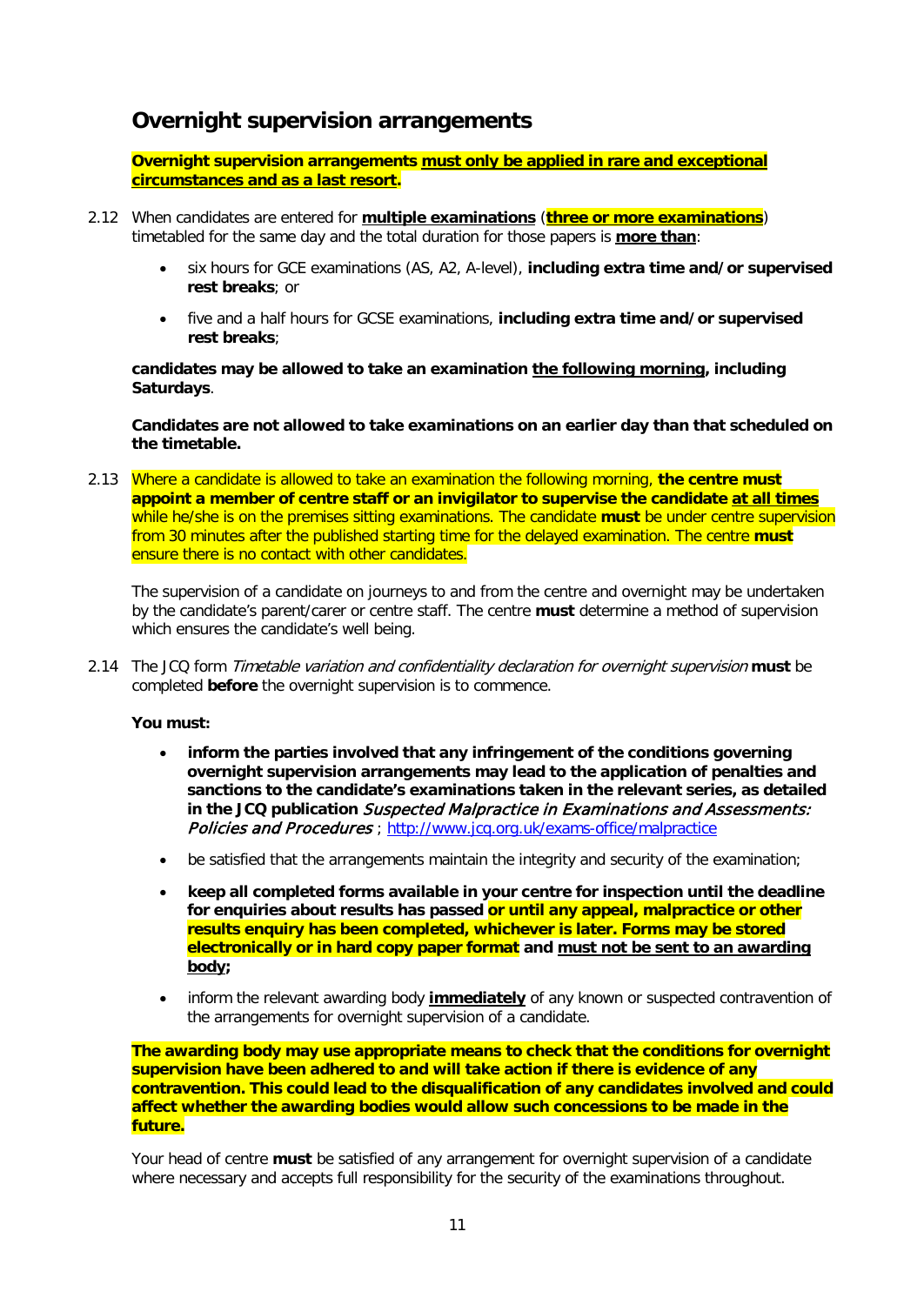## Overnight supervision arrangements

**Overnight supervision arrangements must only be applied in rare and exceptional circumstances and as a last resort.**

2.12 When candidates are entered for **multiple examinations** (**three or more examinations**) timetabled for the same day and the total duration for those papers is **more than**:

- six hours for GCE examinations (AS, A2, A-level), **including extra time and/or supervised rest breaks**; or
- five and a half hours for GCSE examinations, **including extra time and/or supervised rest breaks**;

**candidates may be allowed to take an examination the following morning, including Saturdays**.

**Candidates are not allowed to take examinations on an earlier day than that scheduled on the timetable.**

2.13 Where a candidate is allowed to take an examination the following morning, **the centre must appoint a member of centre staff or an invigilator to supervise the candidate at all times** while he/she is on the premises sitting examinations. The candidate **must** be under centre supervision from 30 minutes after the published starting time for the delayed examination. The centre **must** ensure there is no contact with other candidates.

The supervision of a candidate on journeys to and from the centre and overnight may be undertaken by the candidate's parent/carer or centre staff. The centre **must** determine a method of supervision which ensures the candidate's well being.

2.14 The JCQ form *Timetable variation and confidentiality declaration for overnight supervision* **must** be completed **before** the overnight supervision is to commence.

**You must:**

- **inform the parties involved that any infringement of the conditions governing overnight supervision arrangements may lead to the application of penalties and sanctions to the candidate's examinations taken in the relevant series, as detailed in the JCQ publication** ***Suspected Malpractice in Examinations and Assessments: Policies and Procedures*** ; http://www.jcq.org.uk/exams-office/malpractice
- be satisfied that the arrangements maintain the integrity and security of the examination;
- **keep all completed forms available in your centre for inspection until the deadline for enquiries about results has passed or until any appeal, malpractice or other results enquiry has been completed, whichever is later. Forms may be stored electronically or in hard copy paper format and must not be sent to an awarding body;**
- inform the relevant awarding body **immediately** of any known or suspected contravention of the arrangements for overnight supervision of a candidate.

**The awarding body may use appropriate means to check that the conditions for overnight supervision have been adhered to and will take action if there is evidence of any contravention. This could lead to the disqualification of any candidates involved and could affect whether the awarding bodies would allow such concessions to be made in the future.**

Your head of centre **must** be satisfied of any arrangement for overnight supervision of a candidate where necessary and accepts full responsibility for the security of the examinations throughout.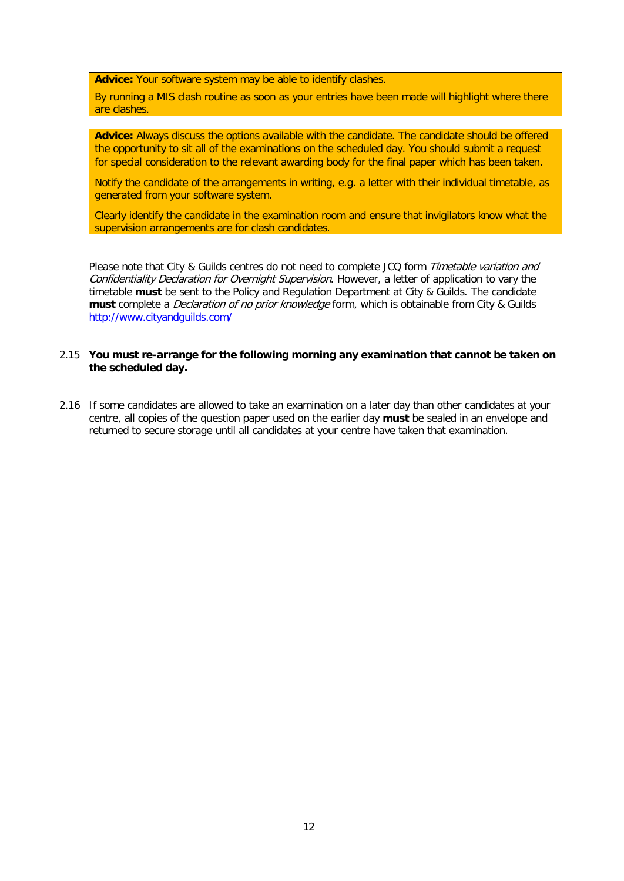> **Advice:** Your software system may be able to identify clashes.
>
> By running a MIS clash routine as soon as your entries have been made will highlight where there are clashes.

> **Advice:** Always discuss the options available with the candidate. The candidate should be offered the opportunity to sit all of the examinations on the scheduled day. You should submit a request for special consideration to the relevant awarding body for the final paper which has been taken.
>
> Notify the candidate of the arrangements in writing, e.g. a letter with their individual timetable, as generated from your software system.
>
> Clearly identify the candidate in the examination room and ensure that invigilators know what the supervision arrangements are for clash candidates.

Please note that City & Guilds centres do not need to complete JCQ form *Timetable variation and Confidentiality Declaration for Overnight Supervision*. However, a letter of application to vary the timetable **must** be sent to the Policy and Regulation Department at City & Guilds. The candidate **must** complete a *Declaration of no prior knowledge* form, which is obtainable from City & Guilds [http://www.cityandguilds.com/](http://www.cityandguilds.com/)

2.15 **You must re-arrange for the following morning any examination that cannot be taken on the scheduled day.**

2.16 If some candidates are allowed to take an examination on a later day than other candidates at your centre, all copies of the question paper used on the earlier day **must** be sealed in an envelope and returned to secure storage until all candidates at your centre have taken that examination.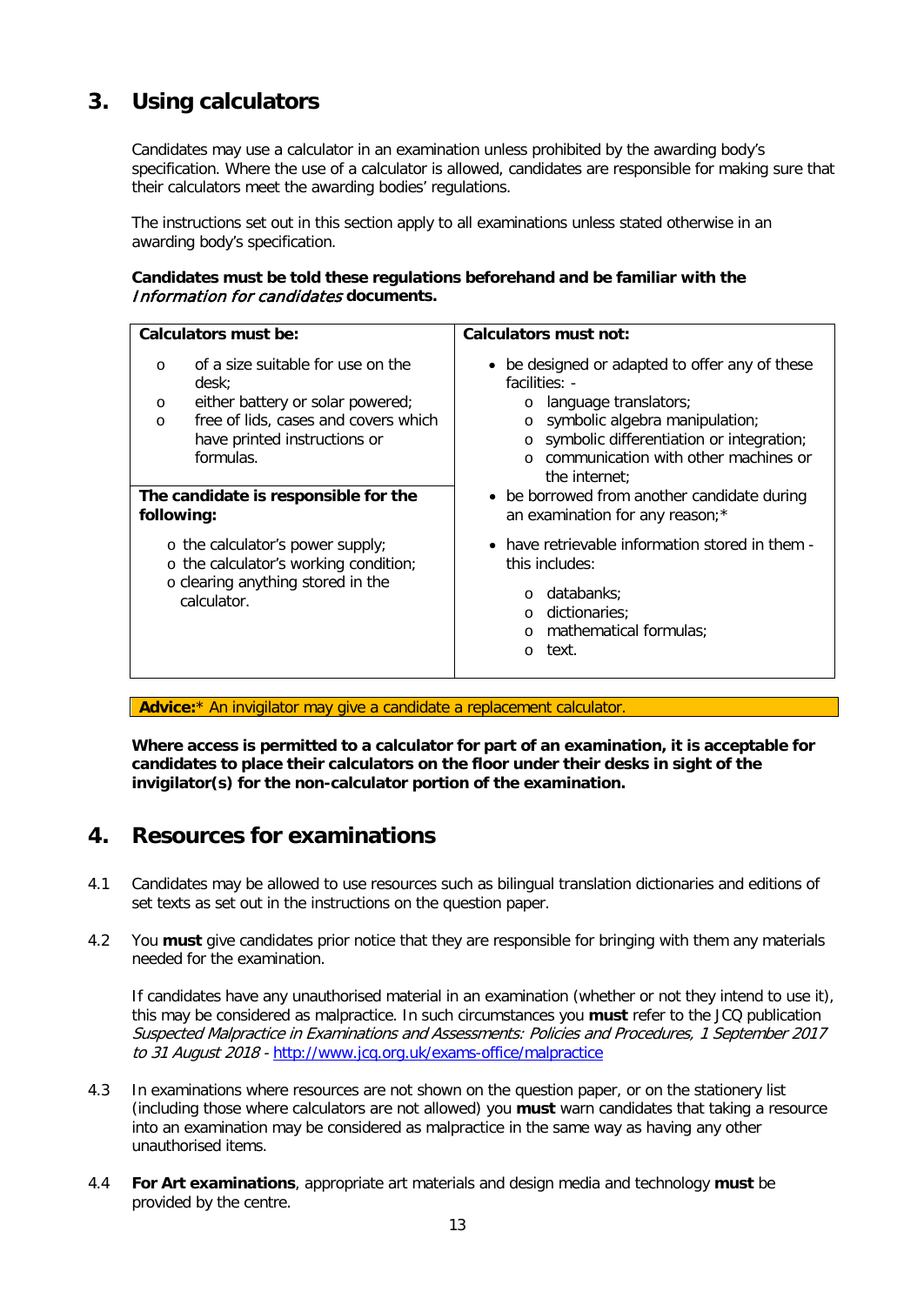## 3. Using calculators

Candidates may use a calculator in an examination unless prohibited by the awarding body's specification. Where the use of a calculator is allowed, candidates are responsible for making sure that their calculators meet the awarding bodies' regulations.

The instructions set out in this section apply to all examinations unless stated otherwise in an awarding body's specification.

**Candidates must be told these regulations beforehand and be familiar with the *Information for candidates* documents.**

| Calculators must be: | Calculators must not: |
|---|---|
| o of a size suitable for use on the desk;<br>o either battery or solar powered;<br>o free of lids, cases and covers which have printed instructions or formulas. | • be designed or adapted to offer any of these facilities: -<br>o language translators;<br>o symbolic algebra manipulation;<br>o symbolic differentiation or integration;<br>o communication with other machines or the internet;<br>• be borrowed from another candidate during an examination for any reason;*<br>• have retrievable information stored in them - this includes:<br>o databanks;<br>o dictionaries;<br>o mathematical formulas;<br>o text. |
| **The candidate is responsible for the following:**<br>o the calculator's power supply;<br>o the calculator's working condition;<br>o clearing anything stored in the calculator. | |

**Advice:*** An invigilator may give a candidate a replacement calculator.

**Where access is permitted to a calculator for part of an examination, it is acceptable for candidates to place their calculators on the floor under their desks in sight of the invigilator(s) for the non-calculator portion of the examination.**

## 4. Resources for examinations

4.1 Candidates may be allowed to use resources such as bilingual translation dictionaries and editions of set texts as set out in the instructions on the question paper.

4.2 You **must** give candidates prior notice that they are responsible for bringing with them any materials needed for the examination.

If candidates have any unauthorised material in an examination (whether or not they intend to use it), this may be considered as malpractice. In such circumstances you **must** refer to the JCQ publication *Suspected Malpractice in Examinations and Assessments: Policies and Procedures, 1 September 2017 to 31 August 2018* - http://www.jcq.org.uk/exams-office/malpractice

4.3 In examinations where resources are not shown on the question paper, or on the stationery list (including those where calculators are not allowed) you **must** warn candidates that taking a resource into an examination may be considered as malpractice in the same way as having any other unauthorised items.

4.4 **For Art examinations**, appropriate art materials and design media and technology **must** be provided by the centre.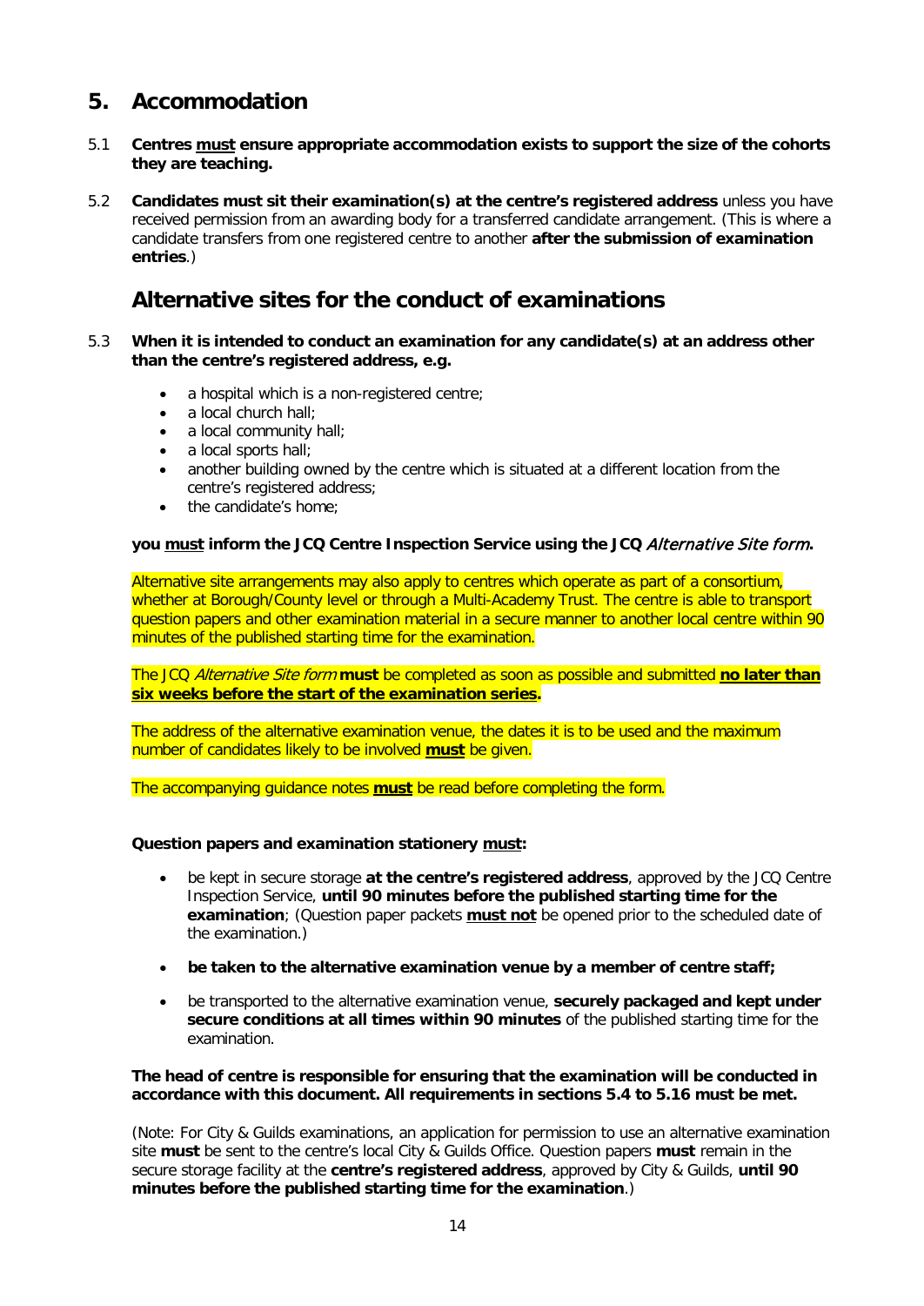## 5. Accommodation

5.1 **Centres must ensure appropriate accommodation exists to support the size of the cohorts they are teaching.**

5.2 **Candidates must sit their examination(s) at the centre's registered address** unless you have received permission from an awarding body for a transferred candidate arrangement. (This is where a candidate transfers from one registered centre to another **after the submission of examination entries**.)

## Alternative sites for the conduct of examinations

5.3 **When it is intended to conduct an examination for any candidate(s) at an address other than the centre's registered address, e.g.**

- a hospital which is a non-registered centre;
- a local church hall;
- a local community hall;
- a local sports hall;
- another building owned by the centre which is situated at a different location from the centre's registered address;
- the candidate's home;

**you must inform the JCQ Centre Inspection Service using the JCQ *Alternative Site form*.**

Alternative site arrangements may also apply to centres which operate as part of a consortium, whether at Borough/County level or through a Multi-Academy Trust. The centre is able to transport question papers and other examination material in a secure manner to another local centre within 90 minutes of the published starting time for the examination.

The JCQ *Alternative Site form* **must** be completed as soon as possible and submitted **no later than six weeks before the start of the examination series.**

The address of the alternative examination venue, the dates it is to be used and the maximum number of candidates likely to be involved **must** be given.

The accompanying guidance notes **must** be read before completing the form.

**Question papers and examination stationery must:**

- be kept in secure storage **at the centre's registered address**, approved by the JCQ Centre Inspection Service, **until 90 minutes before the published starting time for the examination**; (Question paper packets **must not** be opened prior to the scheduled date of the examination.)
- **be taken to the alternative examination venue by a member of centre staff;**
- be transported to the alternative examination venue, **securely packaged and kept under secure conditions at all times within 90 minutes** of the published starting time for the examination.

**The head of centre is responsible for ensuring that the examination will be conducted in accordance with this document. All requirements in sections 5.4 to 5.16 must be met.**

(Note: For City & Guilds examinations, an application for permission to use an alternative examination site **must** be sent to the centre's local City & Guilds Office. Question papers **must** remain in the secure storage facility at the **centre's registered address**, approved by City & Guilds, **until 90 minutes before the published starting time for the examination**.)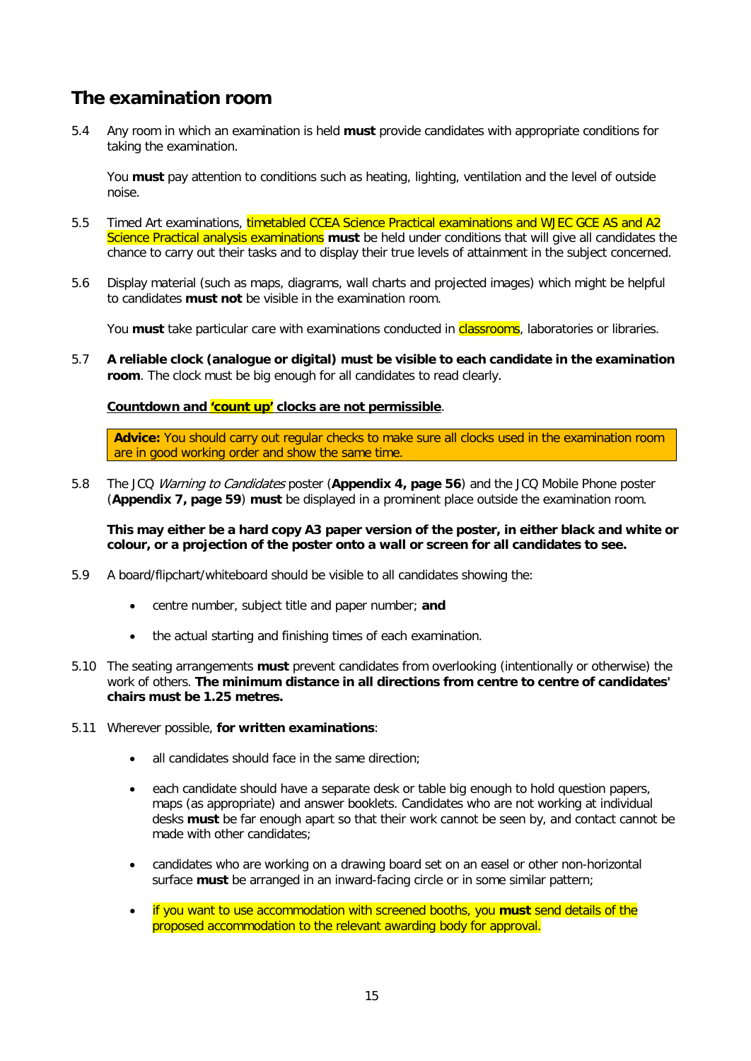## The examination room

5.4 Any room in which an examination is held **must** provide candidates with appropriate conditions for taking the examination.

You **must** pay attention to conditions such as heating, lighting, ventilation and the level of outside noise.

5.5 Timed Art examinations, timetabled CCEA Science Practical examinations and WJEC GCE AS and A2 Science Practical analysis examinations **must** be held under conditions that will give all candidates the chance to carry out their tasks and to display their true levels of attainment in the subject concerned.

5.6 Display material (such as maps, diagrams, wall charts and projected images) which might be helpful to candidates **must not** be visible in the examination room.

You **must** take particular care with examinations conducted in classrooms, laboratories or libraries.

5.7 **A reliable clock (analogue or digital) must be visible to each candidate in the examination room**. The clock must be big enough for all candidates to read clearly.

**Countdown and 'count up' clocks are not permissible**.

> **Advice:** You should carry out regular checks to make sure all clocks used in the examination room are in good working order and show the same time.

5.8 The JCQ *Warning to Candidates* poster (**Appendix 4, page 56**) and the JCQ Mobile Phone poster (**Appendix 7, page 59**) **must** be displayed in a prominent place outside the examination room.

**This may either be a hard copy A3 paper version of the poster, in either black and white or colour, or a projection of the poster onto a wall or screen for all candidates to see.**

5.9 A board/flipchart/whiteboard should be visible to all candidates showing the:

- centre number, subject title and paper number; **and**
- the actual starting and finishing times of each examination.

5.10 The seating arrangements **must** prevent candidates from overlooking (intentionally or otherwise) the work of others. **The minimum distance in all directions from centre to centre of candidates' chairs must be 1.25 metres.**

5.11 Wherever possible, **for written examinations**:

- all candidates should face in the same direction;
- each candidate should have a separate desk or table big enough to hold question papers, maps (as appropriate) and answer booklets. Candidates who are not working at individual desks **must** be far enough apart so that their work cannot be seen by, and contact cannot be made with other candidates;
- candidates who are working on a drawing board set on an easel or other non-horizontal surface **must** be arranged in an inward-facing circle or in some similar pattern;
- if you want to use accommodation with screened booths, you **must** send details of the proposed accommodation to the relevant awarding body for approval.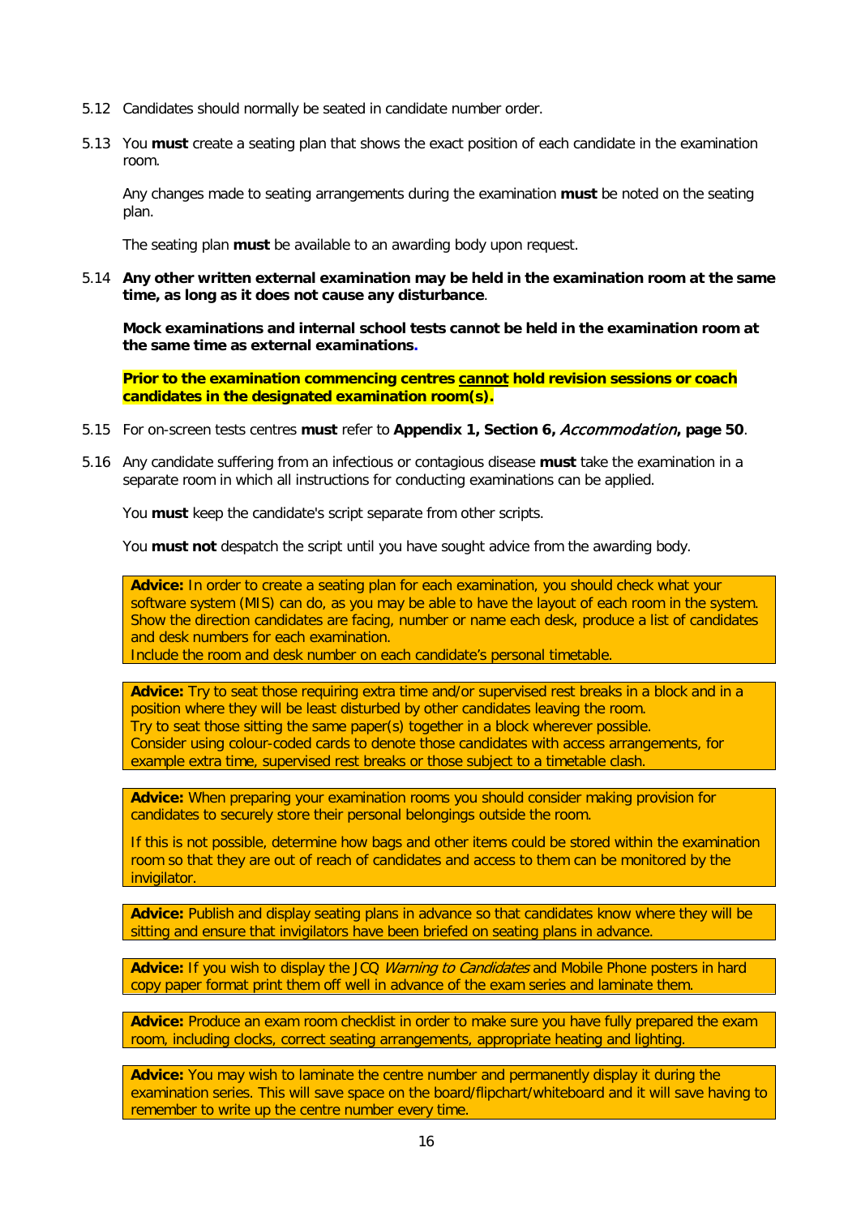5.12 Candidates should normally be seated in candidate number order.

5.13 You **must** create a seating plan that shows the exact position of each candidate in the examination room.

Any changes made to seating arrangements during the examination **must** be noted on the seating plan.

The seating plan **must** be available to an awarding body upon request.

5.14 **Any other written external examination may be held in the examination room at the same time, as long as it does not cause any disturbance**.

**Mock examinations and internal school tests cannot be held in the examination room at the same time as external examinations.**

**Prior to the examination commencing centres <u>cannot</u> hold revision sessions or coach candidates in the designated examination room(s).**

5.15 For on-screen tests centres **must** refer to **Appendix 1, Section 6,** ***Accommodation*****, page 50**.

5.16 Any candidate suffering from an infectious or contagious disease **must** take the examination in a separate room in which all instructions for conducting examinations can be applied.

You **must** keep the candidate's script separate from other scripts.

You **must not** despatch the script until you have sought advice from the awarding body.

> **Advice:** In order to create a seating plan for each examination, you should check what your software system (MIS) can do, as you may be able to have the layout of each room in the system. Show the direction candidates are facing, number or name each desk, produce a list of candidates and desk numbers for each examination.
> Include the room and desk number on each candidate's personal timetable.

> **Advice:** Try to seat those requiring extra time and/or supervised rest breaks in a block and in a position where they will be least disturbed by other candidates leaving the room.
> Try to seat those sitting the same paper(s) together in a block wherever possible.
> Consider using colour-coded cards to denote those candidates with access arrangements, for example extra time, supervised rest breaks or those subject to a timetable clash.

> **Advice:** When preparing your examination rooms you should consider making provision for candidates to securely store their personal belongings outside the room.
>
> If this is not possible, determine how bags and other items could be stored within the examination room so that they are out of reach of candidates and access to them can be monitored by the invigilator.

> **Advice:** Publish and display seating plans in advance so that candidates know where they will be sitting and ensure that invigilators have been briefed on seating plans in advance.

> **Advice:** If you wish to display the JCQ *Warning to Candidates* and Mobile Phone posters in hard copy paper format print them off well in advance of the exam series and laminate them.

> **Advice:** Produce an exam room checklist in order to make sure you have fully prepared the exam room, including clocks, correct seating arrangements, appropriate heating and lighting.

> **Advice:** You may wish to laminate the centre number and permanently display it during the examination series. This will save space on the board/flipchart/whiteboard and it will save having to remember to write up the centre number every time.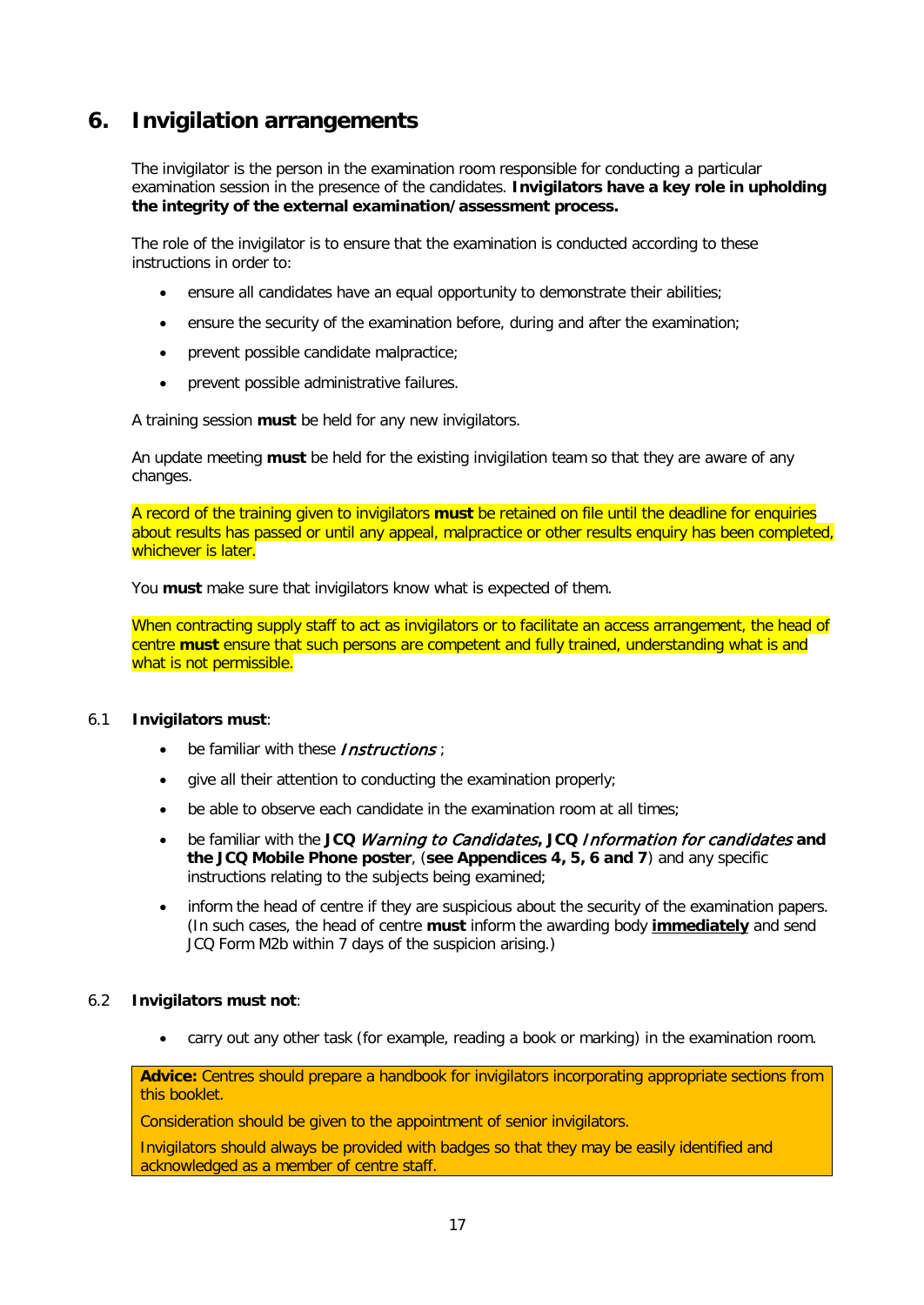## 6. Invigilation arrangements

The invigilator is the person in the examination room responsible for conducting a particular examination session in the presence of the candidates. **Invigilators have a key role in upholding the integrity of the external examination/assessment process.**

The role of the invigilator is to ensure that the examination is conducted according to these instructions in order to:

- ensure all candidates have an equal opportunity to demonstrate their abilities;
- ensure the security of the examination before, during and after the examination;
- prevent possible candidate malpractice;
- prevent possible administrative failures.

A training session **must** be held for any new invigilators.

An update meeting **must** be held for the existing invigilation team so that they are aware of any changes.

A record of the training given to invigilators **must** be retained on file until the deadline for enquiries about results has passed or until any appeal, malpractice or other results enquiry has been completed, whichever is later.

You **must** make sure that invigilators know what is expected of them.

When contracting supply staff to act as invigilators or to facilitate an access arrangement, the head of centre **must** ensure that such persons are competent and fully trained, understanding what is and what is not permissible.

6.1 **Invigilators must**:

- be familiar with these *Instructions* ;
- give all their attention to conducting the examination properly;
- be able to observe each candidate in the examination room at all times;
- be familiar with the **JCQ** *Warning to Candidates*, **JCQ** *Information for candidates* **and the JCQ Mobile Phone poster**, (**see Appendices 4, 5, 6 and 7**) and any specific instructions relating to the subjects being examined;
- inform the head of centre if they are suspicious about the security of the examination papers. (In such cases, the head of centre **must** inform the awarding body **immediately** and send JCQ Form M2b within 7 days of the suspicion arising.)

6.2 **Invigilators must not**:

- carry out any other task (for example, reading a book or marking) in the examination room.

**Advice:** Centres should prepare a handbook for invigilators incorporating appropriate sections from this booklet.

Consideration should be given to the appointment of senior invigilators.

Invigilators should always be provided with badges so that they may be easily identified and acknowledged as a member of centre staff.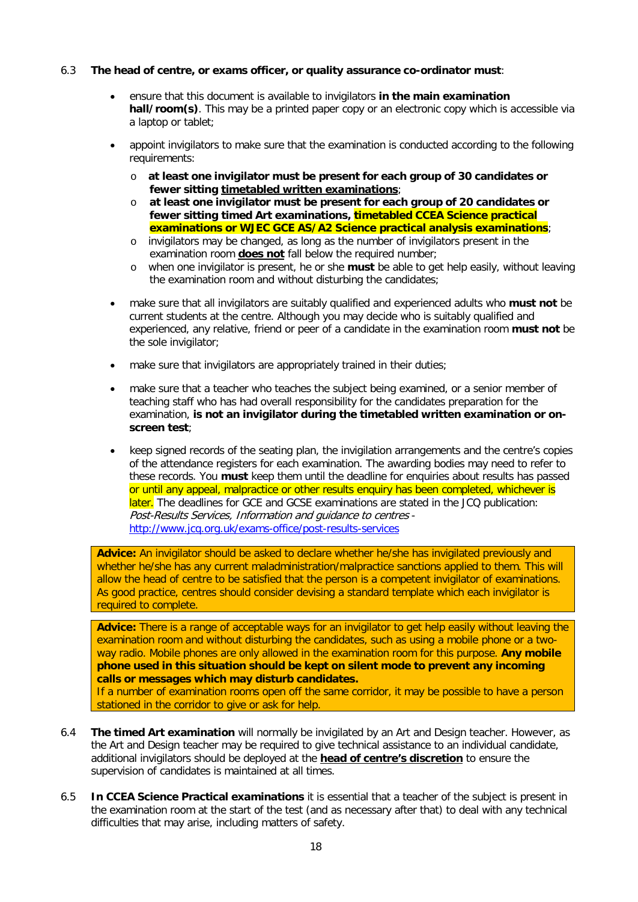6.3 **The head of centre, or exams officer, or quality assurance co-ordinator must**:

- ensure that this document is available to invigilators **in the main examination hall/room(s)**. This may be a printed paper copy or an electronic copy which is accessible via a laptop or tablet;
- appoint invigilators to make sure that the examination is conducted according to the following requirements:
  - **at least one invigilator must be present for each group of 30 candidates or fewer sitting <u>timetabled written examinations</u>**;
  - **at least one invigilator must be present for each group of 20 candidates or fewer sitting timed Art examinations, timetabled CCEA Science practical examinations or WJEC GCE AS/A2 Science practical analysis examinations**;
  - invigilators may be changed, as long as the number of invigilators present in the examination room **<u>does not</u>** fall below the required number;
  - when one invigilator is present, he or she **must** be able to get help easily, without leaving the examination room and without disturbing the candidates;
- make sure that all invigilators are suitably qualified and experienced adults who **must not** be current students at the centre. Although you may decide who is suitably qualified and experienced, any relative, friend or peer of a candidate in the examination room **must not** be the sole invigilator;
- make sure that invigilators are appropriately trained in their duties;
- make sure that a teacher who teaches the subject being examined, or a senior member of teaching staff who has had overall responsibility for the candidates preparation for the examination, **is not an invigilator during the timetabled written examination or on-screen test**;
- keep signed records of the seating plan, the invigilation arrangements and the centre's copies of the attendance registers for each examination. The awarding bodies may need to refer to these records. You **must** keep them until the deadline for enquiries about results has passed or until any appeal, malpractice or other results enquiry has been completed, whichever is later. The deadlines for GCE and GCSE examinations are stated in the JCQ publication: *Post-Results Services, Information and guidance to centres* - http://www.jcq.org.uk/exams-office/post-results-services

> **Advice:** An invigilator should be asked to declare whether he/she has invigilated previously and whether he/she has any current maladministration/malpractice sanctions applied to them. This will allow the head of centre to be satisfied that the person is a competent invigilator of examinations. As good practice, centres should consider devising a standard template which each invigilator is required to complete.

> **Advice:** There is a range of acceptable ways for an invigilator to get help easily without leaving the examination room and without disturbing the candidates, such as using a mobile phone or a two-way radio. Mobile phones are only allowed in the examination room for this purpose. **Any mobile phone used in this situation should be kept on silent mode to prevent any incoming calls or messages which may disturb candidates.**
> If a number of examination rooms open off the same corridor, it may be possible to have a person stationed in the corridor to give or ask for help.

6.4 **The timed Art examination** will normally be invigilated by an Art and Design teacher. However, as the Art and Design teacher may be required to give technical assistance to an individual candidate, additional invigilators should be deployed at the **<u>head of centre's discretion</u>** to ensure the supervision of candidates is maintained at all times.

6.5 **In CCEA Science Practical examinations** it is essential that a teacher of the subject is present in the examination room at the start of the test (and as necessary after that) to deal with any technical difficulties that may arise, including matters of safety.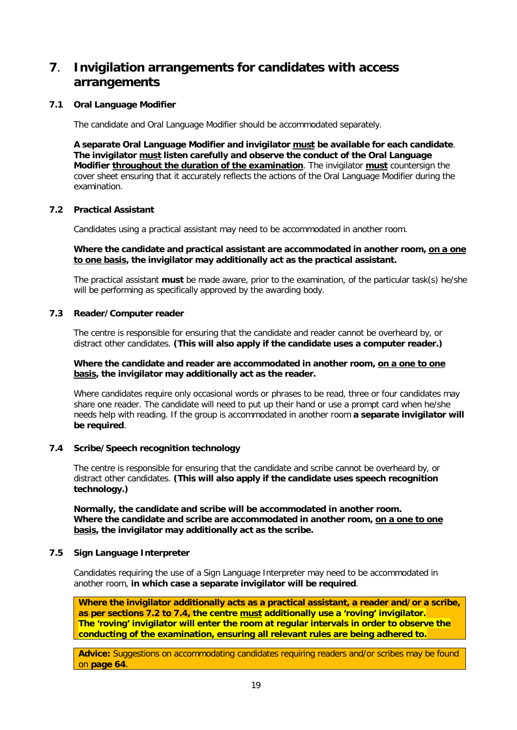# 7. Invigilation arrangements for candidates with access arrangements

## 7.1 Oral Language Modifier

The candidate and Oral Language Modifier should be accommodated separately.

**A separate Oral Language Modifier and invigilator must be available for each candidate. The invigilator must listen carefully and observe the conduct of the Oral Language Modifier throughout the duration of the examination.** The invigilator **must** countersign the cover sheet ensuring that it accurately reflects the actions of the Oral Language Modifier during the examination.

## 7.2 Practical Assistant

Candidates using a practical assistant may need to be accommodated in another room.

**Where the candidate and practical assistant are accommodated in another room, on a one to one basis, the invigilator may additionally act as the practical assistant.**

The practical assistant **must** be made aware, prior to the examination, of the particular task(s) he/she will be performing as specifically approved by the awarding body.

## 7.3 Reader/Computer reader

The centre is responsible for ensuring that the candidate and reader cannot be overheard by, or distract other candidates. **(This will also apply if the candidate uses a computer reader.)**

**Where the candidate and reader are accommodated in another room, on a one to one basis, the invigilator may additionally act as the reader.**

Where candidates require only occasional words or phrases to be read, three or four candidates may share one reader. The candidate will need to put up their hand or use a prompt card when he/she needs help with reading. If the group is accommodated in another room **a separate invigilator will be required**.

## 7.4 Scribe/Speech recognition technology

The centre is responsible for ensuring that the candidate and scribe cannot be overheard by, or distract other candidates. **(This will also apply if the candidate uses speech recognition technology.)**

**Normally, the candidate and scribe will be accommodated in another room.**
**Where the candidate and scribe are accommodated in another room, on a one to one basis, the invigilator may additionally act as the scribe.**

## 7.5 Sign Language Interpreter

Candidates requiring the use of a Sign Language Interpreter may need to be accommodated in another room, **in which case a separate invigilator will be required**.

**Where the invigilator additionally acts as a practical assistant, a reader and/or a scribe, as per sections 7.2 to 7.4, the centre must additionally use a 'roving' invigilator.**
**The 'roving' invigilator will enter the room at regular intervals in order to observe the conducting of the examination, ensuring all relevant rules are being adhered to.**

**Advice:** Suggestions on accommodating candidates requiring readers and/or scribes may be found on **page 64**.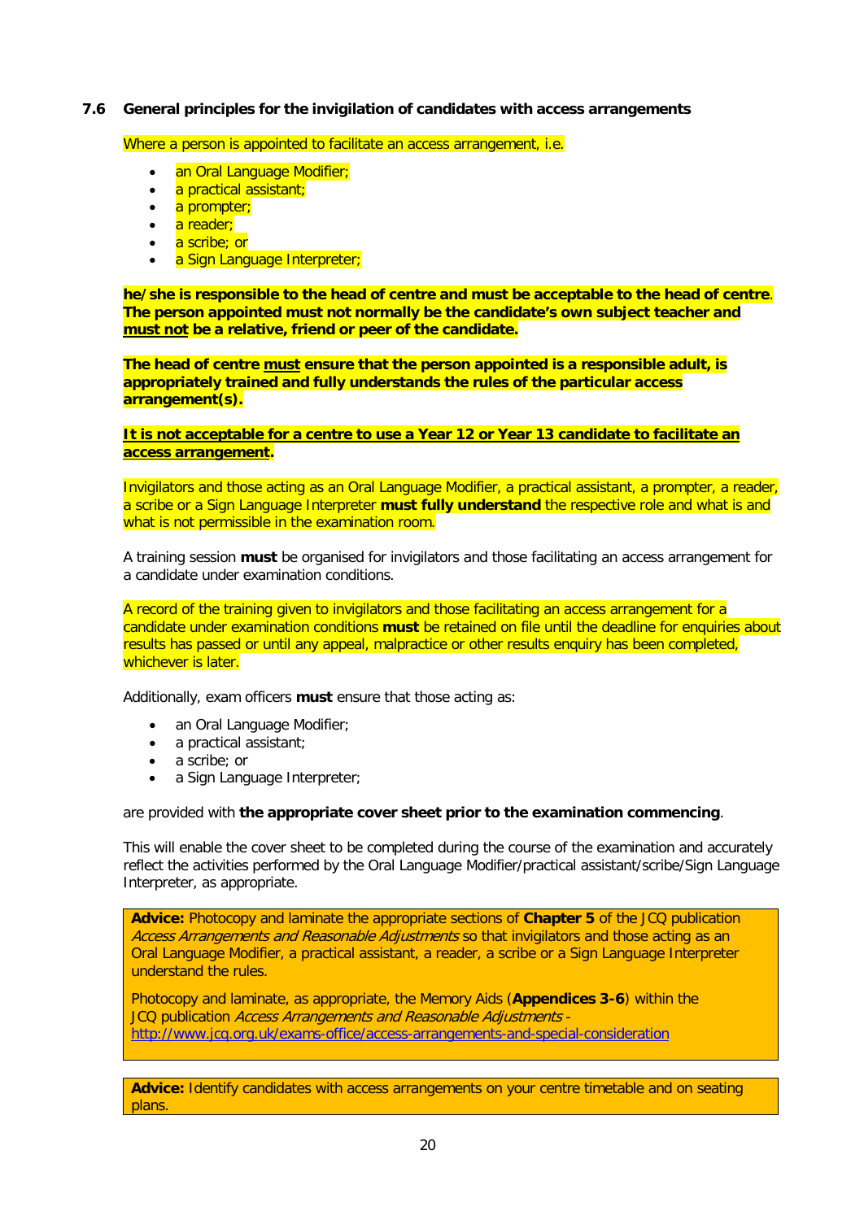### 7.6 General principles for the invigilation of candidates with access arrangements

Where a person is appointed to facilitate an access arrangement, i.e.

- an Oral Language Modifier;
- a practical assistant;
- a prompter;
- a reader;
- a scribe; or
- a Sign Language Interpreter;

**he/she is responsible to the head of centre and must be acceptable to the head of centre**. **The person appointed must not normally be the candidate's own subject teacher and <u>must not</u> be a relative, friend or peer of the candidate.**

**The head of centre <u>must</u> ensure that the person appointed is a responsible adult, is appropriately trained and fully understands the rules of the particular access arrangement(s).**

**<u>It is not acceptable for a centre to use a Year 12 or Year 13 candidate to facilitate an access arrangement</u>.**

Invigilators and those acting as an Oral Language Modifier, a practical assistant, a prompter, a reader, a scribe or a Sign Language Interpreter **must fully understand** the respective role and what is and what is not permissible in the examination room.

A training session **must** be organised for invigilators and those facilitating an access arrangement for a candidate under examination conditions.

A record of the training given to invigilators and those facilitating an access arrangement for a candidate under examination conditions **must** be retained on file until the deadline for enquiries about results has passed or until any appeal, malpractice or other results enquiry has been completed, whichever is later.

Additionally, exam officers **must** ensure that those acting as:

- an Oral Language Modifier;
- a practical assistant;
- a scribe; or
- a Sign Language Interpreter;

are provided with **the appropriate cover sheet prior to the examination commencing**.

This will enable the cover sheet to be completed during the course of the examination and accurately reflect the activities performed by the Oral Language Modifier/practical assistant/scribe/Sign Language Interpreter, as appropriate.

**Advice:** Photocopy and laminate the appropriate sections of **Chapter 5** of the JCQ publication *Access Arrangements and Reasonable Adjustments* so that invigilators and those acting as an Oral Language Modifier, a practical assistant, a reader, a scribe or a Sign Language Interpreter understand the rules.

Photocopy and laminate, as appropriate, the Memory Aids (**Appendices 3-6**) within the JCQ publication *Access Arrangements and Reasonable Adjustments* - http://www.jcq.org.uk/exams-office/access-arrangements-and-special-consideration

**Advice:** Identify candidates with access arrangements on your centre timetable and on seating plans.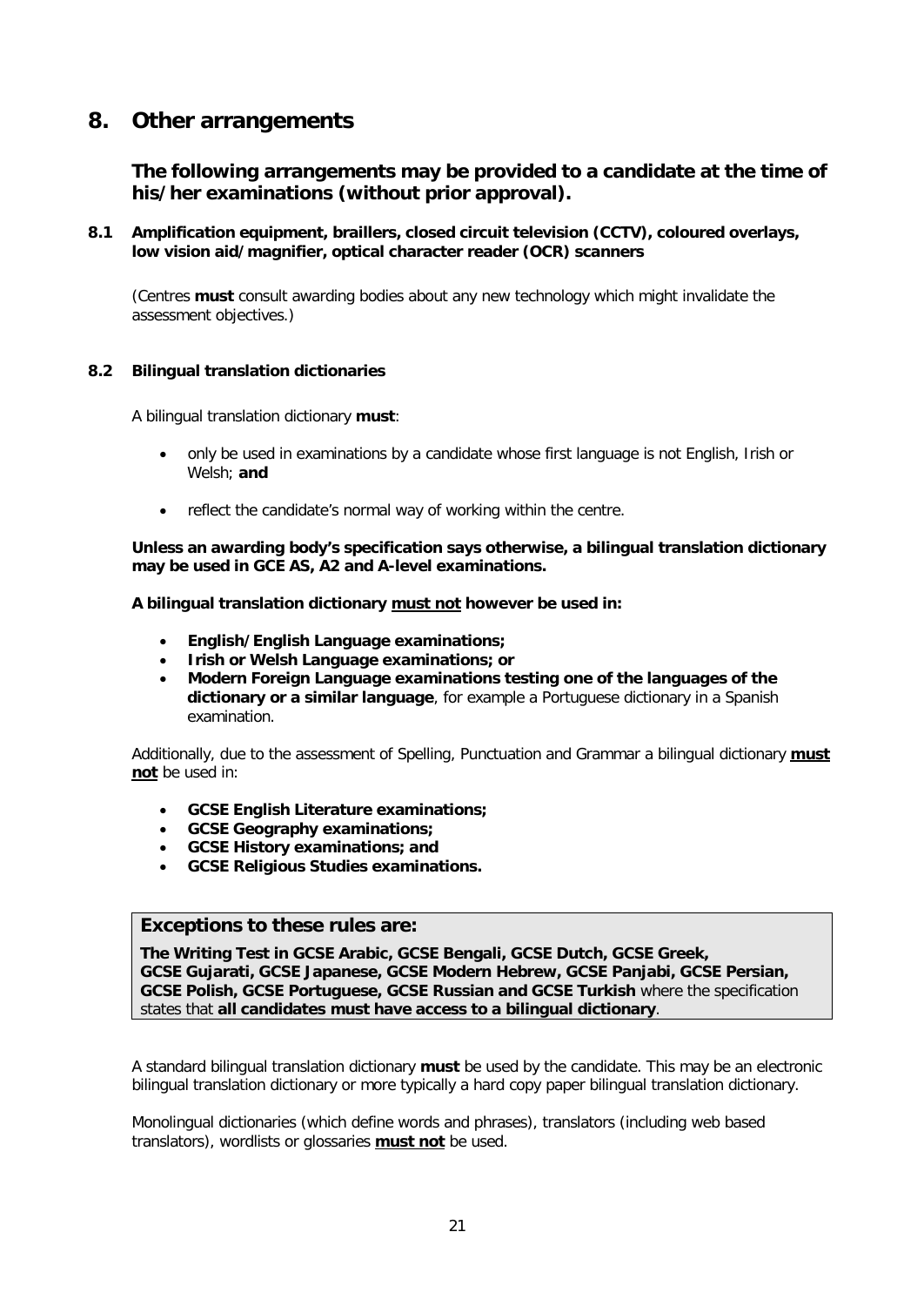# 8. Other arrangements

**The following arrangements may be provided to a candidate at the time of his/her examinations (without prior approval).**

### 8.1 Amplification equipment, braillers, closed circuit television (CCTV), coloured overlays, low vision aid/magnifier, optical character reader (OCR) scanners

(Centres **must** consult awarding bodies about any new technology which might invalidate the assessment objectives.)

### 8.2 Bilingual translation dictionaries

A bilingual translation dictionary **must**:

- only be used in examinations by a candidate whose first language is not English, Irish or Welsh; **and**
- reflect the candidate's normal way of working within the centre.

**Unless an awarding body's specification says otherwise, a bilingual translation dictionary may be used in GCE AS, A2 and A-level examinations.**

**A bilingual translation dictionary <u>must not</u> however be used in:**

- **English/English Language examinations;**
- **Irish or Welsh Language examinations; or**
- **Modern Foreign Language examinations testing one of the languages of the dictionary or a similar language**, for example a Portuguese dictionary in a Spanish examination.

Additionally, due to the assessment of Spelling, Punctuation and Grammar a bilingual dictionary **<u>must not</u>** be used in:

- **GCSE English Literature examinations;**
- **GCSE Geography examinations;**
- **GCSE History examinations; and**
- **GCSE Religious Studies examinations.**

**Exceptions to these rules are:**

**The Writing Test in GCSE Arabic, GCSE Bengali, GCSE Dutch, GCSE Greek, GCSE Gujarati, GCSE Japanese, GCSE Modern Hebrew, GCSE Panjabi, GCSE Persian, GCSE Polish, GCSE Portuguese, GCSE Russian and GCSE Turkish** where the specification states that **all candidates must have access to a bilingual dictionary**.

A standard bilingual translation dictionary **must** be used by the candidate. This may be an electronic bilingual translation dictionary or more typically a hard copy paper bilingual translation dictionary.

Monolingual dictionaries (which define words and phrases), translators (including web based translators), wordlists or glossaries **<u>must not</u>** be used.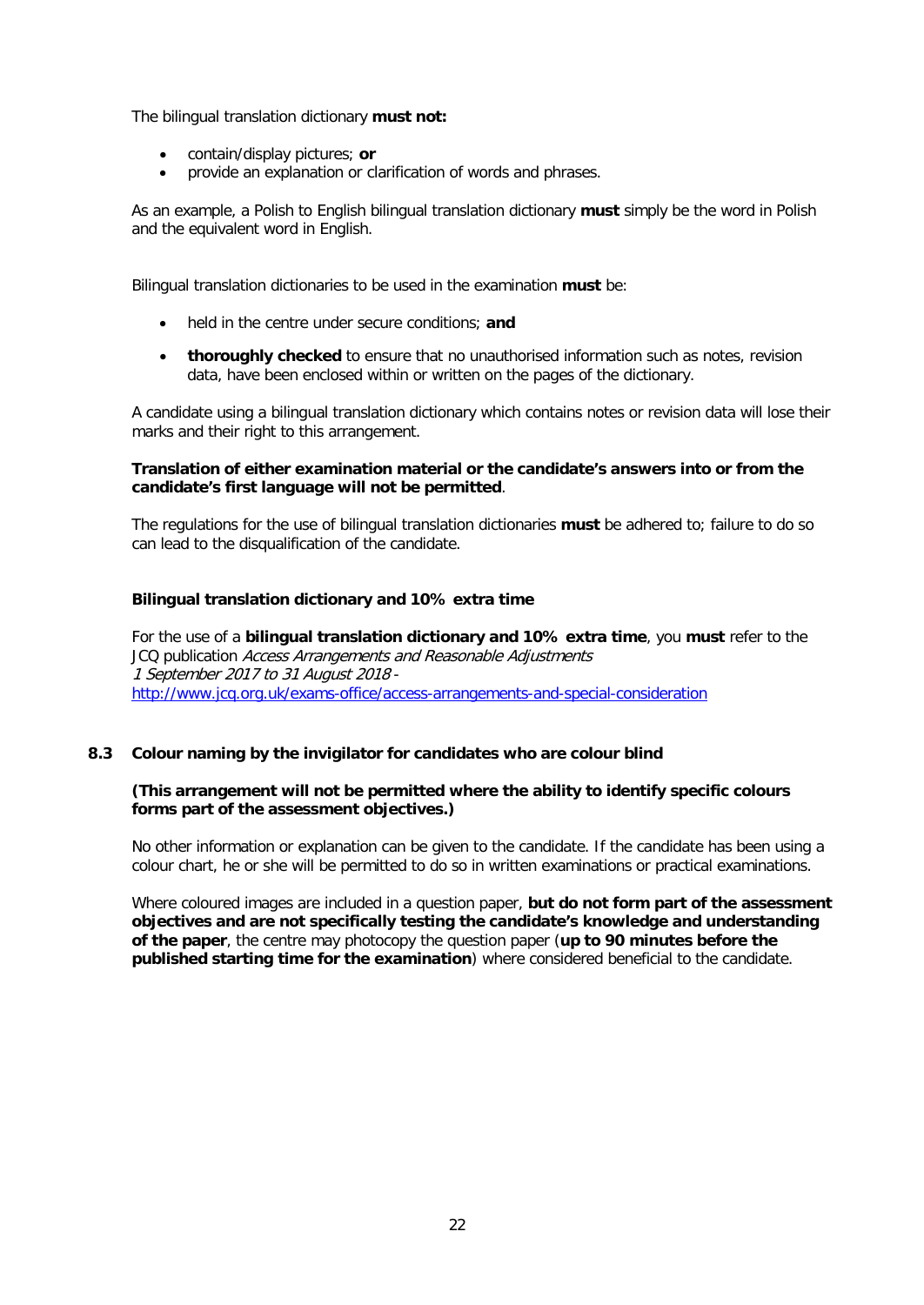The bilingual translation dictionary **must not:**

- contain/display pictures; **or**
- provide an explanation or clarification of words and phrases.

As an example, a Polish to English bilingual translation dictionary **must** simply be the word in Polish and the equivalent word in English.

Bilingual translation dictionaries to be used in the examination **must** be:

- held in the centre under secure conditions; **and**
- **thoroughly checked** to ensure that no unauthorised information such as notes, revision data, have been enclosed within or written on the pages of the dictionary.

A candidate using a bilingual translation dictionary which contains notes or revision data will lose their marks and their right to this arrangement.

**Translation of either examination material or the candidate's answers into or from the candidate's first language will not be permitted**.

The regulations for the use of bilingual translation dictionaries **must** be adhered to; failure to do so can lead to the disqualification of the candidate.

**Bilingual translation dictionary and 10% extra time**

For the use of a **bilingual translation dictionary and 10% extra time**, you **must** refer to the JCQ publication *Access Arrangements and Reasonable Adjustments 1 September 2017 to 31 August 2018* - http://www.jcq.org.uk/exams-office/access-arrangements-and-special-consideration

### 8.3 Colour naming by the invigilator for candidates who are colour blind

**(This arrangement will not be permitted where the ability to identify specific colours forms part of the assessment objectives.)**

No other information or explanation can be given to the candidate. If the candidate has been using a colour chart, he or she will be permitted to do so in written examinations or practical examinations.

Where coloured images are included in a question paper, **but do not form part of the assessment objectives and are not specifically testing the candidate's knowledge and understanding of the paper**, the centre may photocopy the question paper (**up to 90 minutes before the published starting time for the examination**) where considered beneficial to the candidate.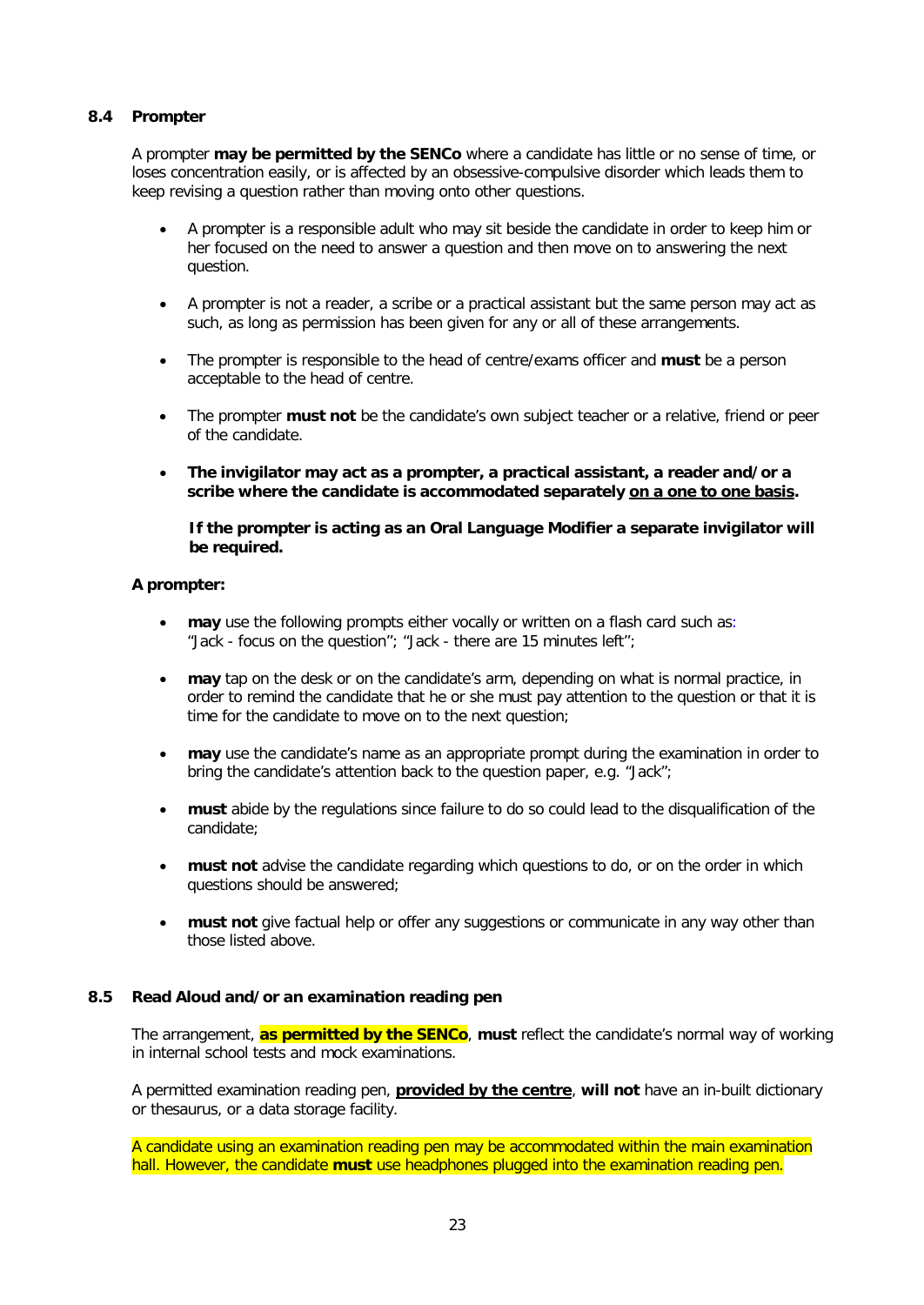### 8.4 Prompter

A prompter **may be permitted by the SENCo** where a candidate has little or no sense of time, or loses concentration easily, or is affected by an obsessive-compulsive disorder which leads them to keep revising a question rather than moving onto other questions.

- A prompter is a responsible adult who may sit beside the candidate in order to keep him or her focused on the need to answer a question and then move on to answering the next question.
- A prompter is not a reader, a scribe or a practical assistant but the same person may act as such, as long as permission has been given for any or all of these arrangements.
- The prompter is responsible to the head of centre/exams officer and **must** be a person acceptable to the head of centre.
- The prompter **must not** be the candidate's own subject teacher or a relative, friend or peer of the candidate.
- **The invigilator may act as a prompter, a practical assistant, a reader and/or a scribe where the candidate is accommodated separately <u>on a one to one basis</u>.**

  **If the prompter is acting as an Oral Language Modifier a separate invigilator will be required.**

**A prompter:**

- **may** use the following prompts either vocally or written on a flash card such as: "Jack - focus on the question"; "Jack - there are 15 minutes left";
- **may** tap on the desk or on the candidate's arm, depending on what is normal practice, in order to remind the candidate that he or she must pay attention to the question or that it is time for the candidate to move on to the next question;
- **may** use the candidate's name as an appropriate prompt during the examination in order to bring the candidate's attention back to the question paper, e.g. "Jack";
- **must** abide by the regulations since failure to do so could lead to the disqualification of the candidate;
- **must not** advise the candidate regarding which questions to do, or on the order in which questions should be answered;
- **must not** give factual help or offer any suggestions or communicate in any way other than those listed above.

### 8.5 Read Aloud and/or an examination reading pen

The arrangement, **as permitted by the SENCo**, **must** reflect the candidate's normal way of working in internal school tests and mock examinations.

A permitted examination reading pen, **<u>provided by the centre</u>**, **will not** have an in-built dictionary or thesaurus, or a data storage facility.

A candidate using an examination reading pen may be accommodated within the main examination hall. However, the candidate **must** use headphones plugged into the examination reading pen.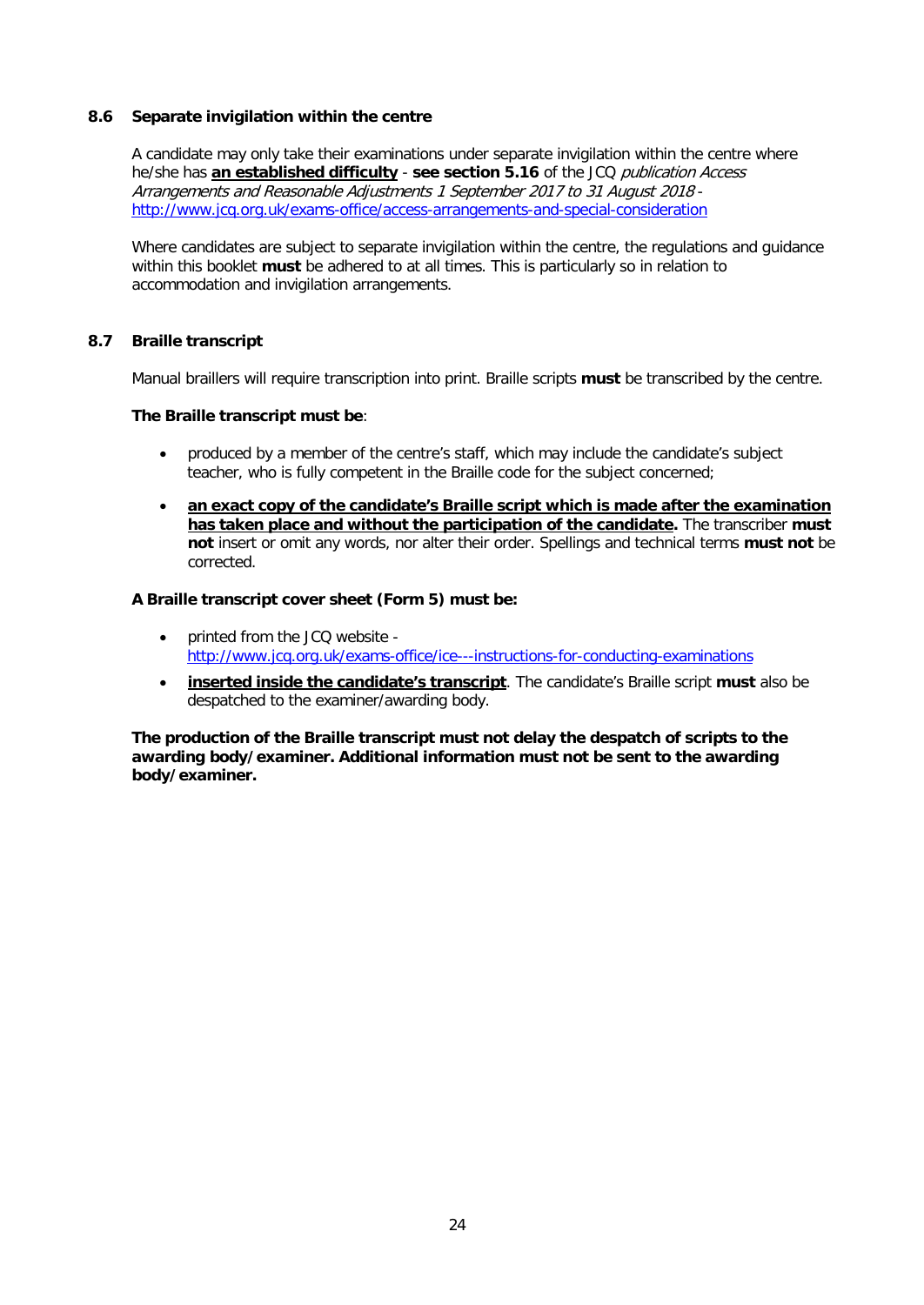### 8.6 Separate invigilation within the centre

A candidate may only take their examinations under separate invigilation within the centre where he/she has **an established difficulty** - **see section 5.16** of the JCQ *publication Access Arrangements and Reasonable Adjustments 1 September 2017 to 31 August 2018* - http://www.jcq.org.uk/exams-office/access-arrangements-and-special-consideration

Where candidates are subject to separate invigilation within the centre, the regulations and guidance within this booklet **must** be adhered to at all times. This is particularly so in relation to accommodation and invigilation arrangements.

### 8.7 Braille transcript

Manual braillers will require transcription into print. Braille scripts **must** be transcribed by the centre.

**The Braille transcript must be**:

- produced by a member of the centre's staff, which may include the candidate's subject teacher, who is fully competent in the Braille code for the subject concerned;
- **an exact copy of the candidate's Braille script which is made after the examination has taken place and without the participation of the candidate.** The transcriber **must not** insert or omit any words, nor alter their order. Spellings and technical terms **must not** be corrected.

**A Braille transcript cover sheet (Form 5) must be:**

- printed from the JCQ website - http://www.jcq.org.uk/exams-office/ice---instructions-for-conducting-examinations
- **inserted inside the candidate's transcript**. The candidate's Braille script **must** also be despatched to the examiner/awarding body.

**The production of the Braille transcript must not delay the despatch of scripts to the awarding body/examiner. Additional information must not be sent to the awarding body/examiner.**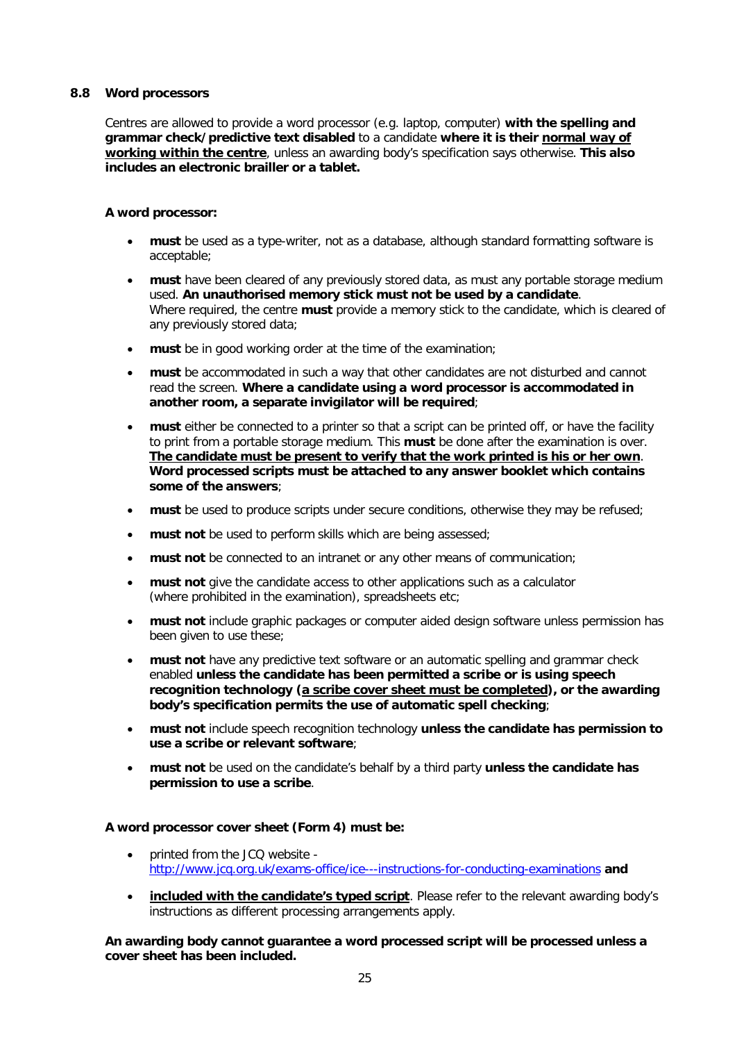### 8.8 Word processors

Centres are allowed to provide a word processor (e.g. laptop, computer) **with the spelling and grammar check/predictive text disabled** to a candidate **where it is their <u>normal way of working within the centre</u>**, unless an awarding body's specification says otherwise. **This also includes an electronic brailler or a tablet.**

**A word processor:**

- **must** be used as a type-writer, not as a database, although standard formatting software is acceptable;
- **must** have been cleared of any previously stored data, as must any portable storage medium used. **An unauthorised memory stick must not be used by a candidate**. Where required, the centre **must** provide a memory stick to the candidate, which is cleared of any previously stored data;
- **must** be in good working order at the time of the examination;
- **must** be accommodated in such a way that other candidates are not disturbed and cannot read the screen. **Where a candidate using a word processor is accommodated in another room, a separate invigilator will be required**;
- **must** either be connected to a printer so that a script can be printed off, or have the facility to print from a portable storage medium. This **must** be done after the examination is over. **<u>The candidate must be present to verify that the work printed is his or her own</u>**. **Word processed scripts must be attached to any answer booklet which contains some of the answers**;
- **must** be used to produce scripts under secure conditions, otherwise they may be refused;
- **must not** be used to perform skills which are being assessed;
- **must not** be connected to an intranet or any other means of communication;
- **must not** give the candidate access to other applications such as a calculator (where prohibited in the examination), spreadsheets etc;
- **must not** include graphic packages or computer aided design software unless permission has been given to use these;
- **must not** have any predictive text software or an automatic spelling and grammar check enabled **unless the candidate has been permitted a scribe or is using speech recognition technology (<u>a scribe cover sheet must be completed</u>), or the awarding body's specification permits the use of automatic spell checking**;
- **must not** include speech recognition technology **unless the candidate has permission to use a scribe or relevant software**;
- **must not** be used on the candidate's behalf by a third party **unless the candidate has permission to use a scribe**.

**A word processor cover sheet (Form 4) must be:**

- printed from the JCQ website - [http://www.jcq.org.uk/exams-office/ice---instructions-for-conducting-examinations](http://www.jcq.org.uk/exams-office/ice---instructions-for-conducting-examinations) **and**
- **<u>included with the candidate's typed script</u>**. Please refer to the relevant awarding body's instructions as different processing arrangements apply.

**An awarding body cannot guarantee a word processed script will be processed unless a cover sheet has been included.**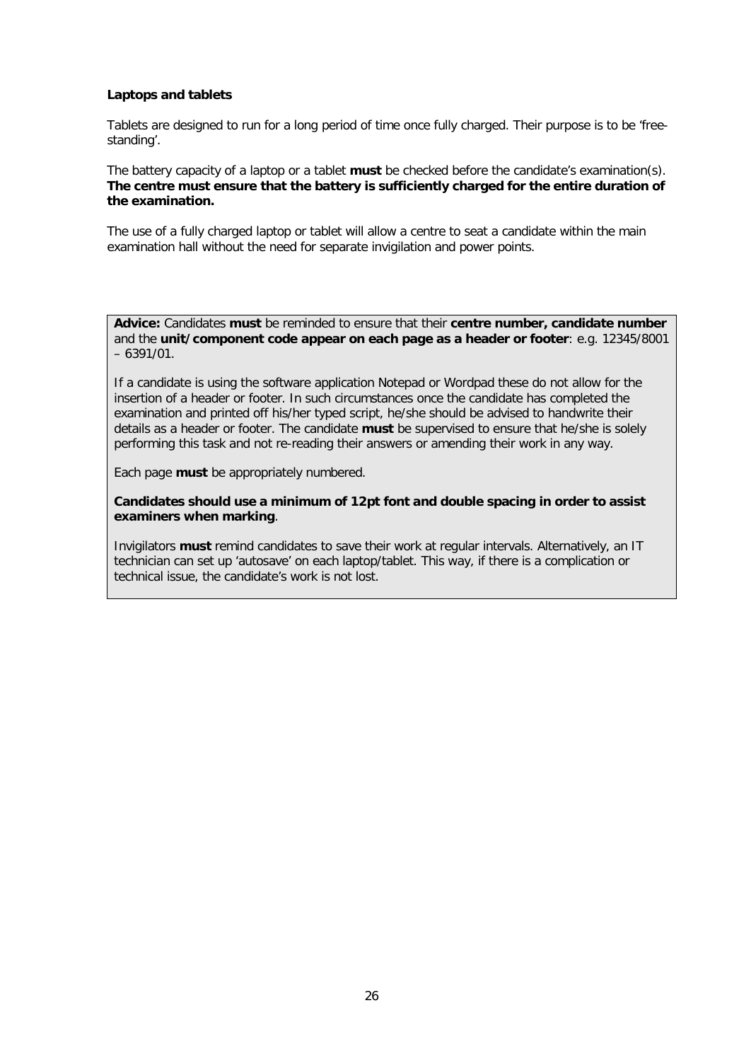### Laptops and tablets

Tablets are designed to run for a long period of time once fully charged. Their purpose is to be 'free-standing'.

The battery capacity of a laptop or a tablet **must** be checked before the candidate's examination(s). **The centre must ensure that the battery is sufficiently charged for the entire duration of the examination.**

The use of a fully charged laptop or tablet will allow a centre to seat a candidate within the main examination hall without the need for separate invigilation and power points.

> **Advice:** Candidates **must** be reminded to ensure that their **centre number, candidate number** and the **unit/component code appear on each page as a header or footer**: e.g. 12345/8001 – 6391/01.
>
> If a candidate is using the software application Notepad or Wordpad these do not allow for the insertion of a header or footer. In such circumstances once the candidate has completed the examination and printed off his/her typed script, he/she should be advised to handwrite their details as a header or footer. The candidate **must** be supervised to ensure that he/she is solely performing this task and not re-reading their answers or amending their work in any way.
>
> Each page **must** be appropriately numbered.
>
> **Candidates should use a minimum of 12pt font and double spacing in order to assist examiners when marking**.
>
> Invigilators **must** remind candidates to save their work at regular intervals. Alternatively, an IT technician can set up 'autosave' on each laptop/tablet. This way, if there is a complication or technical issue, the candidate's work is not lost.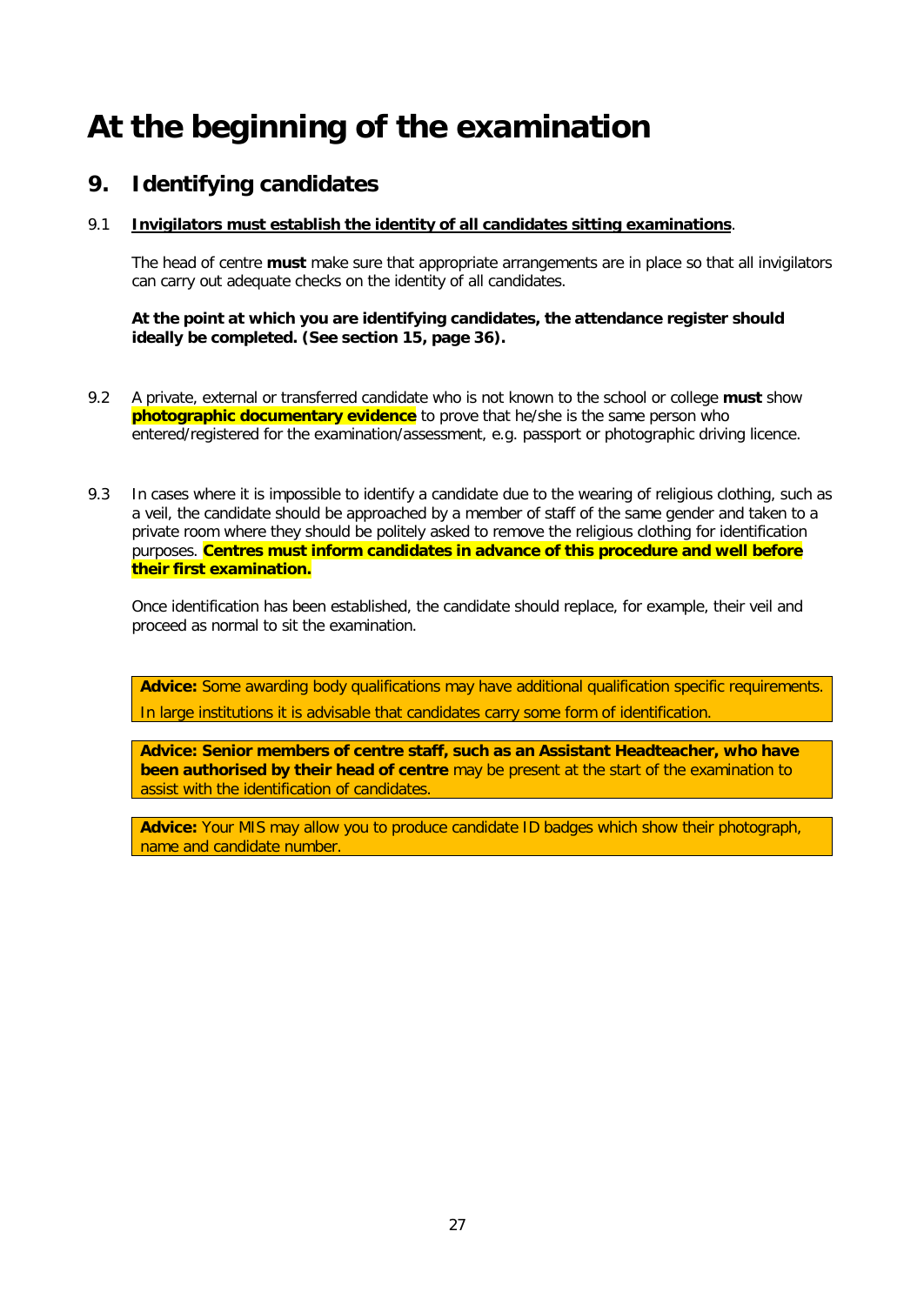# At the beginning of the examination

## 9. Identifying candidates

9.1 **Invigilators must establish the identity of all candidates sitting examinations**.

The head of centre **must** make sure that appropriate arrangements are in place so that all invigilators can carry out adequate checks on the identity of all candidates.

**At the point at which you are identifying candidates, the attendance register should ideally be completed. (See section 15, page 36).**

9.2 A private, external or transferred candidate who is not known to the school or college **must** show **photographic documentary evidence** to prove that he/she is the same person who entered/registered for the examination/assessment, e.g. passport or photographic driving licence.

9.3 In cases where it is impossible to identify a candidate due to the wearing of religious clothing, such as a veil, the candidate should be approached by a member of staff of the same gender and taken to a private room where they should be politely asked to remove the religious clothing for identification purposes. **Centres must inform candidates in advance of this procedure and well before their first examination.**

Once identification has been established, the candidate should replace, for example, their veil and proceed as normal to sit the examination.

> **Advice:** Some awarding body qualifications may have additional qualification specific requirements.
> In large institutions it is advisable that candidates carry some form of identification.

> **Advice: Senior members of centre staff, such as an Assistant Headteacher, who have been authorised by their head of centre** may be present at the start of the examination to assist with the identification of candidates.

> **Advice:** Your MIS may allow you to produce candidate ID badges which show their photograph, name and candidate number.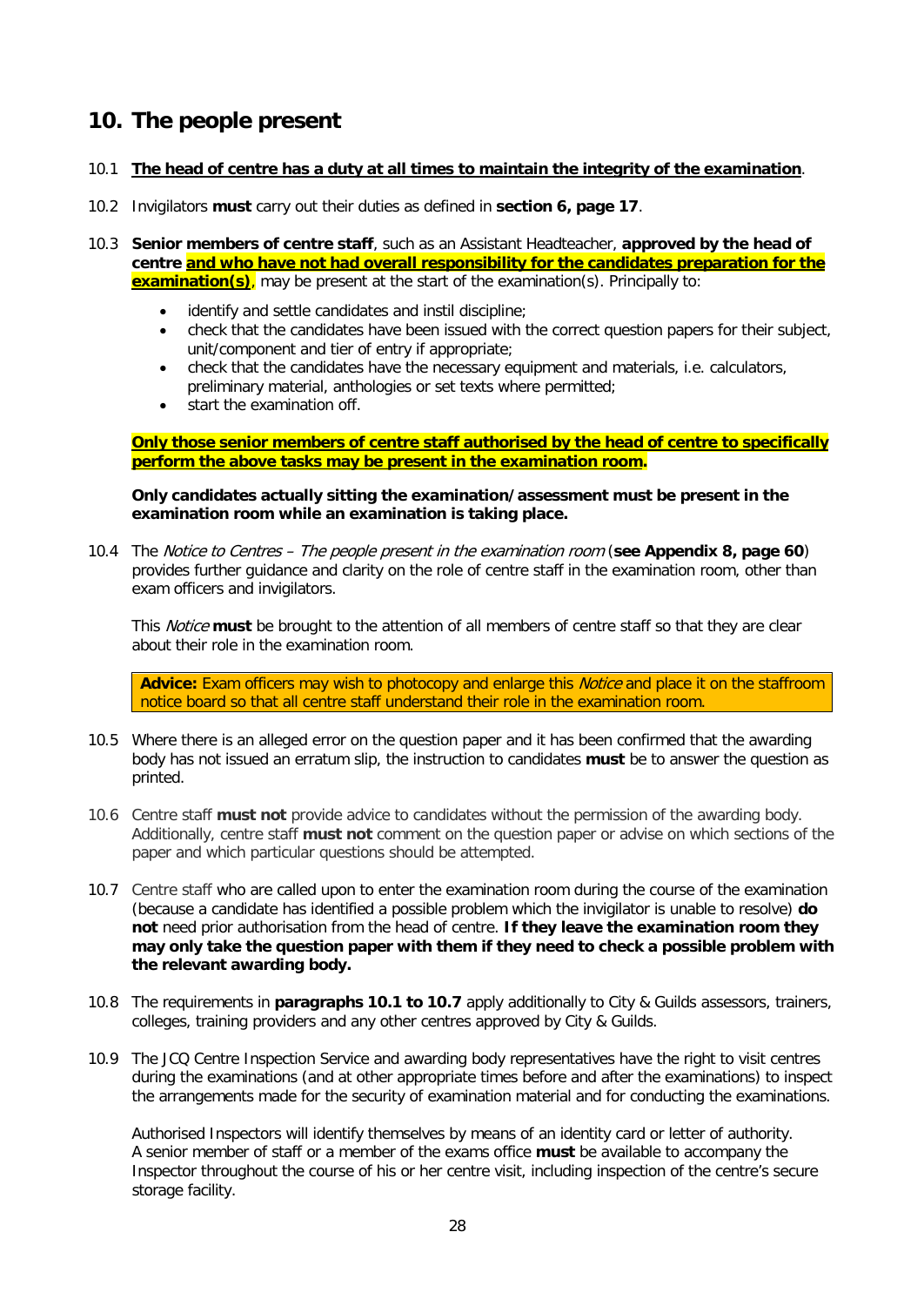## 10. The people present

10.1 **The head of centre has a duty at all times to maintain the integrity of the examination**.

10.2 Invigilators **must** carry out their duties as defined in **section 6, page 17**.

10.3 **Senior members of centre staff**, such as an Assistant Headteacher, **approved by the head of centre and who have not had overall responsibility for the candidates preparation for the examination(s)**, may be present at the start of the examination(s). Principally to:

- identify and settle candidates and instil discipline;
- check that the candidates have been issued with the correct question papers for their subject, unit/component and tier of entry if appropriate;
- check that the candidates have the necessary equipment and materials, i.e. calculators, preliminary material, anthologies or set texts where permitted;
- start the examination off.

**Only those senior members of centre staff authorised by the head of centre to specifically perform the above tasks may be present in the examination room.**

**Only candidates actually sitting the examination/assessment must be present in the examination room while an examination is taking place.**

10.4 The *Notice to Centres – The people present in the examination room* (**see Appendix 8, page 60**) provides further guidance and clarity on the role of centre staff in the examination room, other than exam officers and invigilators.

This *Notice* **must** be brought to the attention of all members of centre staff so that they are clear about their role in the examination room.

> **Advice:** Exam officers may wish to photocopy and enlarge this *Notice* and place it on the staffroom notice board so that all centre staff understand their role in the examination room.

10.5 Where there is an alleged error on the question paper and it has been confirmed that the awarding body has not issued an erratum slip, the instruction to candidates **must** be to answer the question as printed.

10.6 Centre staff **must not** provide advice to candidates without the permission of the awarding body. Additionally, centre staff **must not** comment on the question paper or advise on which sections of the paper and which particular questions should be attempted.

10.7 Centre staff who are called upon to enter the examination room during the course of the examination (because a candidate has identified a possible problem which the invigilator is unable to resolve) **do not** need prior authorisation from the head of centre. **If they leave the examination room they may only take the question paper with them if they need to check a possible problem with the relevant awarding body.**

10.8 The requirements in **paragraphs 10.1 to 10.7** apply additionally to City & Guilds assessors, trainers, colleges, training providers and any other centres approved by City & Guilds.

10.9 The JCQ Centre Inspection Service and awarding body representatives have the right to visit centres during the examinations (and at other appropriate times before and after the examinations) to inspect the arrangements made for the security of examination material and for conducting the examinations.

Authorised Inspectors will identify themselves by means of an identity card or letter of authority. A senior member of staff or a member of the exams office **must** be available to accompany the Inspector throughout the course of his or her centre visit, including inspection of the centre's secure storage facility.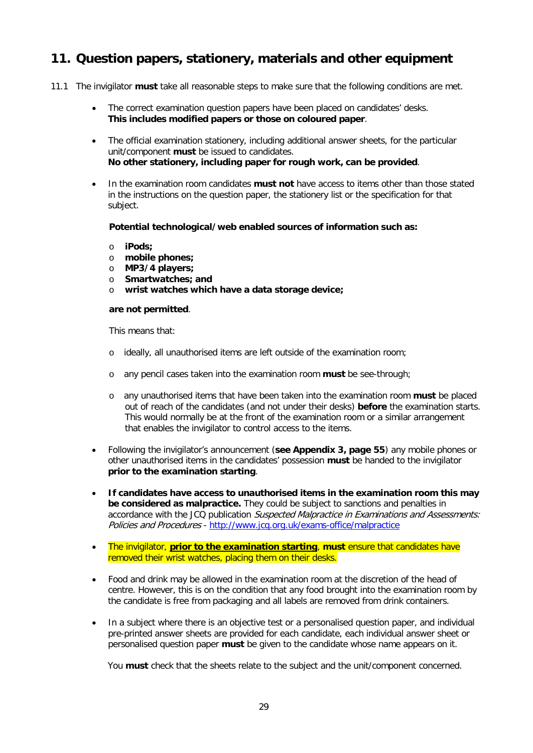## 11. Question papers, stationery, materials and other equipment

11.1 The invigilator **must** take all reasonable steps to make sure that the following conditions are met.

- The correct examination question papers have been placed on candidates' desks.
  **This includes modified papers or those on coloured paper**.

- The official examination stationery, including additional answer sheets, for the particular unit/component **must** be issued to candidates.
  **No other stationery, including paper for rough work, can be provided**.

- In the examination room candidates **must not** have access to items other than those stated in the instructions on the question paper, the stationery list or the specification for that subject.

  **Potential technological/web enabled sources of information such as:**

  - **iPods;**
  - **mobile phones;**
  - **MP3/4 players;**
  - **Smartwatches; and**
  - **wrist watches which have a data storage device;**

  **are not permitted**.

  This means that:

  - ideally, all unauthorised items are left outside of the examination room;
  - any pencil cases taken into the examination room **must** be see-through;
  - any unauthorised items that have been taken into the examination room **must** be placed out of reach of the candidates (and not under their desks) **before** the examination starts. This would normally be at the front of the examination room or a similar arrangement that enables the invigilator to control access to the items.

- Following the invigilator's announcement (**see Appendix 3, page 55**) any mobile phones or other unauthorised items in the candidates' possession **must** be handed to the invigilator **prior to the examination starting**.

- **If candidates have access to unauthorised items in the examination room this may be considered as malpractice.** They could be subject to sanctions and penalties in accordance with the JCQ publication *Suspected Malpractice in Examinations and Assessments: Policies and Procedures* - http://www.jcq.org.uk/exams-office/malpractice

- The invigilator, **prior to the examination starting**, **must** ensure that candidates have removed their wrist watches, placing them on their desks.

- Food and drink may be allowed in the examination room at the discretion of the head of centre. However, this is on the condition that any food brought into the examination room by the candidate is free from packaging and all labels are removed from drink containers.

- In a subject where there is an objective test or a personalised question paper, and individual pre-printed answer sheets are provided for each candidate, each individual answer sheet or personalised question paper **must** be given to the candidate whose name appears on it.

  You **must** check that the sheets relate to the subject and the unit/component concerned.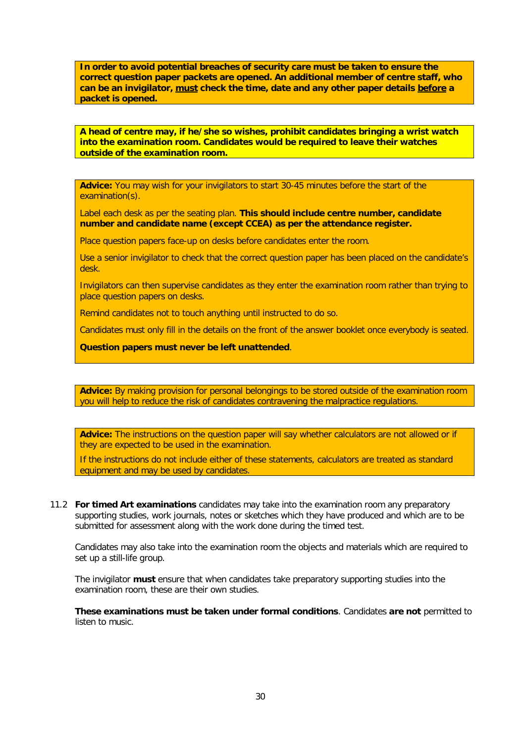**In order to avoid potential breaches of security care must be taken to ensure the correct question paper packets are opened. An additional member of centre staff, who can be an invigilator, <u>must</u> check the time, date and any other paper details <u>before</u> a packet is opened.**

**A head of centre may, if he/she so wishes, prohibit candidates bringing a wrist watch into the examination room. Candidates would be required to leave their watches outside of the examination room.**

**Advice:** You may wish for your invigilators to start 30-45 minutes before the start of the examination(s).

Label each desk as per the seating plan. **This should include centre number, candidate number and candidate name (except CCEA) as per the attendance register.**

Place question papers face-up on desks before candidates enter the room.

Use a senior invigilator to check that the correct question paper has been placed on the candidate's desk.

Invigilators can then supervise candidates as they enter the examination room rather than trying to place question papers on desks.

Remind candidates not to touch anything until instructed to do so.

Candidates must only fill in the details on the front of the answer booklet once everybody is seated.

**Question papers must never be left unattended**.

**Advice:** By making provision for personal belongings to be stored outside of the examination room you will help to reduce the risk of candidates contravening the malpractice regulations.

**Advice:** The instructions on the question paper will say whether calculators are not allowed or if they are expected to be used in the examination.

If the instructions do not include either of these statements, calculators are treated as standard equipment and may be used by candidates.

11.2 **For timed Art examinations** candidates may take into the examination room any preparatory supporting studies, work journals, notes or sketches which they have produced and which are to be submitted for assessment along with the work done during the timed test.

Candidates may also take into the examination room the objects and materials which are required to set up a still-life group.

The invigilator **must** ensure that when candidates take preparatory supporting studies into the examination room, these are their own studies.

**These examinations must be taken under formal conditions**. Candidates **are not** permitted to listen to music.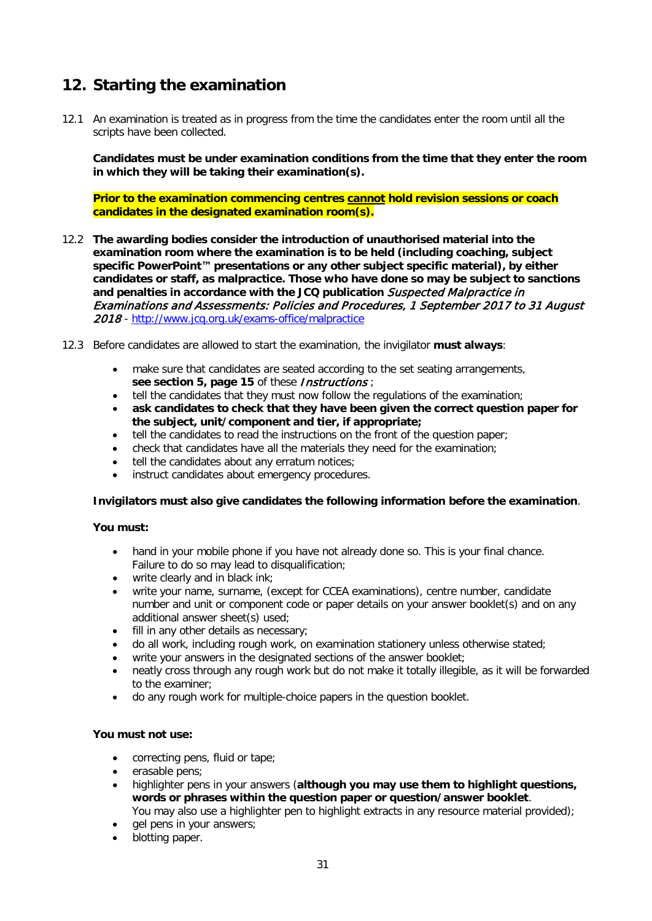## 12. Starting the examination

12.1 An examination is treated as in progress from the time the candidates enter the room until all the scripts have been collected.

**Candidates must be under examination conditions from the time that they enter the room in which they will be taking their examination(s).**

**Prior to the examination commencing centres cannot hold revision sessions or coach candidates in the designated examination room(s).**

12.2 **The awarding bodies consider the introduction of unauthorised material into the examination room where the examination is to be held (including coaching, subject specific PowerPoint™ presentations or any other subject specific material), by either candidates or staff, as malpractice. Those who have done so may be subject to sanctions and penalties in accordance with the JCQ publication** *Suspected Malpractice in Examinations and Assessments: Policies and Procedures, 1 September 2017 to 31 August 2018* - http://www.jcq.org.uk/exams-office/malpractice

12.3 Before candidates are allowed to start the examination, the invigilator **must always**:

- make sure that candidates are seated according to the set seating arrangements, **see section 5, page 15** of these *Instructions* ;
- tell the candidates that they must now follow the regulations of the examination;
- **ask candidates to check that they have been given the correct question paper for the subject, unit/component and tier, if appropriate;**
- tell the candidates to read the instructions on the front of the question paper;
- check that candidates have all the materials they need for the examination;
- tell the candidates about any erratum notices;
- instruct candidates about emergency procedures.

**Invigilators must also give candidates the following information before the examination**.

**You must:**

- hand in your mobile phone if you have not already done so. This is your final chance. Failure to do so may lead to disqualification;
- write clearly and in black ink;
- write your name, surname, (except for CCEA examinations), centre number, candidate number and unit or component code or paper details on your answer booklet(s) and on any additional answer sheet(s) used;
- fill in any other details as necessary;
- do all work, including rough work, on examination stationery unless otherwise stated;
- write your answers in the designated sections of the answer booklet;
- neatly cross through any rough work but do not make it totally illegible, as it will be forwarded to the examiner;
- do any rough work for multiple-choice papers in the question booklet.

**You must not use:**

- correcting pens, fluid or tape;
- erasable pens;
- highlighter pens in your answers (**although you may use them to highlight questions, words or phrases within the question paper or question/answer booklet**. You may also use a highlighter pen to highlight extracts in any resource material provided);
- gel pens in your answers;
- blotting paper.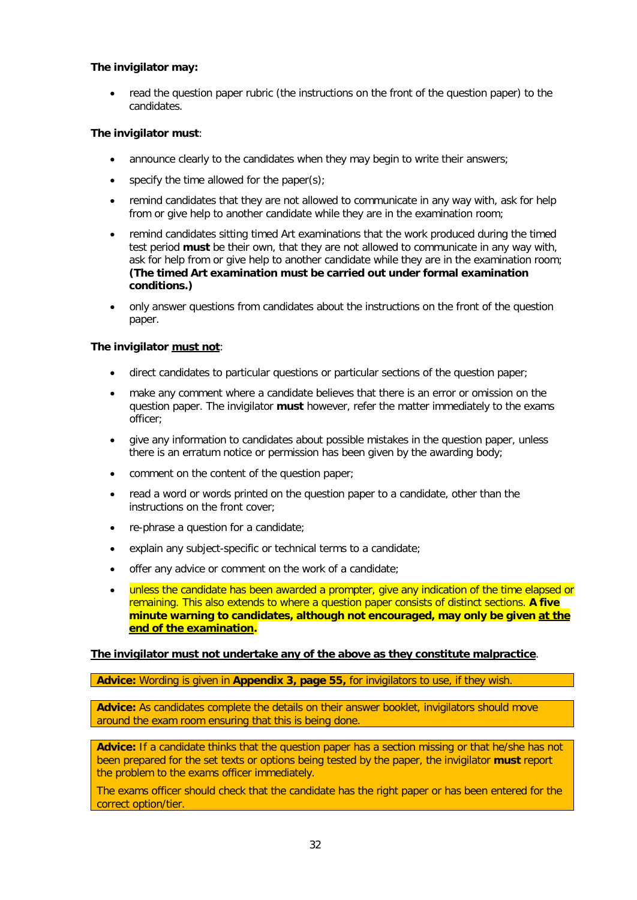**The invigilator may:**

- read the question paper rubric (the instructions on the front of the question paper) to the candidates.

**The invigilator must**:

- announce clearly to the candidates when they may begin to write their answers;
- specify the time allowed for the paper(s);
- remind candidates that they are not allowed to communicate in any way with, ask for help from or give help to another candidate while they are in the examination room;
- remind candidates sitting timed Art examinations that the work produced during the timed test period **must** be their own, that they are not allowed to communicate in any way with, ask for help from or give help to another candidate while they are in the examination room; **(The timed Art examination must be carried out under formal examination conditions.)**
- only answer questions from candidates about the instructions on the front of the question paper.

**The invigilator <u>must not</u>**:

- direct candidates to particular questions or particular sections of the question paper;
- make any comment where a candidate believes that there is an error or omission on the question paper. The invigilator **must** however, refer the matter immediately to the exams officer;
- give any information to candidates about possible mistakes in the question paper, unless there is an erratum notice or permission has been given by the awarding body;
- comment on the content of the question paper;
- read a word or words printed on the question paper to a candidate, other than the instructions on the front cover;
- re-phrase a question for a candidate;
- explain any subject-specific or technical terms to a candidate;
- offer any advice or comment on the work of a candidate;
- unless the candidate has been awarded a prompter, give any indication of the time elapsed or remaining. This also extends to where a question paper consists of distinct sections. **A five minute warning to candidates, although not encouraged, may only be given <u>at the end of the examination</u>.**

**<u>The invigilator must not undertake any of the above as they constitute malpractice</u>**.

**Advice:** Wording is given in **Appendix 3, page 55,** for invigilators to use, if they wish.

**Advice:** As candidates complete the details on their answer booklet, invigilators should move around the exam room ensuring that this is being done.

**Advice:** If a candidate thinks that the question paper has a section missing or that he/she has not been prepared for the set texts or options being tested by the paper, the invigilator **must** report the problem to the exams officer immediately.

The exams officer should check that the candidate has the right paper or has been entered for the correct option/tier.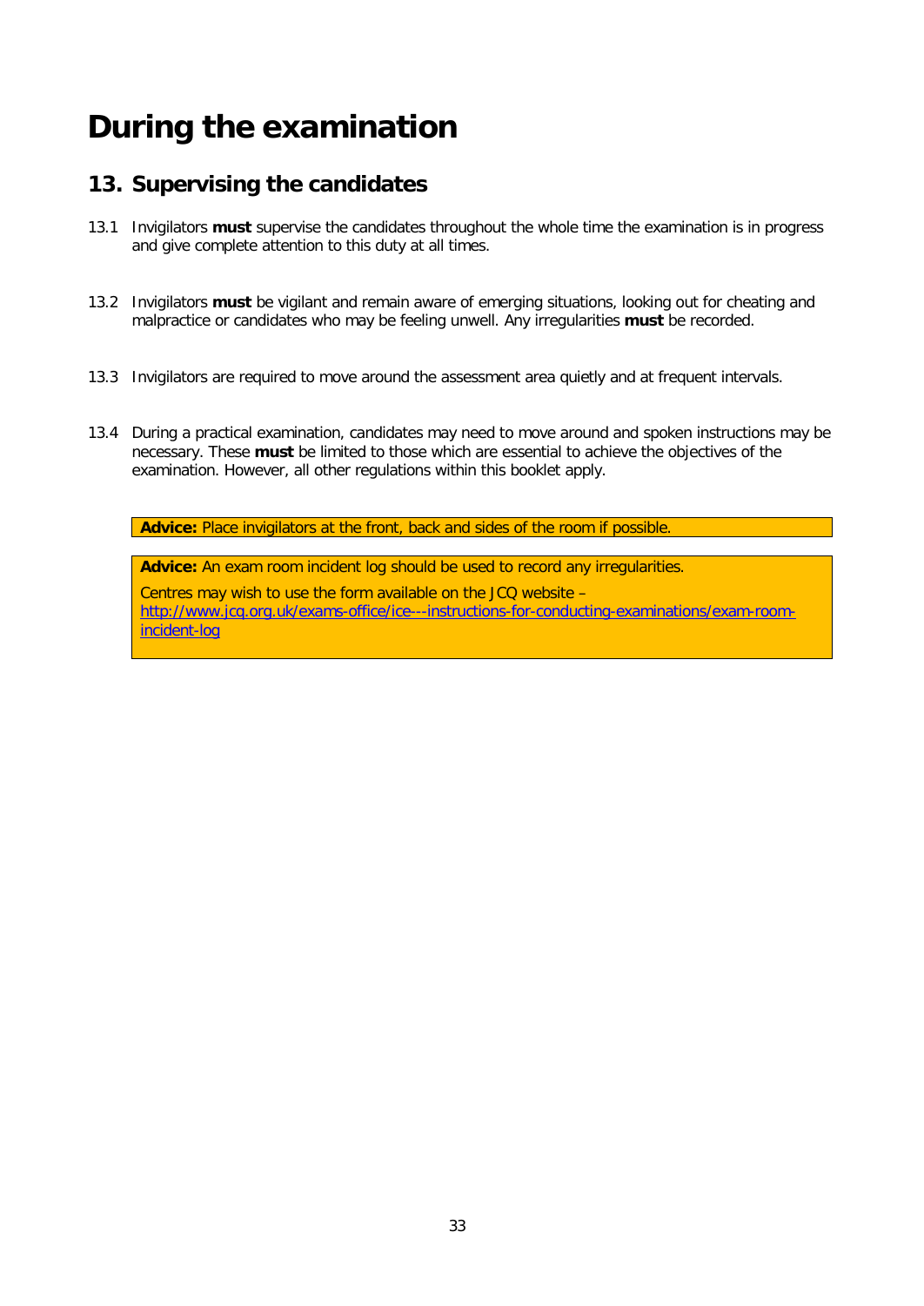# During the examination

## 13. Supervising the candidates

13.1 Invigilators **must** supervise the candidates throughout the whole time the examination is in progress and give complete attention to this duty at all times.

13.2 Invigilators **must** be vigilant and remain aware of emerging situations, looking out for cheating and malpractice or candidates who may be feeling unwell. Any irregularities **must** be recorded.

13.3 Invigilators are required to move around the assessment area quietly and at frequent intervals.

13.4 During a practical examination, candidates may need to move around and spoken instructions may be necessary. These **must** be limited to those which are essential to achieve the objectives of the examination. However, all other regulations within this booklet apply.

**Advice:** Place invigilators at the front, back and sides of the room if possible.

**Advice:** An exam room incident log should be used to record any irregularities.

Centres may wish to use the form available on the JCQ website – [http://www.jcq.org.uk/exams-office/ice---instructions-for-conducting-examinations/exam-room-incident-log](http://www.jcq.org.uk/exams-office/ice---instructions-for-conducting-examinations/exam-room-incident-log)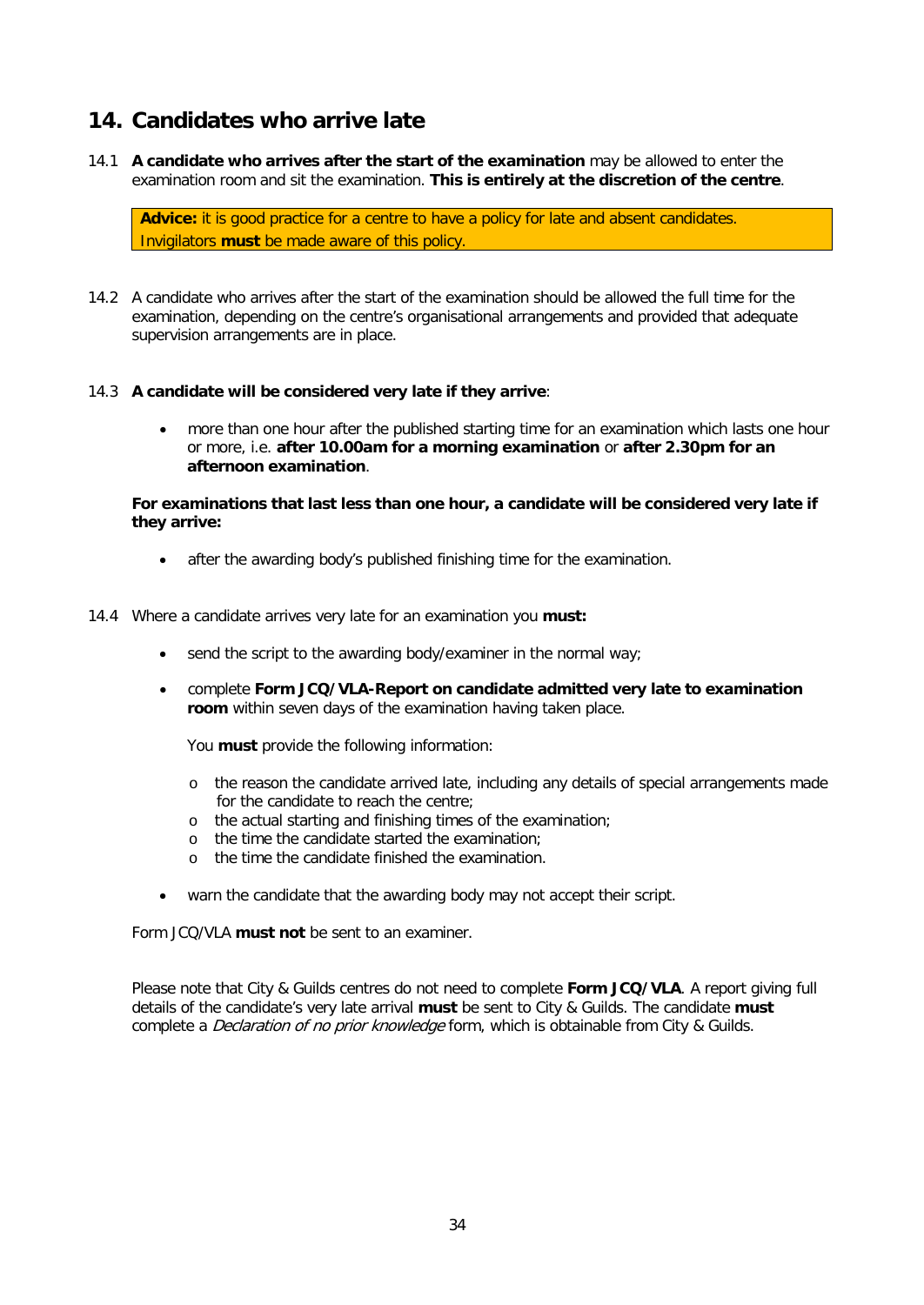## 14. Candidates who arrive late

14.1 **A candidate who arrives after the start of the examination** may be allowed to enter the examination room and sit the examination. **This is entirely at the discretion of the centre**.

> **Advice:** it is good practice for a centre to have a policy for late and absent candidates. Invigilators **must** be made aware of this policy.

14.2 A candidate who arrives after the start of the examination should be allowed the full time for the examination, depending on the centre's organisational arrangements and provided that adequate supervision arrangements are in place.

14.3 **A candidate will be considered very late if they arrive**:

- more than one hour after the published starting time for an examination which lasts one hour or more, i.e. **after 10.00am for a morning examination** or **after 2.30pm for an afternoon examination**.

**For examinations that last less than one hour, a candidate will be considered very late if they arrive:**

- after the awarding body's published finishing time for the examination.

14.4 Where a candidate arrives very late for an examination you **must:**

- send the script to the awarding body/examiner in the normal way;
- complete **Form JCQ/VLA-Report on candidate admitted very late to examination room** within seven days of the examination having taken place.

  You **must** provide the following information:

  - the reason the candidate arrived late, including any details of special arrangements made for the candidate to reach the centre;
  - the actual starting and finishing times of the examination;
  - the time the candidate started the examination;
  - the time the candidate finished the examination.

- warn the candidate that the awarding body may not accept their script.

Form JCQ/VLA **must not** be sent to an examiner.

Please note that City & Guilds centres do not need to complete **Form JCQ/VLA**. A report giving full details of the candidate's very late arrival **must** be sent to City & Guilds. The candidate **must** complete a *Declaration of no prior knowledge* form, which is obtainable from City & Guilds.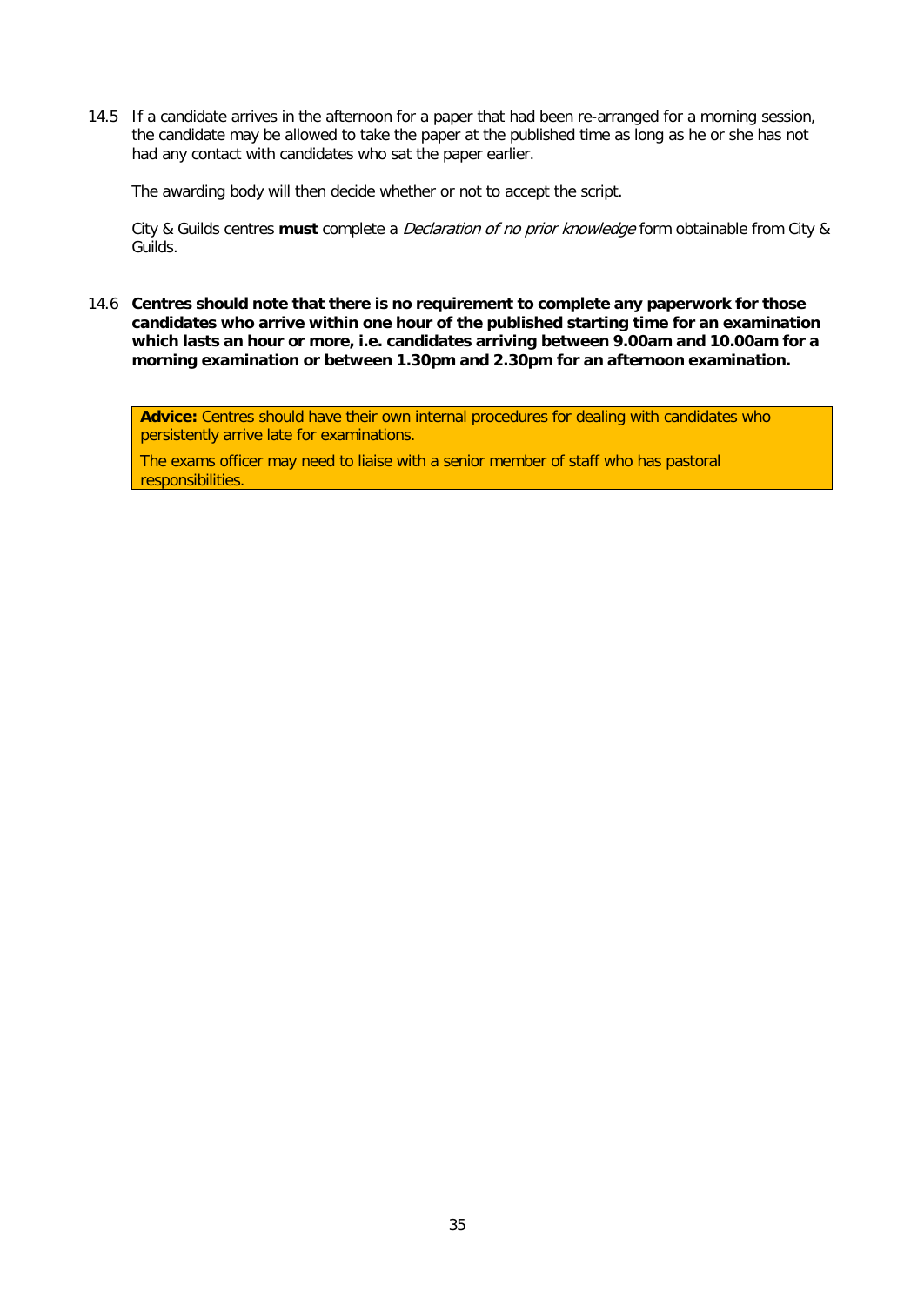14.5 If a candidate arrives in the afternoon for a paper that had been re-arranged for a morning session, the candidate may be allowed to take the paper at the published time as long as he or she has not had any contact with candidates who sat the paper earlier.

The awarding body will then decide whether or not to accept the script.

City & Guilds centres **must** complete a *Declaration of no prior knowledge* form obtainable from City & Guilds.

14.6 **Centres should note that there is no requirement to complete any paperwork for those candidates who arrive within one hour of the published starting time for an examination which lasts an hour or more, i.e. candidates arriving between 9.00am and 10.00am for a morning examination or between 1.30pm and 2.30pm for an afternoon examination.**

> **Advice:** Centres should have their own internal procedures for dealing with candidates who persistently arrive late for examinations.
>
> The exams officer may need to liaise with a senior member of staff who has pastoral responsibilities.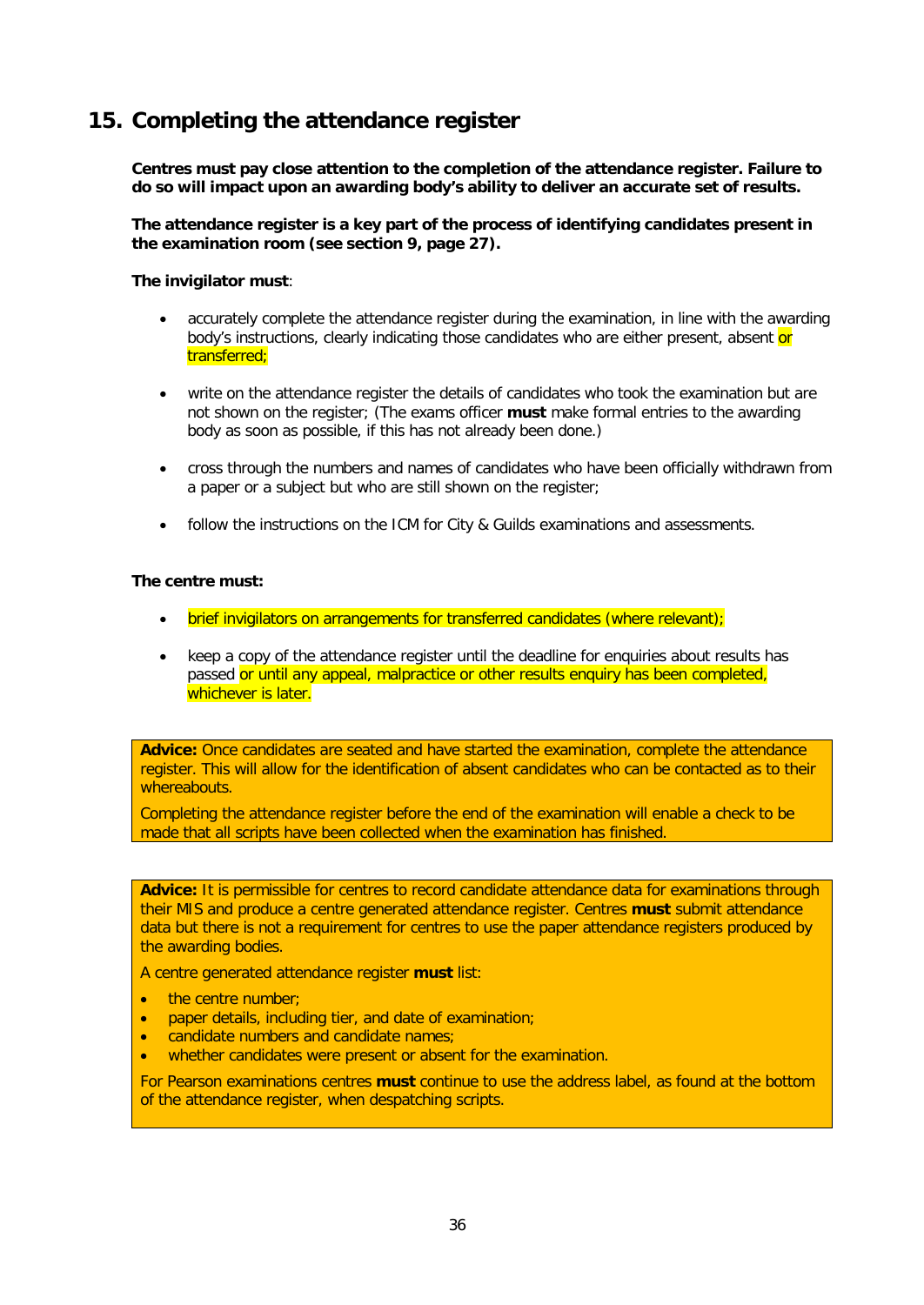## 15. Completing the attendance register

**Centres must pay close attention to the completion of the attendance register. Failure to do so will impact upon an awarding body's ability to deliver an accurate set of results.**

**The attendance register is a key part of the process of identifying candidates present in the examination room (see section 9, page 27).**

**The invigilator must**:

- accurately complete the attendance register during the examination, in line with the awarding body's instructions, clearly indicating those candidates who are either present, absent or transferred;
- write on the attendance register the details of candidates who took the examination but are not shown on the register; (The exams officer **must** make formal entries to the awarding body as soon as possible, if this has not already been done.)
- cross through the numbers and names of candidates who have been officially withdrawn from a paper or a subject but who are still shown on the register;
- follow the instructions on the ICM for City & Guilds examinations and assessments.

**The centre must:**

- brief invigilators on arrangements for transferred candidates (where relevant);
- keep a copy of the attendance register until the deadline for enquiries about results has passed or until any appeal, malpractice or other results enquiry has been completed, whichever is later.

**Advice:** Once candidates are seated and have started the examination, complete the attendance register. This will allow for the identification of absent candidates who can be contacted as to their whereabouts.

Completing the attendance register before the end of the examination will enable a check to be made that all scripts have been collected when the examination has finished.

**Advice:** It is permissible for centres to record candidate attendance data for examinations through their MIS and produce a centre generated attendance register. Centres **must** submit attendance data but there is not a requirement for centres to use the paper attendance registers produced by the awarding bodies.

A centre generated attendance register **must** list:

- the centre number;
- paper details, including tier, and date of examination;
- candidate numbers and candidate names;
- whether candidates were present or absent for the examination.

For Pearson examinations centres **must** continue to use the address label, as found at the bottom of the attendance register, when despatching scripts.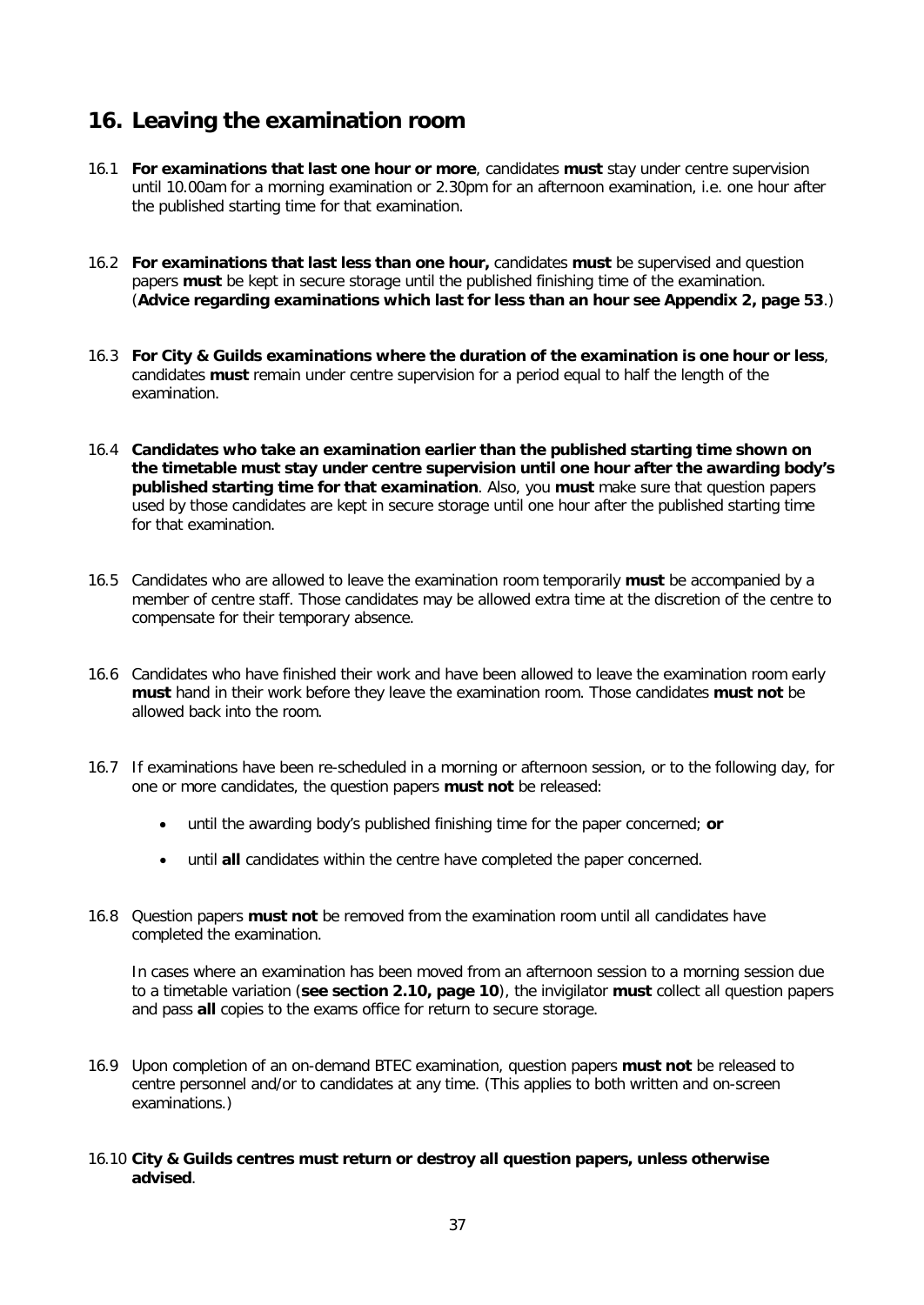## 16. Leaving the examination room

16.1 **For examinations that last one hour or more**, candidates **must** stay under centre supervision until 10.00am for a morning examination or 2.30pm for an afternoon examination, i.e. one hour after the published starting time for that examination.

16.2 **For examinations that last less than one hour,** candidates **must** be supervised and question papers **must** be kept in secure storage until the published finishing time of the examination. (**Advice regarding examinations which last for less than an hour see Appendix 2, page 53**.)

16.3 **For City & Guilds examinations where the duration of the examination is one hour or less**, candidates **must** remain under centre supervision for a period equal to half the length of the examination.

16.4 **Candidates who take an examination earlier than the published starting time shown on the timetable must stay under centre supervision until one hour after the awarding body's published starting time for that examination**. Also, you **must** make sure that question papers used by those candidates are kept in secure storage until one hour after the published starting time for that examination.

16.5 Candidates who are allowed to leave the examination room temporarily **must** be accompanied by a member of centre staff. Those candidates may be allowed extra time at the discretion of the centre to compensate for their temporary absence.

16.6 Candidates who have finished their work and have been allowed to leave the examination room early **must** hand in their work before they leave the examination room. Those candidates **must not** be allowed back into the room.

16.7 If examinations have been re-scheduled in a morning or afternoon session, or to the following day, for one or more candidates, the question papers **must not** be released:

- until the awarding body's published finishing time for the paper concerned; **or**
- until **all** candidates within the centre have completed the paper concerned.

16.8 Question papers **must not** be removed from the examination room until all candidates have completed the examination.

In cases where an examination has been moved from an afternoon session to a morning session due to a timetable variation (**see section 2.10, page 10**), the invigilator **must** collect all question papers and pass **all** copies to the exams office for return to secure storage.

16.9 Upon completion of an on-demand BTEC examination, question papers **must not** be released to centre personnel and/or to candidates at any time. (This applies to both written and on-screen examinations.)

16.10 **City & Guilds centres must return or destroy all question papers, unless otherwise advised**.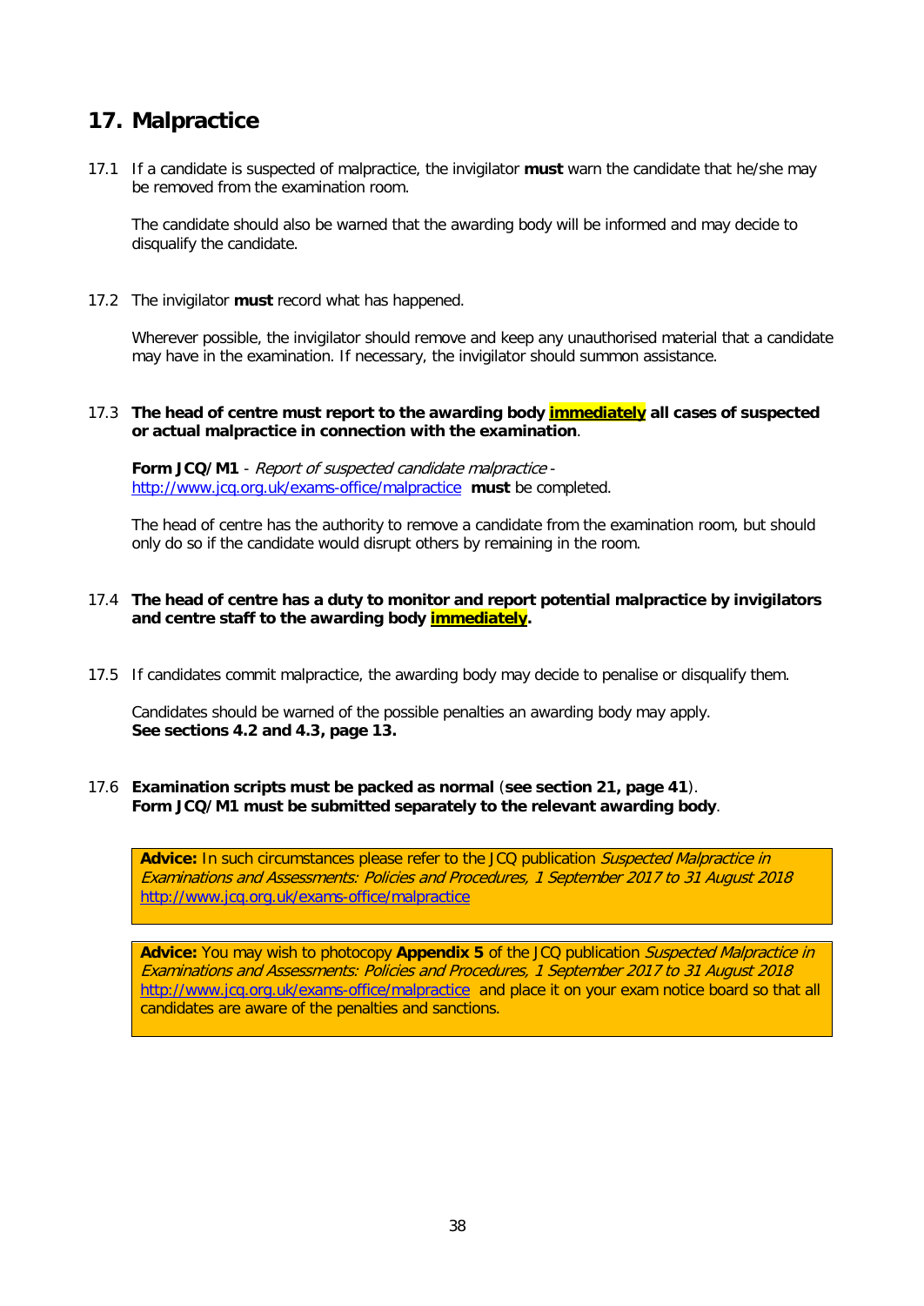## 17. Malpractice

17.1 If a candidate is suspected of malpractice, the invigilator **must** warn the candidate that he/she may be removed from the examination room.

The candidate should also be warned that the awarding body will be informed and may decide to disqualify the candidate.

17.2 The invigilator **must** record what has happened.

Wherever possible, the invigilator should remove and keep any unauthorised material that a candidate may have in the examination. If necessary, the invigilator should summon assistance.

17.3 **The head of centre must report to the awarding body immediately all cases of suspected or actual malpractice in connection with the examination**.

**Form JCQ/M1** - *Report of suspected candidate malpractice* - http://www.jcq.org.uk/exams-office/malpractice **must** be completed.

The head of centre has the authority to remove a candidate from the examination room, but should only do so if the candidate would disrupt others by remaining in the room.

17.4 **The head of centre has a duty to monitor and report potential malpractice by invigilators and centre staff to the awarding body immediately.**

17.5 If candidates commit malpractice, the awarding body may decide to penalise or disqualify them.

Candidates should be warned of the possible penalties an awarding body may apply.
**See sections 4.2 and 4.3, page 13.**

17.6 **Examination scripts must be packed as normal** (**see section 21, page 41**).
**Form JCQ/M1 must be submitted separately to the relevant awarding body**.

**Advice:** In such circumstances please refer to the JCQ publication *Suspected Malpractice in Examinations and Assessments: Policies and Procedures, 1 September 2017 to 31 August 2018* http://www.jcq.org.uk/exams-office/malpractice

**Advice:** You may wish to photocopy **Appendix 5** of the JCQ publication *Suspected Malpractice in Examinations and Assessments: Policies and Procedures, 1 September 2017 to 31 August 2018* http://www.jcq.org.uk/exams-office/malpractice and place it on your exam notice board so that all candidates are aware of the penalties and sanctions.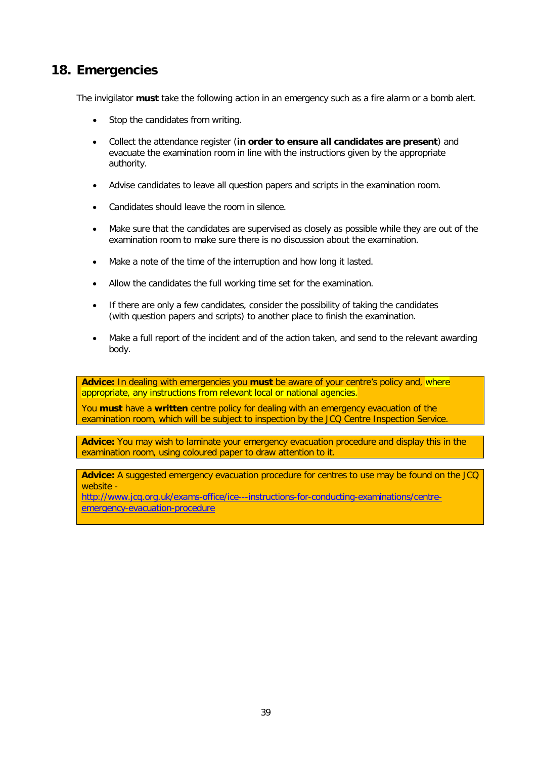## 18. Emergencies

The invigilator **must** take the following action in an emergency such as a fire alarm or a bomb alert.

- Stop the candidates from writing.
- Collect the attendance register (**in order to ensure all candidates are present**) and evacuate the examination room in line with the instructions given by the appropriate authority.
- Advise candidates to leave all question papers and scripts in the examination room.
- Candidates should leave the room in silence.
- Make sure that the candidates are supervised as closely as possible while they are out of the examination room to make sure there is no discussion about the examination.
- Make a note of the time of the interruption and how long it lasted.
- Allow the candidates the full working time set for the examination.
- If there are only a few candidates, consider the possibility of taking the candidates (with question papers and scripts) to another place to finish the examination.
- Make a full report of the incident and of the action taken, and send to the relevant awarding body.

**Advice:** In dealing with emergencies you **must** be aware of your centre's policy and, where appropriate, any instructions from relevant local or national agencies.

You **must** have a **written** centre policy for dealing with an emergency evacuation of the examination room, which will be subject to inspection by the JCQ Centre Inspection Service.

**Advice:** You may wish to laminate your emergency evacuation procedure and display this in the examination room, using coloured paper to draw attention to it.

**Advice:** A suggested emergency evacuation procedure for centres to use may be found on the JCQ website - http://www.jcq.org.uk/exams-office/ice---instructions-for-conducting-examinations/centre-emergency-evacuation-procedure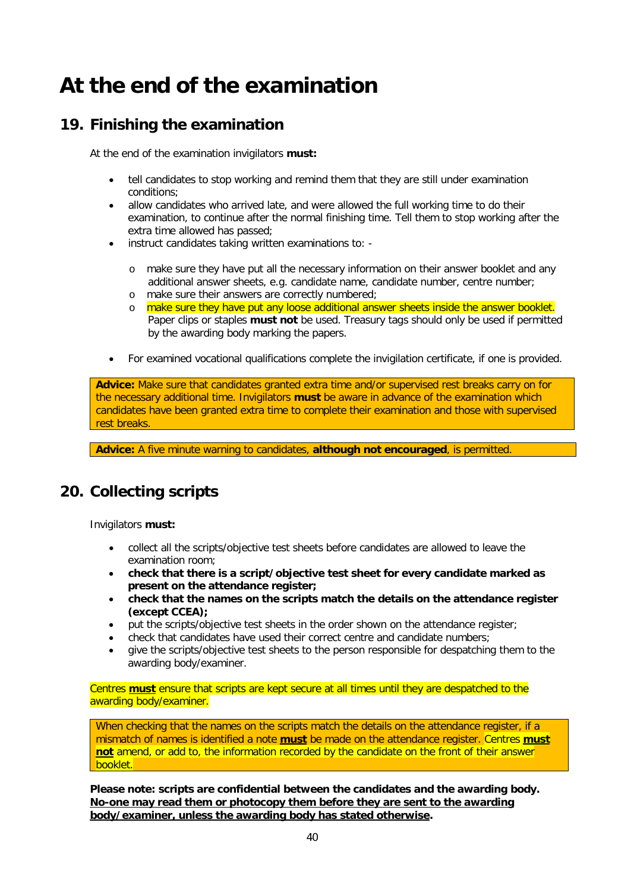# At the end of the examination

## 19. Finishing the examination

At the end of the examination invigilators **must:**

- tell candidates to stop working and remind them that they are still under examination conditions;
- allow candidates who arrived late, and were allowed the full working time to do their examination, to continue after the normal finishing time. Tell them to stop working after the extra time allowed has passed;
- instruct candidates taking written examinations to: -
  - make sure they have put all the necessary information on their answer booklet and any additional answer sheets, e.g. candidate name, candidate number, centre number;
  - make sure their answers are correctly numbered;
  - make sure they have put any loose additional answer sheets inside the answer booklet. Paper clips or staples **must not** be used. Treasury tags should only be used if permitted by the awarding body marking the papers.
- For examined vocational qualifications complete the invigilation certificate, if one is provided.

**Advice:** Make sure that candidates granted extra time and/or supervised rest breaks carry on for the necessary additional time. Invigilators **must** be aware in advance of the examination which candidates have been granted extra time to complete their examination and those with supervised rest breaks.

**Advice:** A five minute warning to candidates, **although not encouraged**, is permitted.

## 20. Collecting scripts

Invigilators **must:**

- collect all the scripts/objective test sheets before candidates are allowed to leave the examination room;
- **check that there is a script/objective test sheet for every candidate marked as present on the attendance register;**
- **check that the names on the scripts match the details on the attendance register (except CCEA);**
- put the scripts/objective test sheets in the order shown on the attendance register;
- check that candidates have used their correct centre and candidate numbers;
- give the scripts/objective test sheets to the person responsible for despatching them to the awarding body/examiner.

Centres **must** ensure that scripts are kept secure at all times until they are despatched to the awarding body/examiner.

When checking that the names on the scripts match the details on the attendance register, if a mismatch of names is identified a note **must** be made on the attendance register. Centres **must not** amend, or add to, the information recorded by the candidate on the front of their answer booklet.

**Please note: scripts are confidential between the candidates and the awarding body. No-one may read them or photocopy them before they are sent to the awarding body/examiner, unless the awarding body has stated otherwise.**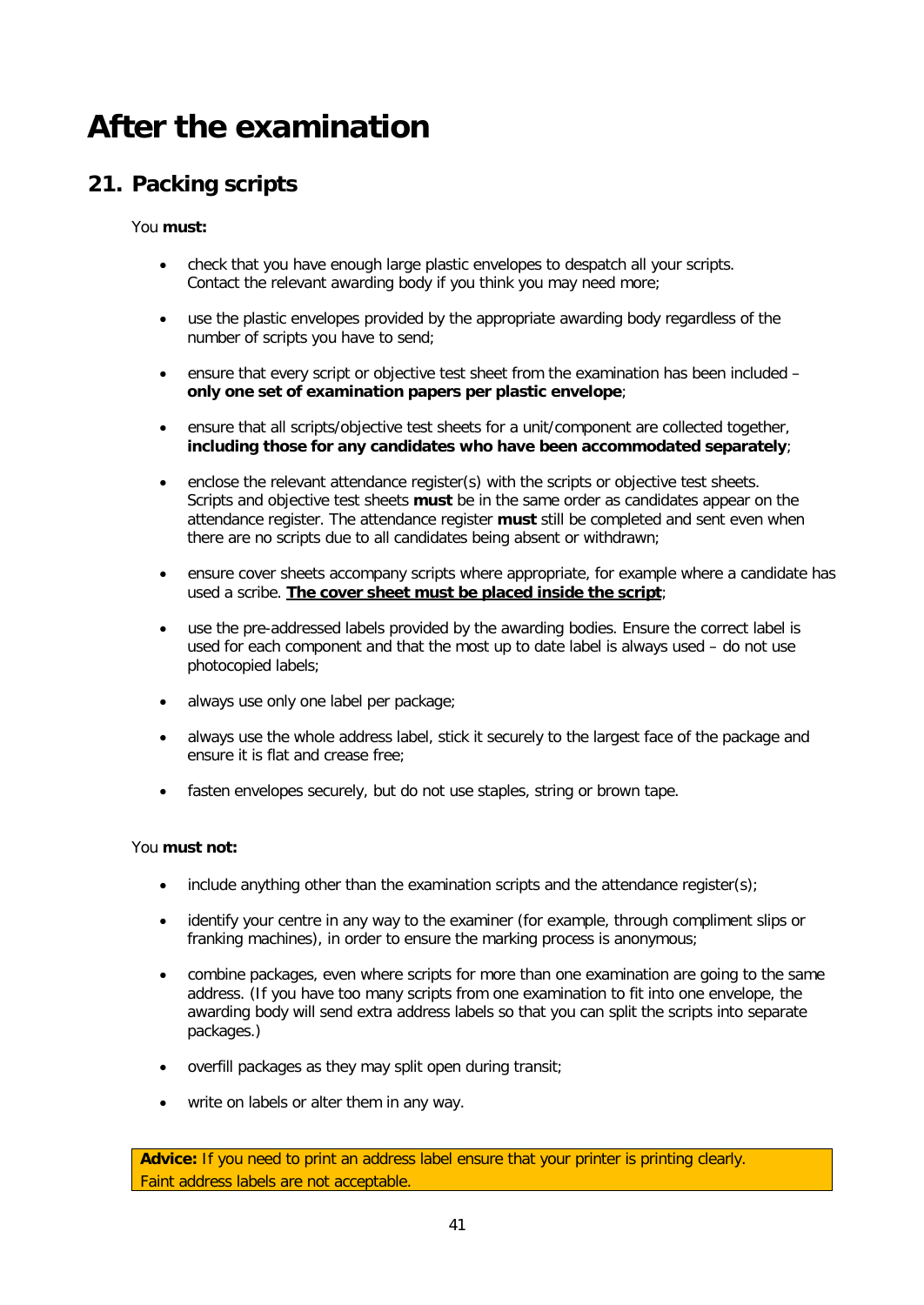# After the examination

## 21. Packing scripts

You **must:**

- check that you have enough large plastic envelopes to despatch all your scripts. Contact the relevant awarding body if you think you may need more;
- use the plastic envelopes provided by the appropriate awarding body regardless of the number of scripts you have to send;
- ensure that every script or objective test sheet from the examination has been included – **only one set of examination papers per plastic envelope**;
- ensure that all scripts/objective test sheets for a unit/component are collected together, **including those for any candidates who have been accommodated separately**;
- enclose the relevant attendance register(s) with the scripts or objective test sheets. Scripts and objective test sheets **must** be in the same order as candidates appear on the attendance register. The attendance register **must** still be completed and sent even when there are no scripts due to all candidates being absent or withdrawn;
- ensure cover sheets accompany scripts where appropriate, for example where a candidate has used a scribe. **<u>The cover sheet must be placed inside the script</u>**;
- use the pre-addressed labels provided by the awarding bodies. Ensure the correct label is used for each component and that the most up to date label is always used – do not use photocopied labels;
- always use only one label per package;
- always use the whole address label, stick it securely to the largest face of the package and ensure it is flat and crease free;
- fasten envelopes securely, but do not use staples, string or brown tape.

You **must not:**

- include anything other than the examination scripts and the attendance register(s);
- identify your centre in any way to the examiner (for example, through compliment slips or franking machines), in order to ensure the marking process is anonymous;
- combine packages, even where scripts for more than one examination are going to the same address. (If you have too many scripts from one examination to fit into one envelope, the awarding body will send extra address labels so that you can split the scripts into separate packages.)
- overfill packages as they may split open during transit;
- write on labels or alter them in any way.

**Advice:** If you need to print an address label ensure that your printer is printing clearly. Faint address labels are not acceptable.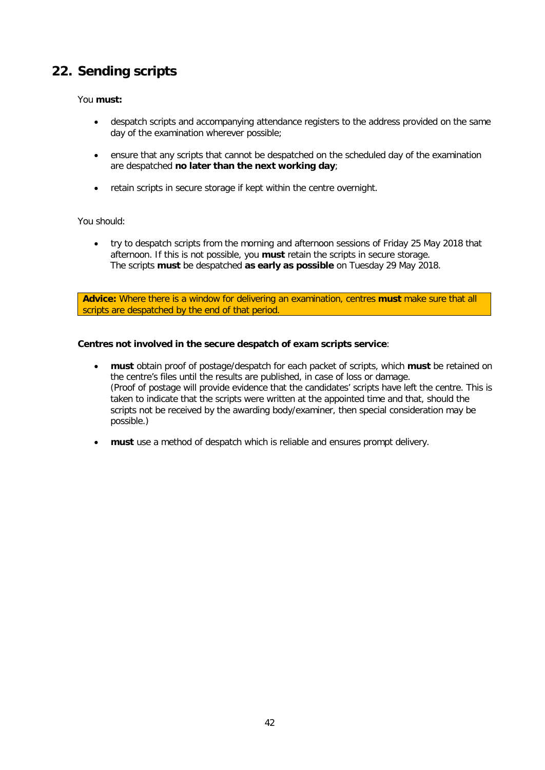## 22. Sending scripts

You **must:**

- despatch scripts and accompanying attendance registers to the address provided on the same day of the examination wherever possible;
- ensure that any scripts that cannot be despatched on the scheduled day of the examination are despatched **no later than the next working day**;
- retain scripts in secure storage if kept within the centre overnight.

You should:

- try to despatch scripts from the morning and afternoon sessions of Friday 25 May 2018 that afternoon. If this is not possible, you **must** retain the scripts in secure storage. The scripts **must** be despatched **as early as possible** on Tuesday 29 May 2018.

**Advice:** Where there is a window for delivering an examination, centres **must** make sure that all scripts are despatched by the end of that period.

**Centres not involved in the secure despatch of exam scripts service**:

- **must** obtain proof of postage/despatch for each packet of scripts, which **must** be retained on the centre's files until the results are published, in case of loss or damage.
  (Proof of postage will provide evidence that the candidates' scripts have left the centre. This is taken to indicate that the scripts were written at the appointed time and that, should the scripts not be received by the awarding body/examiner, then special consideration may be possible.)
- **must** use a method of despatch which is reliable and ensures prompt delivery.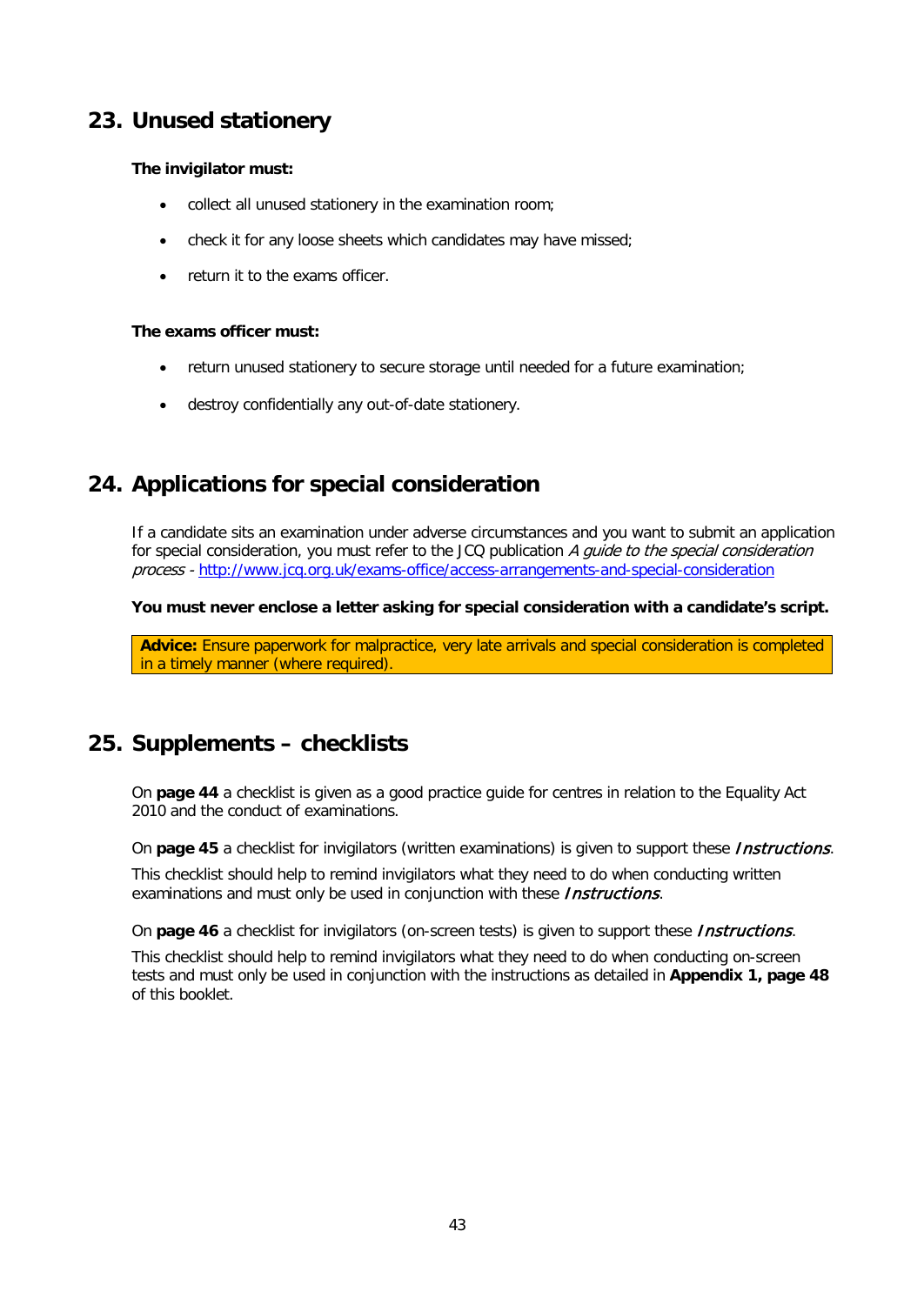## 23. Unused stationery

**The invigilator must:**

- collect all unused stationery in the examination room;
- check it for any loose sheets which candidates may have missed;
- return it to the exams officer.

**The exams officer must:**

- return unused stationery to secure storage until needed for a future examination;
- destroy confidentially any out-of-date stationery.

## 24. Applications for special consideration

If a candidate sits an examination under adverse circumstances and you want to submit an application for special consideration, you must refer to the JCQ publication *A guide to the special consideration process* - [http://www.jcq.org.uk/exams-office/access-arrangements-and-special-consideration](http://www.jcq.org.uk/exams-office/access-arrangements-and-special-consideration)

**You must never enclose a letter asking for special consideration with a candidate's script.**

> **Advice:** Ensure paperwork for malpractice, very late arrivals and special consideration is completed in a timely manner (where required).

## 25. Supplements – checklists

On **page 44** a checklist is given as a good practice guide for centres in relation to the Equality Act 2010 and the conduct of examinations.

On **page 45** a checklist for invigilators (written examinations) is given to support these *Instructions*.

This checklist should help to remind invigilators what they need to do when conducting written examinations and must only be used in conjunction with these *Instructions*.

On **page 46** a checklist for invigilators (on-screen tests) is given to support these *Instructions*.

This checklist should help to remind invigilators what they need to do when conducting on-screen tests and must only be used in conjunction with the instructions as detailed in **Appendix 1, page 48** of this booklet.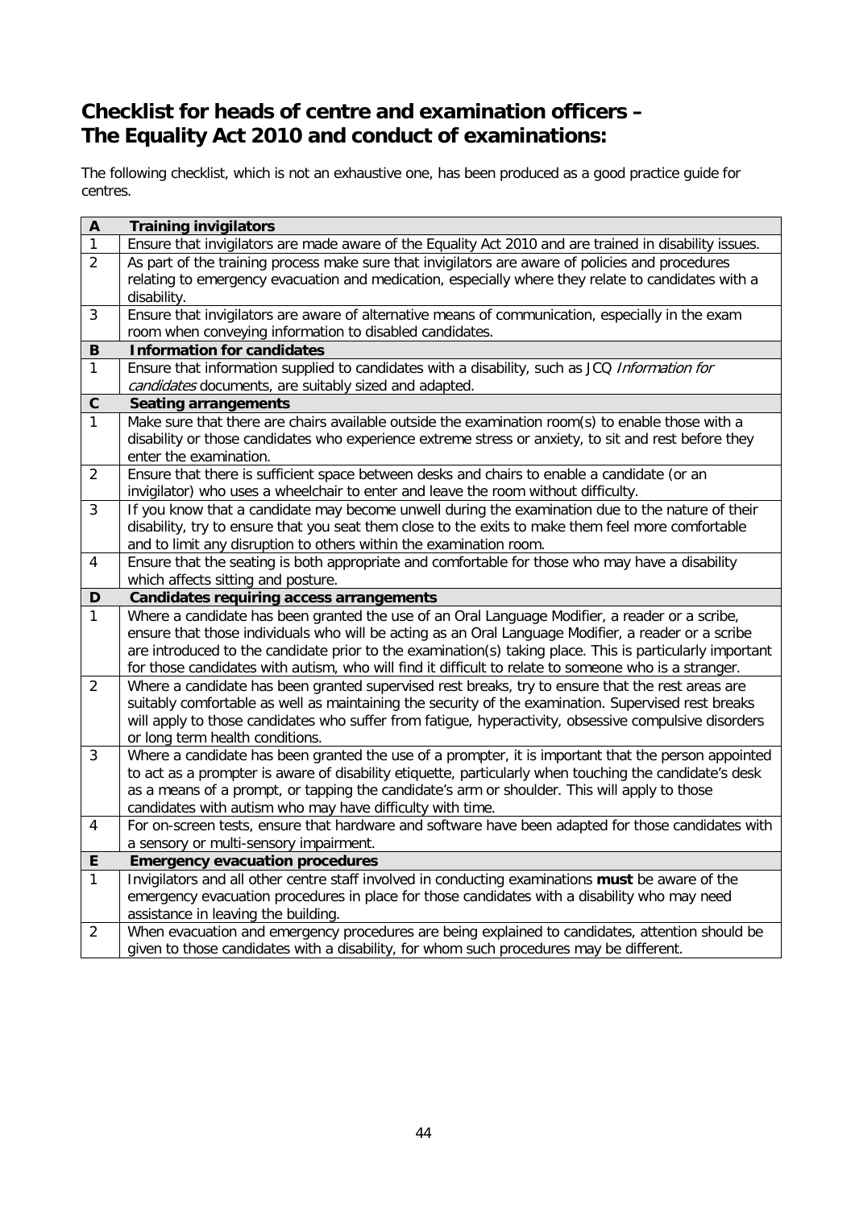## Checklist for heads of centre and examination officers – The Equality Act 2010 and conduct of examinations:

The following checklist, which is not an exhaustive one, has been produced as a good practice guide for centres.

| A | Training invigilators |
|---|---|
| 1 | Ensure that invigilators are made aware of the Equality Act 2010 and are trained in disability issues. |
| 2 | As part of the training process make sure that invigilators are aware of policies and procedures relating to emergency evacuation and medication, especially where they relate to candidates with a disability. |
| 3 | Ensure that invigilators are aware of alternative means of communication, especially in the exam room when conveying information to disabled candidates. |
| **B** | **Information for candidates** |
| 1 | Ensure that information supplied to candidates with a disability, such as JCQ *Information for candidates* documents, are suitably sized and adapted. |
| **C** | **Seating arrangements** |
| 1 | Make sure that there are chairs available outside the examination room(s) to enable those with a disability or those candidates who experience extreme stress or anxiety, to sit and rest before they enter the examination. |
| 2 | Ensure that there is sufficient space between desks and chairs to enable a candidate (or an invigilator) who uses a wheelchair to enter and leave the room without difficulty. |
| 3 | If you know that a candidate may become unwell during the examination due to the nature of their disability, try to ensure that you seat them close to the exits to make them feel more comfortable and to limit any disruption to others within the examination room. |
| 4 | Ensure that the seating is both appropriate and comfortable for those who may have a disability which affects sitting and posture. |
| **D** | **Candidates requiring access arrangements** |
| 1 | Where a candidate has been granted the use of an Oral Language Modifier, a reader or a scribe, ensure that those individuals who will be acting as an Oral Language Modifier, a reader or a scribe are introduced to the candidate prior to the examination(s) taking place. This is particularly important for those candidates with autism, who will find it difficult to relate to someone who is a stranger. |
| 2 | Where a candidate has been granted supervised rest breaks, try to ensure that the rest areas are suitably comfortable as well as maintaining the security of the examination. Supervised rest breaks will apply to those candidates who suffer from fatigue, hyperactivity, obsessive compulsive disorders or long term health conditions. |
| 3 | Where a candidate has been granted the use of a prompter, it is important that the person appointed to act as a prompter is aware of disability etiquette, particularly when touching the candidate's desk as a means of a prompt, or tapping the candidate's arm or shoulder. This will apply to those candidates with autism who may have difficulty with time. |
| 4 | For on-screen tests, ensure that hardware and software have been adapted for those candidates with a sensory or multi-sensory impairment. |
| **E** | **Emergency evacuation procedures** |
| 1 | Invigilators and all other centre staff involved in conducting examinations **must** be aware of the emergency evacuation procedures in place for those candidates with a disability who may need assistance in leaving the building. |
| 2 | When evacuation and emergency procedures are being explained to candidates, attention should be given to those candidates with a disability, for whom such procedures may be different. |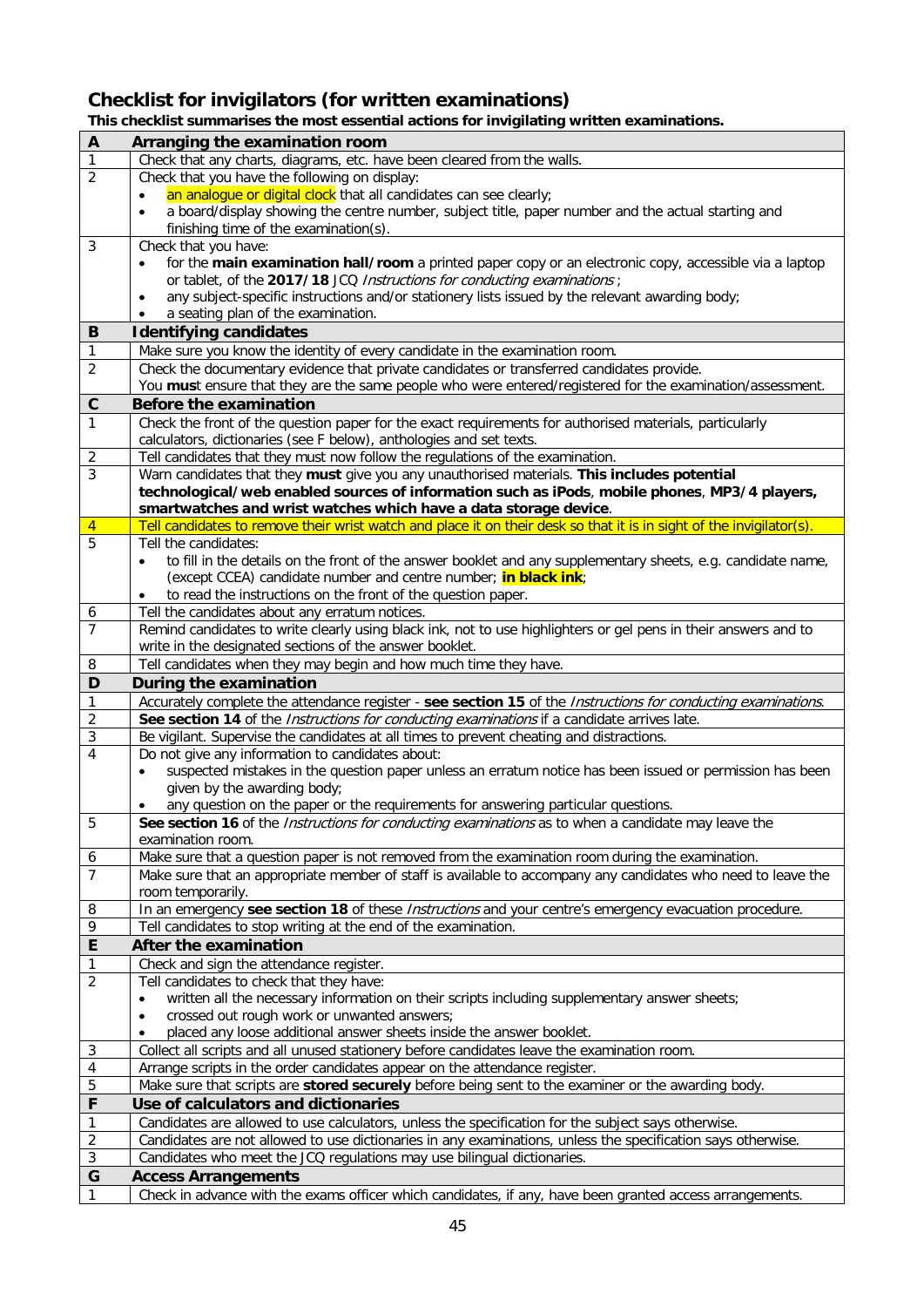## Checklist for invigilators (for written examinations)

**This checklist summarises the most essential actions for invigilating written examinations.**

| **A** | **Arranging the examination room** |
|---|---|
| 1 | Check that any charts, diagrams, etc. have been cleared from the walls. |
| 2 | Check that you have the following on display:<br>• an analogue or digital clock that all candidates can see clearly;<br>• a board/display showing the centre number, subject title, paper number and the actual starting and finishing time of the examination(s). |
| 3 | Check that you have:<br>• for the **main examination hall/room** a printed paper copy or an electronic copy, accessible via a laptop or tablet, of the **2017/18** JCQ *Instructions for conducting examinations* ;<br>• any subject-specific instructions and/or stationery lists issued by the relevant awarding body;<br>• a seating plan of the examination. |
| **B** | **Identifying candidates** |
| 1 | Make sure you know the identity of every candidate in the examination room. |
| 2 | Check the documentary evidence that private candidates or transferred candidates provide.<br>You **mus**t ensure that they are the same people who were entered/registered for the examination/assessment. |
| **C** | **Before the examination** |
| 1 | Check the front of the question paper for the exact requirements for authorised materials, particularly calculators, dictionaries (see F below), anthologies and set texts. |
| 2 | Tell candidates that they must now follow the regulations of the examination. |
| 3 | Warn candidates that they **must** give you any unauthorised materials. **This includes potential technological/web enabled sources of information such as iPods**, **mobile phones**, **MP3/4 players, smartwatches and wrist watches which have a data storage device**. |
| 4 | Tell candidates to remove their wrist watch and place it on their desk so that it is in sight of the invigilator(s). |
| 5 | Tell the candidates:<br>• to fill in the details on the front of the answer booklet and any supplementary sheets, e.g. candidate name, (except CCEA) candidate number and centre number; **in black ink**;<br>• to read the instructions on the front of the question paper. |
| 6 | Tell the candidates about any erratum notices. |
| 7 | Remind candidates to write clearly using black ink, not to use highlighters or gel pens in their answers and to write in the designated sections of the answer booklet. |
| 8 | Tell candidates when they may begin and how much time they have. |
| **D** | **During the examination** |
| 1 | Accurately complete the attendance register - **see section 15** of the *Instructions for conducting examinations*. |
| 2 | **See section 14** of the *Instructions for conducting examinations* if a candidate arrives late. |
| 3 | Be vigilant. Supervise the candidates at all times to prevent cheating and distractions. |
| 4 | Do not give any information to candidates about:<br>• suspected mistakes in the question paper unless an erratum notice has been issued or permission has been given by the awarding body;<br>• any question on the paper or the requirements for answering particular questions. |
| 5 | **See section 16** of the *Instructions for conducting examinations* as to when a candidate may leave the examination room. |
| 6 | Make sure that a question paper is not removed from the examination room during the examination. |
| 7 | Make sure that an appropriate member of staff is available to accompany any candidates who need to leave the room temporarily. |
| 8 | In an emergency **see section 18** of these *Instructions* and your centre's emergency evacuation procedure. |
| 9 | Tell candidates to stop writing at the end of the examination. |
| **E** | **After the examination** |
| 1 | Check and sign the attendance register. |
| 2 | Tell candidates to check that they have:<br>• written all the necessary information on their scripts including supplementary answer sheets;<br>• crossed out rough work or unwanted answers;<br>• placed any loose additional answer sheets inside the answer booklet. |
| 3 | Collect all scripts and all unused stationery before candidates leave the examination room. |
| 4 | Arrange scripts in the order candidates appear on the attendance register. |
| 5 | Make sure that scripts are **stored securely** before being sent to the examiner or the awarding body. |
| **F** | **Use of calculators and dictionaries** |
| 1 | Candidates are allowed to use calculators, unless the specification for the subject says otherwise. |
| 2 | Candidates are not allowed to use dictionaries in any examinations, unless the specification says otherwise. |
| 3 | Candidates who meet the JCQ regulations may use bilingual dictionaries. |
| **G** | **Access Arrangements** |
| 1 | Check in advance with the exams officer which candidates, if any, have been granted access arrangements. |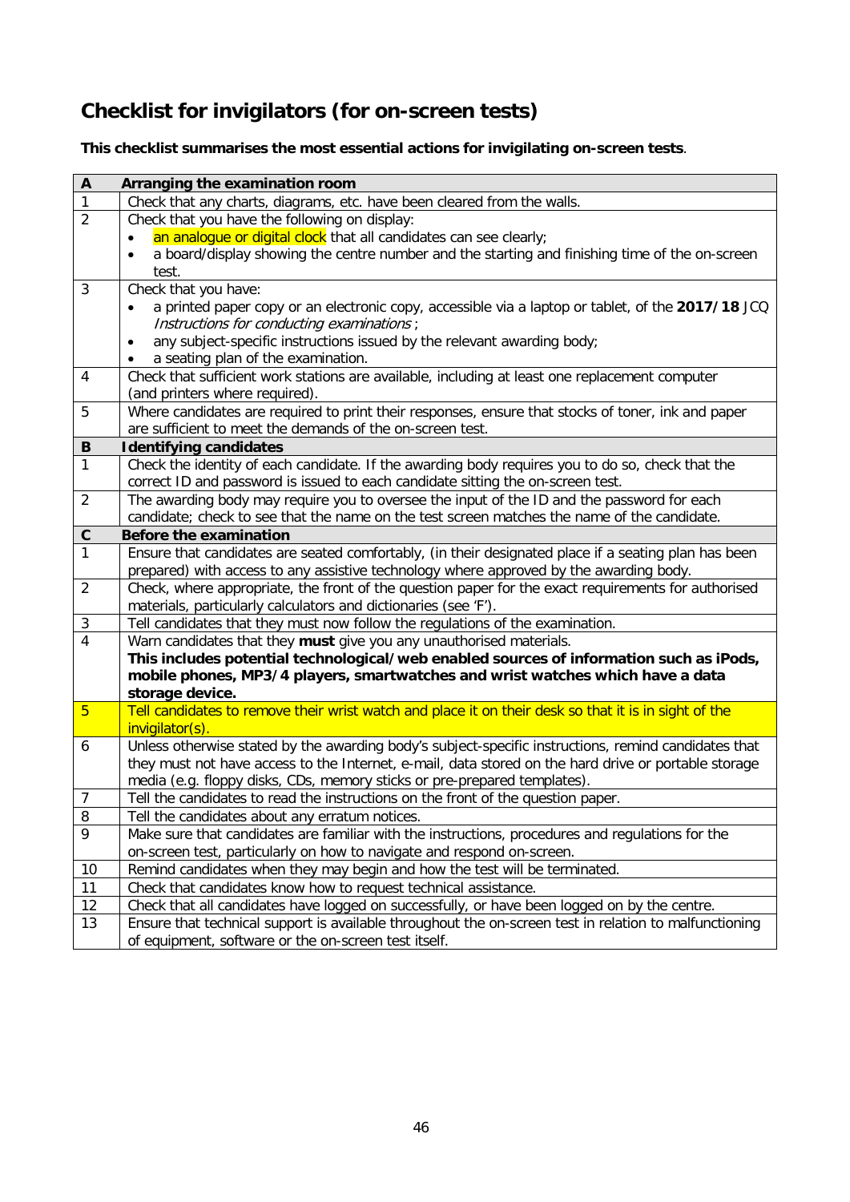# Checklist for invigilators (for on-screen tests)

**This checklist summarises the most essential actions for invigilating on-screen tests**.

| A | Arranging the examination room |
|---|---|
| 1 | Check that any charts, diagrams, etc. have been cleared from the walls. |
| 2 | Check that you have the following on display:<br>• an analogue or digital clock that all candidates can see clearly;<br>• a board/display showing the centre number and the starting and finishing time of the on-screen test. |
| 3 | Check that you have:<br>• a printed paper copy or an electronic copy, accessible via a laptop or tablet, of the **2017/18** JCQ *Instructions for conducting examinations*;<br>• any subject-specific instructions issued by the relevant awarding body;<br>• a seating plan of the examination. |
| 4 | Check that sufficient work stations are available, including at least one replacement computer (and printers where required). |
| 5 | Where candidates are required to print their responses, ensure that stocks of toner, ink and paper are sufficient to meet the demands of the on-screen test. |
| **B** | **Identifying candidates** |
| 1 | Check the identity of each candidate. If the awarding body requires you to do so, check that the correct ID and password is issued to each candidate sitting the on-screen test. |
| 2 | The awarding body may require you to oversee the input of the ID and the password for each candidate; check to see that the name on the test screen matches the name of the candidate. |
| **C** | **Before the examination** |
| 1 | Ensure that candidates are seated comfortably, (in their designated place if a seating plan has been prepared) with access to any assistive technology where approved by the awarding body. |
| 2 | Check, where appropriate, the front of the question paper for the exact requirements for authorised materials, particularly calculators and dictionaries (see 'F'). |
| 3 | Tell candidates that they must now follow the regulations of the examination. |
| 4 | Warn candidates that they **must** give you any unauthorised materials.<br>**This includes potential technological/web enabled sources of information such as iPods, mobile phones, MP3/4 players, smartwatches and wrist watches which have a data storage device.** |
| 5 | Tell candidates to remove their wrist watch and place it on their desk so that it is in sight of the invigilator(s). |
| 6 | Unless otherwise stated by the awarding body's subject-specific instructions, remind candidates that they must not have access to the Internet, e-mail, data stored on the hard drive or portable storage media (e.g. floppy disks, CDs, memory sticks or pre-prepared templates). |
| 7 | Tell the candidates to read the instructions on the front of the question paper. |
| 8 | Tell the candidates about any erratum notices. |
| 9 | Make sure that candidates are familiar with the instructions, procedures and regulations for the on-screen test, particularly on how to navigate and respond on-screen. |
| 10 | Remind candidates when they may begin and how the test will be terminated. |
| 11 | Check that candidates know how to request technical assistance. |
| 12 | Check that all candidates have logged on successfully, or have been logged on by the centre. |
| 13 | Ensure that technical support is available throughout the on-screen test in relation to malfunctioning of equipment, software or the on-screen test itself. |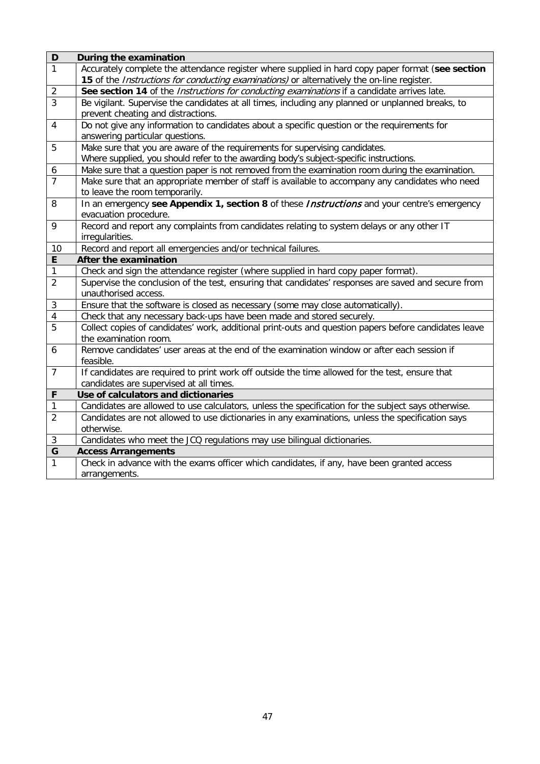| D | **During the examination** |
|---|---|
| 1 | Accurately complete the attendance register where supplied in hard copy paper format (**see section 15** of the *Instructions for conducting examinations)* or alternatively the on-line register. |
| 2 | **See section 14** of the *Instructions for conducting examinations* if a candidate arrives late. |
| 3 | Be vigilant. Supervise the candidates at all times, including any planned or unplanned breaks, to prevent cheating and distractions. |
| 4 | Do not give any information to candidates about a specific question or the requirements for answering particular questions. |
| 5 | Make sure that you are aware of the requirements for supervising candidates. Where supplied, you should refer to the awarding body's subject-specific instructions. |
| 6 | Make sure that a question paper is not removed from the examination room during the examination. |
| 7 | Make sure that an appropriate member of staff is available to accompany any candidates who need to leave the room temporarily. |
| 8 | In an emergency **see Appendix 1, section 8** of these *Instructions* and your centre's emergency evacuation procedure. |
| 9 | Record and report any complaints from candidates relating to system delays or any other IT irregularities. |
| 10 | Record and report all emergencies and/or technical failures. |
| **E** | **After the examination** |
| 1 | Check and sign the attendance register (where supplied in hard copy paper format). |
| 2 | Supervise the conclusion of the test, ensuring that candidates' responses are saved and secure from unauthorised access. |
| 3 | Ensure that the software is closed as necessary (some may close automatically). |
| 4 | Check that any necessary back-ups have been made and stored securely. |
| 5 | Collect copies of candidates' work, additional print-outs and question papers before candidates leave the examination room. |
| 6 | Remove candidates' user areas at the end of the examination window or after each session if feasible. |
| 7 | If candidates are required to print work off outside the time allowed for the test, ensure that candidates are supervised at all times. |
| **F** | **Use of calculators and dictionaries** |
| 1 | Candidates are allowed to use calculators, unless the specification for the subject says otherwise. |
| 2 | Candidates are not allowed to use dictionaries in any examinations, unless the specification says otherwise. |
| 3 | Candidates who meet the JCQ regulations may use bilingual dictionaries. |
| **G** | **Access Arrangements** |
| 1 | Check in advance with the exams officer which candidates, if any, have been granted access arrangements. |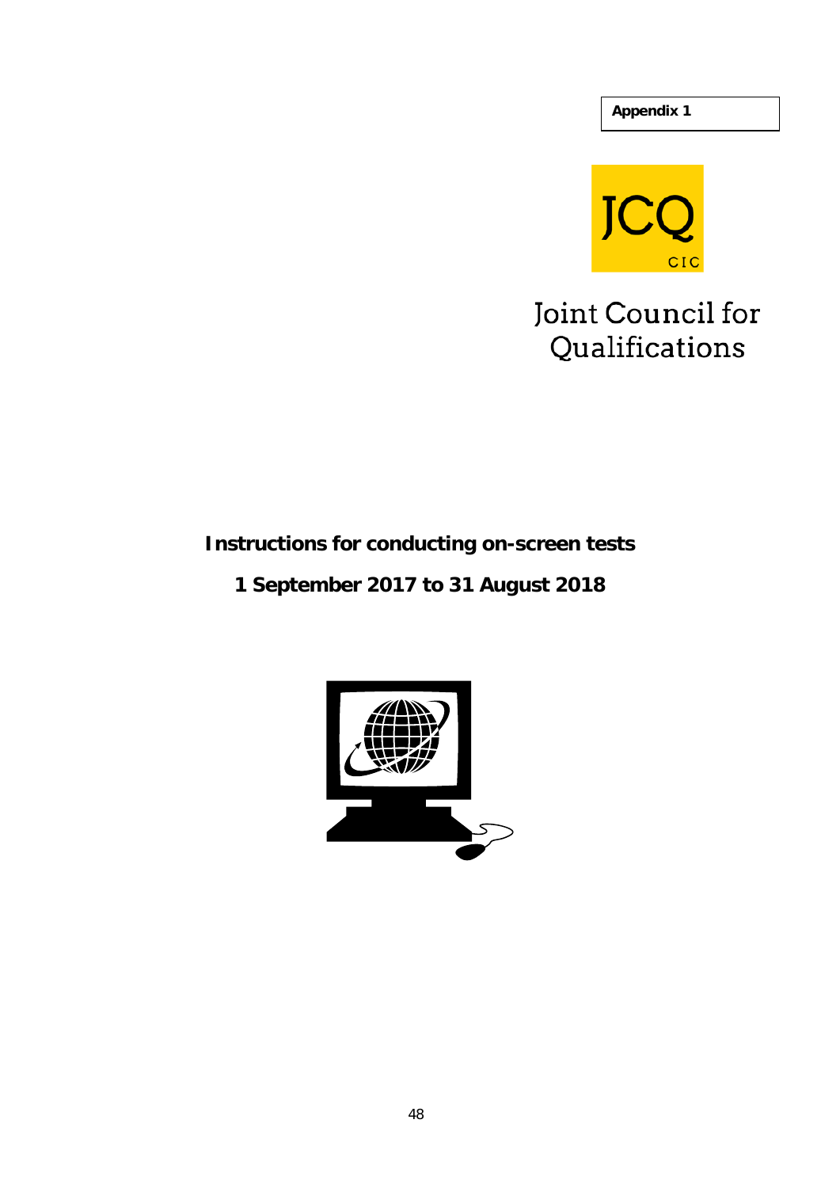Appendix 1

Joint Council for Qualifications

# Instructions for conducting on-screen tests

## 1 September 2017 to 31 August 2018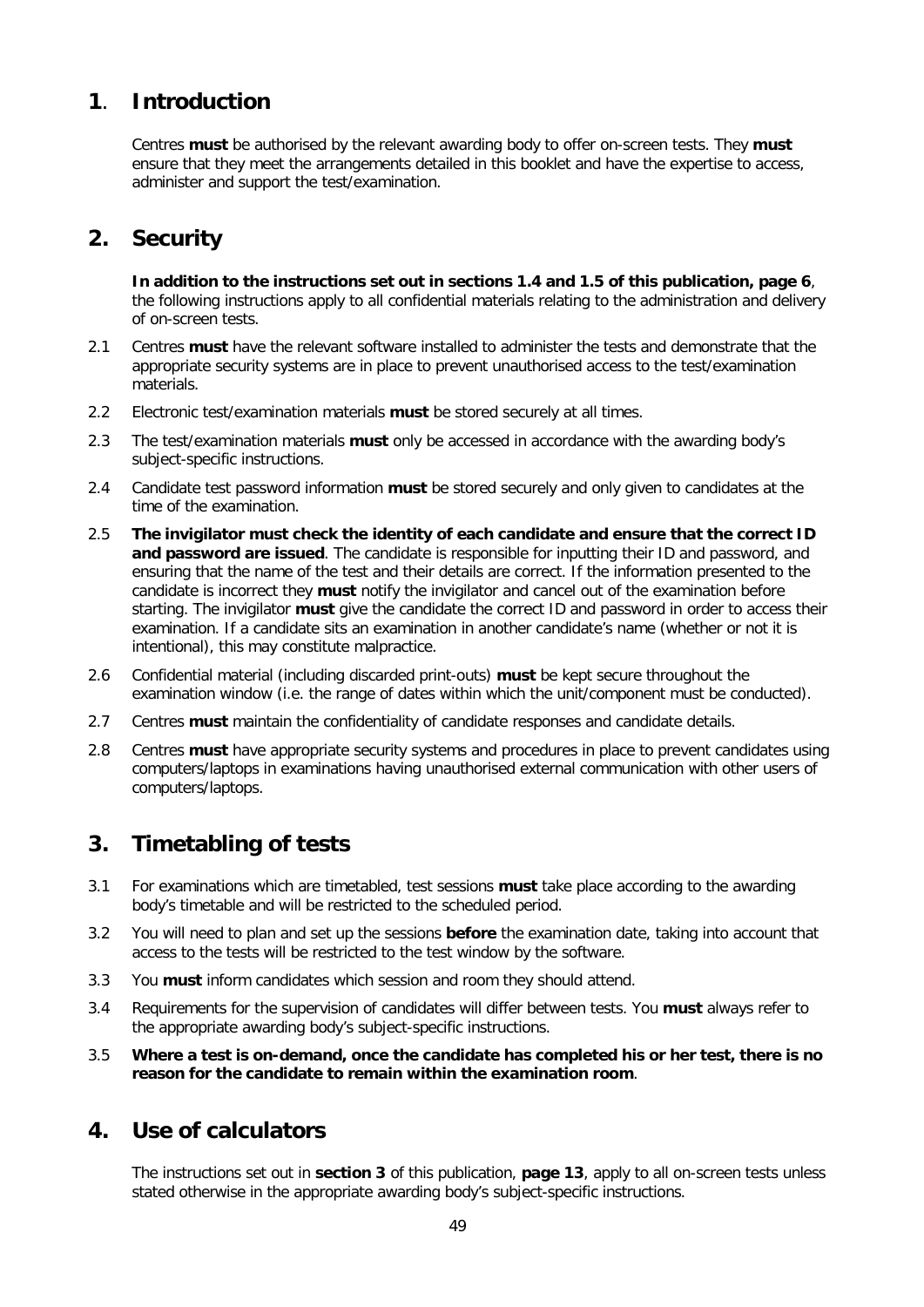## 1. Introduction

Centres **must** be authorised by the relevant awarding body to offer on-screen tests. They **must** ensure that they meet the arrangements detailed in this booklet and have the expertise to access, administer and support the test/examination.

## 2. Security

**In addition to the instructions set out in sections 1.4 and 1.5 of this publication, page 6**, the following instructions apply to all confidential materials relating to the administration and delivery of on-screen tests.

2.1 Centres **must** have the relevant software installed to administer the tests and demonstrate that the appropriate security systems are in place to prevent unauthorised access to the test/examination materials.

2.2 Electronic test/examination materials **must** be stored securely at all times.

2.3 The test/examination materials **must** only be accessed in accordance with the awarding body's subject-specific instructions.

2.4 Candidate test password information **must** be stored securely and only given to candidates at the time of the examination.

2.5 **The invigilator must check the identity of each candidate and ensure that the correct ID and password are issued**. The candidate is responsible for inputting their ID and password, and ensuring that the name of the test and their details are correct. If the information presented to the candidate is incorrect they **must** notify the invigilator and cancel out of the examination before starting. The invigilator **must** give the candidate the correct ID and password in order to access their examination. If a candidate sits an examination in another candidate's name (whether or not it is intentional), this may constitute malpractice.

2.6 Confidential material (including discarded print-outs) **must** be kept secure throughout the examination window (i.e. the range of dates within which the unit/component must be conducted).

2.7 Centres **must** maintain the confidentiality of candidate responses and candidate details.

2.8 Centres **must** have appropriate security systems and procedures in place to prevent candidates using computers/laptops in examinations having unauthorised external communication with other users of computers/laptops.

## 3. Timetabling of tests

3.1 For examinations which are timetabled, test sessions **must** take place according to the awarding body's timetable and will be restricted to the scheduled period.

3.2 You will need to plan and set up the sessions **before** the examination date, taking into account that access to the tests will be restricted to the test window by the software.

3.3 You **must** inform candidates which session and room they should attend.

3.4 Requirements for the supervision of candidates will differ between tests. You **must** always refer to the appropriate awarding body's subject-specific instructions.

3.5 **Where a test is on-demand, once the candidate has completed his or her test, there is no reason for the candidate to remain within the examination room**.

## 4. Use of calculators

The instructions set out in **section 3** of this publication, **page 13**, apply to all on-screen tests unless stated otherwise in the appropriate awarding body's subject-specific instructions.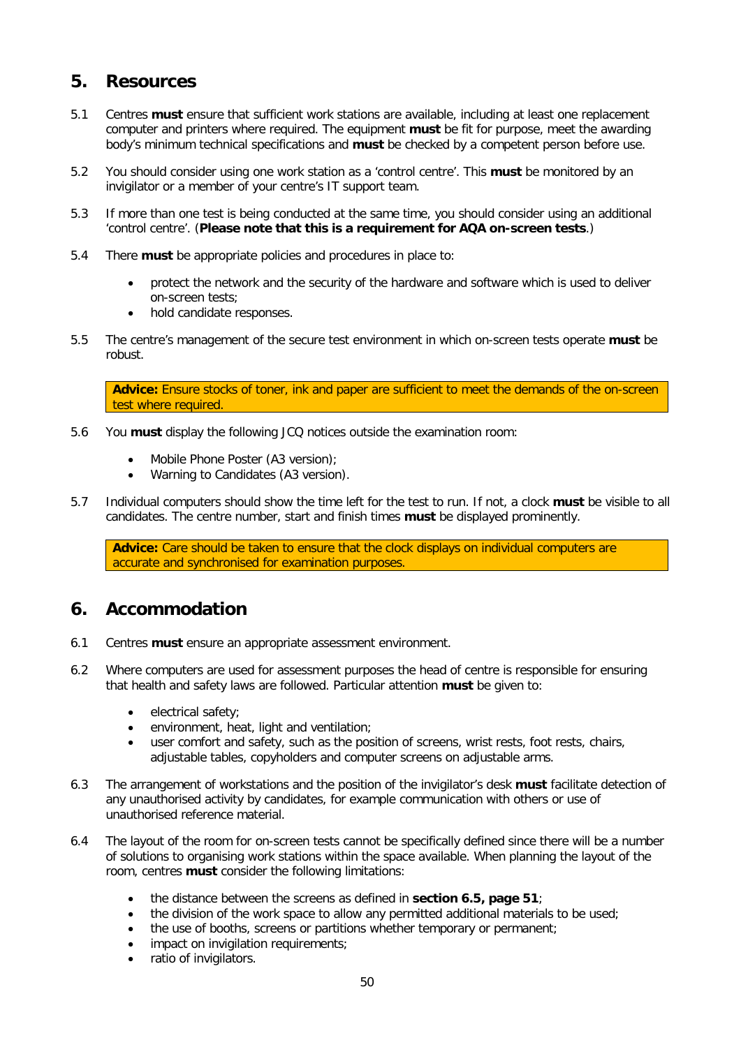## 5. Resources

5.1 Centres **must** ensure that sufficient work stations are available, including at least one replacement computer and printers where required. The equipment **must** be fit for purpose, meet the awarding body's minimum technical specifications and **must** be checked by a competent person before use.

5.2 You should consider using one work station as a 'control centre'. This **must** be monitored by an invigilator or a member of your centre's IT support team.

5.3 If more than one test is being conducted at the same time, you should consider using an additional 'control centre'. (**Please note that this is a requirement for AQA on-screen tests**.)

5.4 There **must** be appropriate policies and procedures in place to:

- protect the network and the security of the hardware and software which is used to deliver on-screen tests;
- hold candidate responses.

5.5 The centre's management of the secure test environment in which on-screen tests operate **must** be robust.

> **Advice:** Ensure stocks of toner, ink and paper are sufficient to meet the demands of the on-screen test where required.

5.6 You **must** display the following JCQ notices outside the examination room:

- Mobile Phone Poster (A3 version);
- Warning to Candidates (A3 version).

5.7 Individual computers should show the time left for the test to run. If not, a clock **must** be visible to all candidates. The centre number, start and finish times **must** be displayed prominently.

> **Advice:** Care should be taken to ensure that the clock displays on individual computers are accurate and synchronised for examination purposes.

## 6. Accommodation

6.1 Centres **must** ensure an appropriate assessment environment.

6.2 Where computers are used for assessment purposes the head of centre is responsible for ensuring that health and safety laws are followed. Particular attention **must** be given to:

- electrical safety;
- environment, heat, light and ventilation;
- user comfort and safety, such as the position of screens, wrist rests, foot rests, chairs, adjustable tables, copyholders and computer screens on adjustable arms.

6.3 The arrangement of workstations and the position of the invigilator's desk **must** facilitate detection of any unauthorised activity by candidates, for example communication with others or use of unauthorised reference material.

6.4 The layout of the room for on-screen tests cannot be specifically defined since there will be a number of solutions to organising work stations within the space available. When planning the layout of the room, centres **must** consider the following limitations:

- the distance between the screens as defined in **section 6.5, page 51**;
- the division of the work space to allow any permitted additional materials to be used;
- the use of booths, screens or partitions whether temporary or permanent;
- impact on invigilation requirements;
- ratio of invigilators.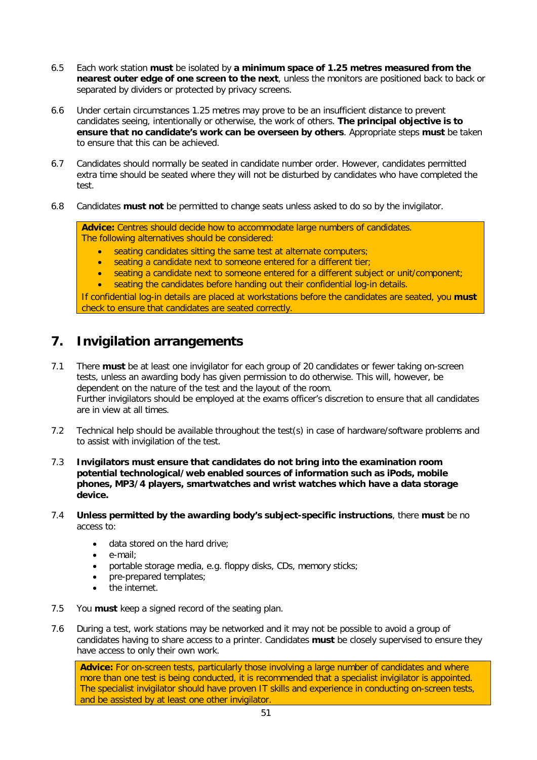6.5 Each work station **must** be isolated by **a minimum space of 1.25 metres measured from the nearest outer edge of one screen to the next**, unless the monitors are positioned back to back or separated by dividers or protected by privacy screens.

6.6 Under certain circumstances 1.25 metres may prove to be an insufficient distance to prevent candidates seeing, intentionally or otherwise, the work of others. **The principal objective is to ensure that no candidate's work can be overseen by others**. Appropriate steps **must** be taken to ensure that this can be achieved.

6.7 Candidates should normally be seated in candidate number order. However, candidates permitted extra time should be seated where they will not be disturbed by candidates who have completed the test.

6.8 Candidates **must not** be permitted to change seats unless asked to do so by the invigilator.

> **Advice:** Centres should decide how to accommodate large numbers of candidates.
> The following alternatives should be considered:
>
> - seating candidates sitting the same test at alternate computers;
> - seating a candidate next to someone entered for a different tier;
> - seating a candidate next to someone entered for a different subject or unit/component;
> - seating the candidates before handing out their confidential log-in details.
>
> If confidential log-in details are placed at workstations before the candidates are seated, you **must** check to ensure that candidates are seated correctly.

## 7. Invigilation arrangements

7.1 There **must** be at least one invigilator for each group of 20 candidates or fewer taking on-screen tests, unless an awarding body has given permission to do otherwise. This will, however, be dependent on the nature of the test and the layout of the room.
Further invigilators should be employed at the exams officer's discretion to ensure that all candidates are in view at all times.

7.2 Technical help should be available throughout the test(s) in case of hardware/software problems and to assist with invigilation of the test.

7.3 **Invigilators must ensure that candidates do not bring into the examination room potential technological/web enabled sources of information such as iPods, mobile phones, MP3/4 players, smartwatches and wrist watches which have a data storage device.**

7.4 **Unless permitted by the awarding body's subject-specific instructions**, there **must** be no access to:

- data stored on the hard drive;
- e-mail;
- portable storage media, e.g. floppy disks, CDs, memory sticks;
- pre-prepared templates;
- the internet.

7.5 You **must** keep a signed record of the seating plan.

7.6 During a test, work stations may be networked and it may not be possible to avoid a group of candidates having to share access to a printer. Candidates **must** be closely supervised to ensure they have access to only their own work.

> **Advice:** For on-screen tests, particularly those involving a large number of candidates and where more than one test is being conducted, it is recommended that a specialist invigilator is appointed. The specialist invigilator should have proven IT skills and experience in conducting on-screen tests, and be assisted by at least one other invigilator.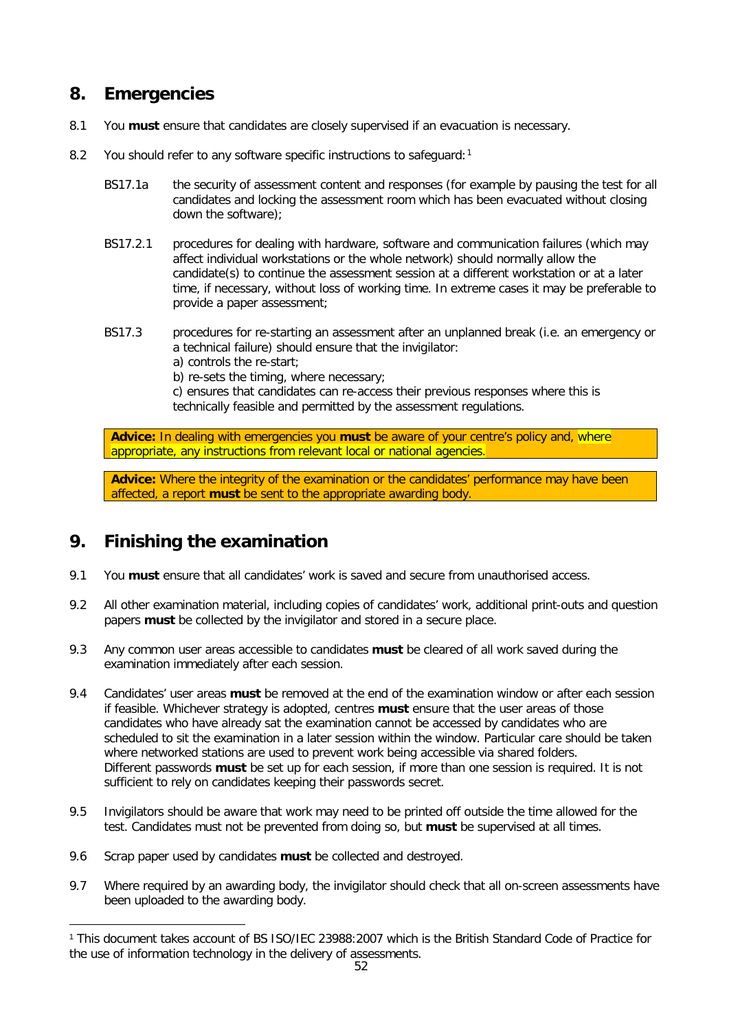## 8. Emergencies

8.1 You **must** ensure that candidates are closely supervised if an evacuation is necessary.

8.2 You should refer to any software specific instructions to safeguard:[1]

BS17.1a the security of assessment content and responses (for example by pausing the test for all candidates and locking the assessment room which has been evacuated without closing down the software);

BS17.2.1 procedures for dealing with hardware, software and communication failures (which may affect individual workstations or the whole network) should normally allow the candidate(s) to continue the assessment session at a different workstation or at a later time, if necessary, without loss of working time. In extreme cases it may be preferable to provide a paper assessment;

BS17.3 procedures for re-starting an assessment after an unplanned break (i.e. an emergency or a technical failure) should ensure that the invigilator:
a) controls the re-start;
b) re-sets the timing, where necessary;
c) ensures that candidates can re-access their previous responses where this is technically feasible and permitted by the assessment regulations.

**Advice:** In dealing with emergencies you **must** be aware of your centre's policy and, where appropriate, any instructions from relevant local or national agencies.

**Advice:** Where the integrity of the examination or the candidates' performance may have been affected, a report **must** be sent to the appropriate awarding body.

## 9. Finishing the examination

9.1 You **must** ensure that all candidates' work is saved and secure from unauthorised access.

9.2 All other examination material, including copies of candidates' work, additional print-outs and question papers **must** be collected by the invigilator and stored in a secure place.

9.3 Any common user areas accessible to candidates **must** be cleared of all work saved during the examination immediately after each session.

9.4 Candidates' user areas **must** be removed at the end of the examination window or after each session if feasible. Whichever strategy is adopted, centres **must** ensure that the user areas of those candidates who have already sat the examination cannot be accessed by candidates who are scheduled to sit the examination in a later session within the window. Particular care should be taken where networked stations are used to prevent work being accessible via shared folders.
Different passwords **must** be set up for each session, if more than one session is required. It is not sufficient to rely on candidates keeping their passwords secret.

9.5 Invigilators should be aware that work may need to be printed off outside the time allowed for the test. Candidates must not be prevented from doing so, but **must** be supervised at all times.

9.6 Scrap paper used by candidates **must** be collected and destroyed.

9.7 Where required by an awarding body, the invigilator should check that all on-screen assessments have been uploaded to the awarding body.

---

[1] This document takes account of BS ISO/IEC 23988:2007 which is the British Standard Code of Practice for the use of information technology in the delivery of assessments.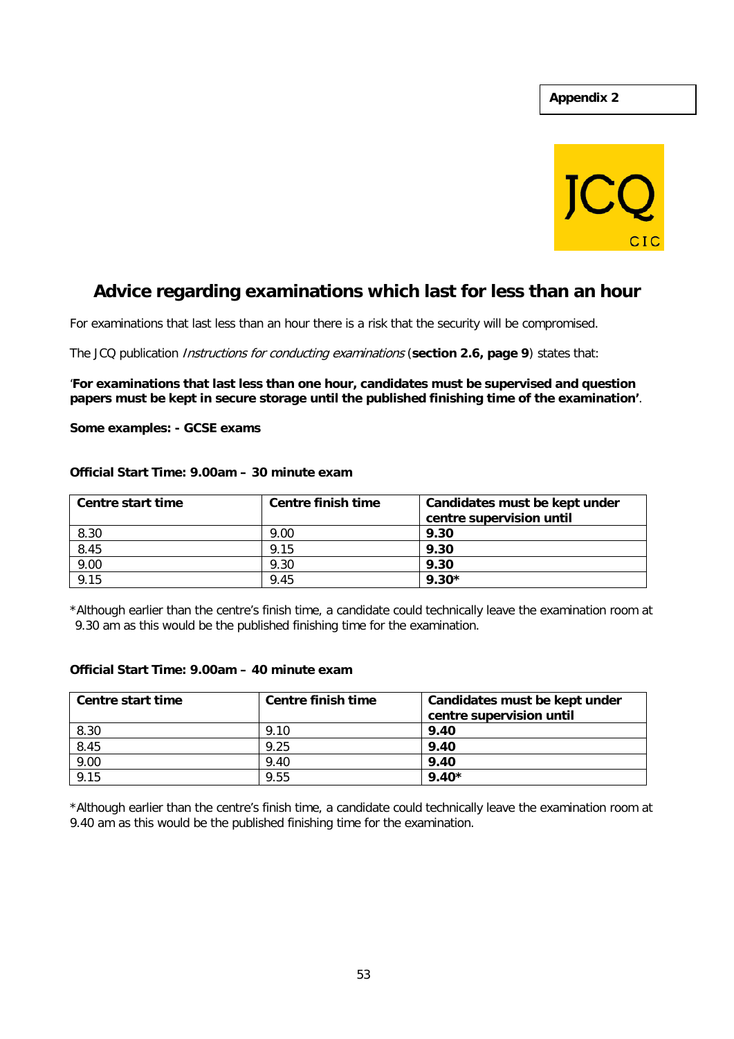**Appendix 2**

JCQ CIC

## Advice regarding examinations which last for less than an hour

For examinations that last less than an hour there is a risk that the security will be compromised.

The JCQ publication *Instructions for conducting examinations* (**section 2.6, page 9**) states that:

'**For examinations that last less than one hour, candidates must be supervised and question papers must be kept in secure storage until the published finishing time of the examination'**.

**Some examples: - GCSE exams**

**Official Start Time: 9.00am – 30 minute exam**

| **Centre start time** | **Centre finish time** | **Candidates must be kept under centre supervision until** |
|---|---|---|
| 8.30 | 9.00 | **9.30** |
| 8.45 | 9.15 | **9.30** |
| 9.00 | 9.30 | **9.30** |
| 9.15 | 9.45 | **9.30*** |

*Although earlier than the centre's finish time, a candidate could technically leave the examination room at 9.30 am as this would be the published finishing time for the examination.

**Official Start Time: 9.00am – 40 minute exam**

| **Centre start time** | **Centre finish time** | **Candidates must be kept under centre supervision until** |
|---|---|---|
| 8.30 | 9.10 | **9.40** |
| 8.45 | 9.25 | **9.40** |
| 9.00 | 9.40 | **9.40** |
| 9.15 | 9.55 | **9.40*** |

*Although earlier than the centre's finish time, a candidate could technically leave the examination room at 9.40 am as this would be the published finishing time for the examination.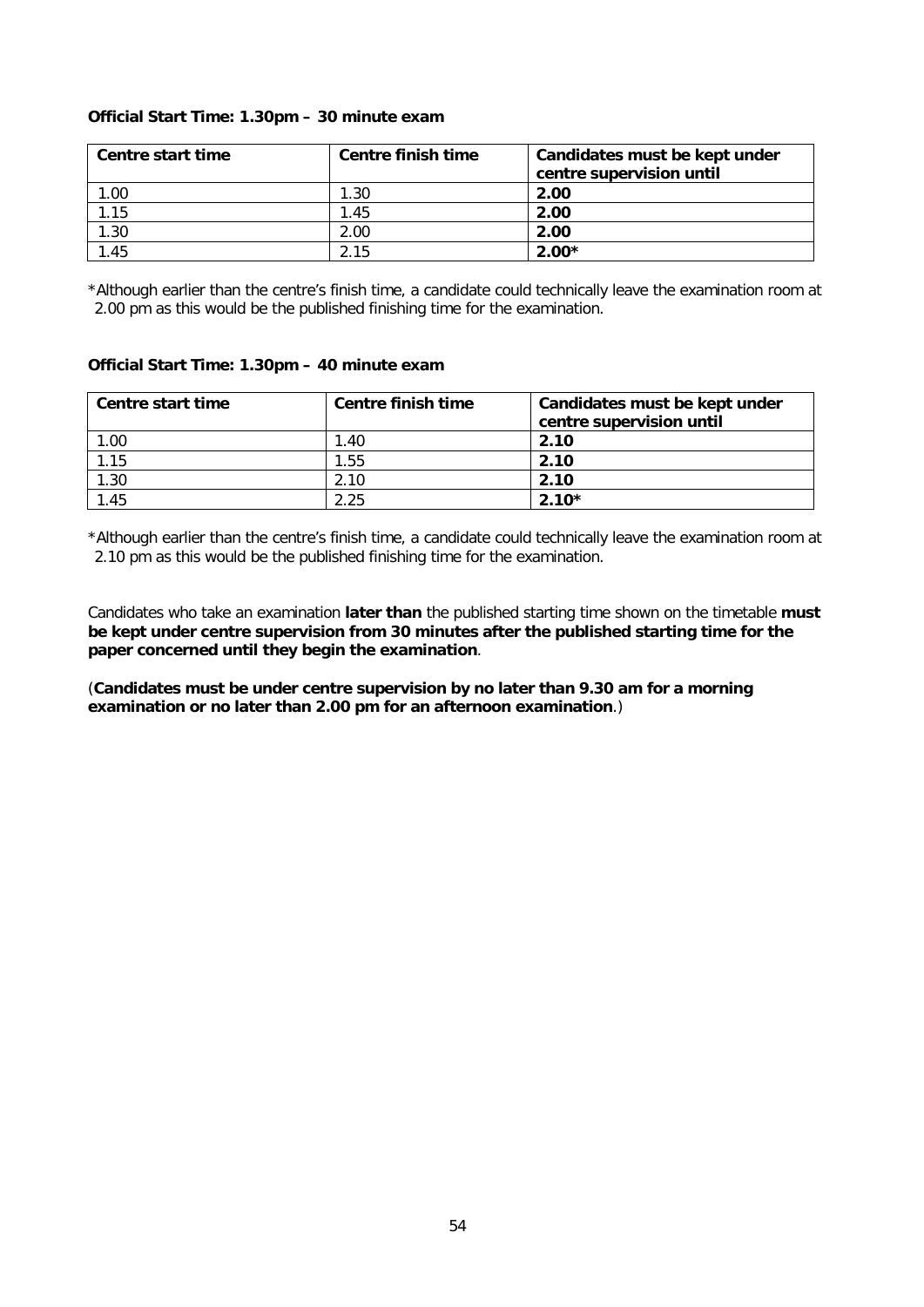**Official Start Time: 1.30pm – 30 minute exam**

| Centre start time | Centre finish time | Candidates must be kept under centre supervision until |
|---|---|---|
| 1.00 | 1.30 | **2.00** |
| 1.15 | 1.45 | **2.00** |
| 1.30 | 2.00 | **2.00** |
| 1.45 | 2.15 | **2.00*** |

*Although earlier than the centre's finish time, a candidate could technically leave the examination room at 2.00 pm as this would be the published finishing time for the examination.

**Official Start Time: 1.30pm – 40 minute exam**

| Centre start time | Centre finish time | Candidates must be kept under centre supervision until |
|---|---|---|
| 1.00 | 1.40 | **2.10** |
| 1.15 | 1.55 | **2.10** |
| 1.30 | 2.10 | **2.10** |
| 1.45 | 2.25 | **2.10*** |

*Although earlier than the centre's finish time, a candidate could technically leave the examination room at 2.10 pm as this would be the published finishing time for the examination.

Candidates who take an examination **later than** the published starting time shown on the timetable **must be kept under centre supervision from 30 minutes after the published starting time for the paper concerned until they begin the examination**.

(**Candidates must be under centre supervision by no later than 9.30 am for a morning examination or no later than 2.00 pm for an afternoon examination**.)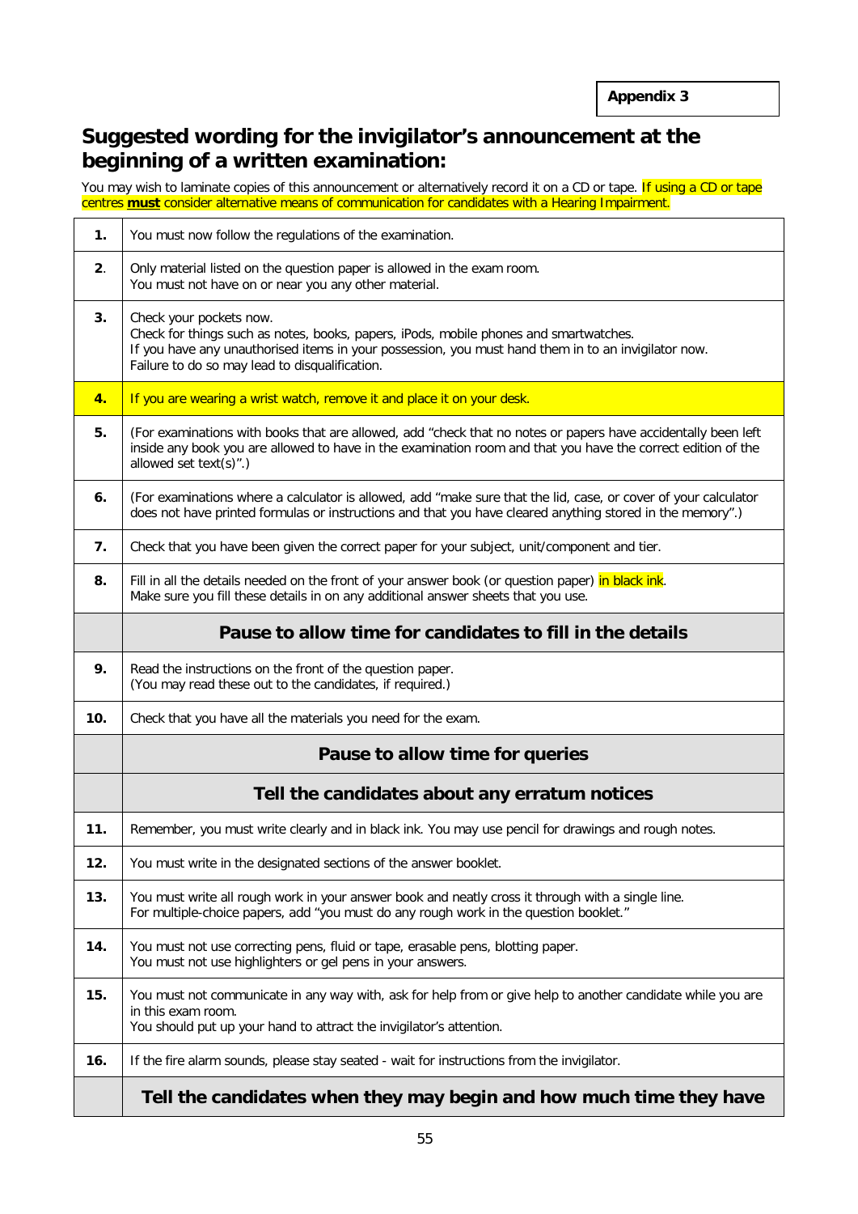**Appendix 3**

## Suggested wording for the invigilator's announcement at the beginning of a written examination:

You may wish to laminate copies of this announcement or alternatively record it on a CD or tape. If using a CD or tape centres **must** consider alternative means of communication for candidates with a Hearing Impairment.

| | |
|---|---|
| **1.** | You must now follow the regulations of the examination. |
| **2.** | Only material listed on the question paper is allowed in the exam room.<br>You must not have on or near you any other material. |
| **3.** | Check your pockets now.<br>Check for things such as notes, books, papers, iPods, mobile phones and smartwatches.<br>If you have any unauthorised items in your possession, you must hand them in to an invigilator now.<br>Failure to do so may lead to disqualification. |
| **4.** | If you are wearing a wrist watch, remove it and place it on your desk. |
| **5.** | (For examinations with books that are allowed, add "check that no notes or papers have accidentally been left inside any book you are allowed to have in the examination room and that you have the correct edition of the allowed set text(s)".) |
| **6.** | (For examinations where a calculator is allowed, add "make sure that the lid, case, or cover of your calculator does not have printed formulas or instructions and that you have cleared anything stored in the memory".) |
| **7.** | Check that you have been given the correct paper for your subject, unit/component and tier. |
| **8.** | Fill in all the details needed on the front of your answer book (or question paper) in black ink.<br>Make sure you fill these details in on any additional answer sheets that you use. |
| | **Pause to allow time for candidates to fill in the details** |
| **9.** | Read the instructions on the front of the question paper.<br>(You may read these out to the candidates, if required.) |
| **10.** | Check that you have all the materials you need for the exam. |
| | **Pause to allow time for queries** |
| | **Tell the candidates about any erratum notices** |
| **11.** | Remember, you must write clearly and in black ink. You may use pencil for drawings and rough notes. |
| **12.** | You must write in the designated sections of the answer booklet. |
| **13.** | You must write all rough work in your answer book and neatly cross it through with a single line.<br>For multiple-choice papers, add "you must do any rough work in the question booklet." |
| **14.** | You must not use correcting pens, fluid or tape, erasable pens, blotting paper.<br>You must not use highlighters or gel pens in your answers. |
| **15.** | You must not communicate in any way with, ask for help from or give help to another candidate while you are in this exam room.<br>You should put up your hand to attract the invigilator's attention. |
| **16.** | If the fire alarm sounds, please stay seated - wait for instructions from the invigilator. |
| | **Tell the candidates when they may begin and how much time they have** |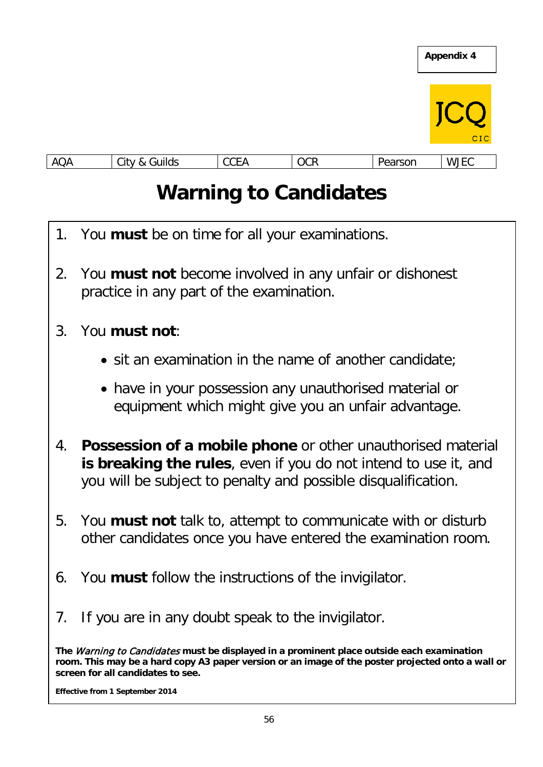**Appendix 4**

JCQ CIC

| AQA | City & Guilds | CCEA | OCR | Pearson | WJEC |
|---|---|---|---|---|---|

# Warning to Candidates

1. You **must** be on time for all your examinations.

2. You **must not** become involved in any unfair or dishonest practice in any part of the examination.

3. You **must not**:

   - sit an examination in the name of another candidate;
   - have in your possession any unauthorised material or equipment which might give you an unfair advantage.

4. **Possession of a mobile phone** or other unauthorised material **is breaking the rules**, even if you do not intend to use it, and you will be subject to penalty and possible disqualification.

5. You **must not** talk to, attempt to communicate with or disturb other candidates once you have entered the examination room.

6. You **must** follow the instructions of the invigilator.

7. If you are in any doubt speak to the invigilator.

**The *Warning to Candidates* must be displayed in a prominent place outside each examination room. This may be a hard copy A3 paper version or an image of the poster projected onto a wall or screen for all candidates to see.**

**Effective from 1 September 2014**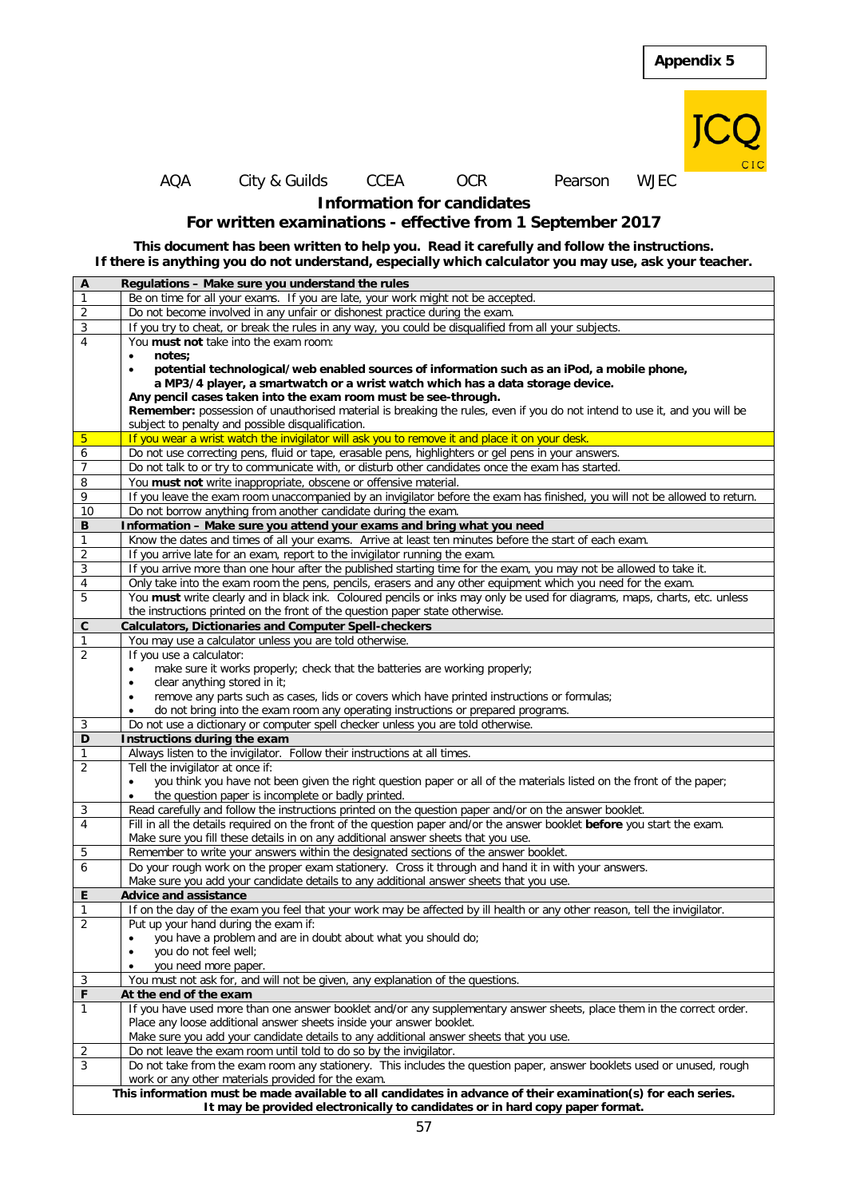**Appendix 5**

JCQ CIC

AQA City & Guilds CCEA OCR Pearson WJEC

## Information for candidates

## For written examinations - effective from 1 September 2017

**This document has been written to help you. Read it carefully and follow the instructions.**
**If there is anything you do not understand, especially which calculator you may use, ask your teacher.**

| | |
|---|---|
| **A** | **Regulations – Make sure you understand the rules** |
| 1 | Be on time for all your exams. If you are late, your work might not be accepted. |
| 2 | Do not become involved in any unfair or dishonest practice during the exam. |
| 3 | If you try to cheat, or break the rules in any way, you could be disqualified from all your subjects. |
| 4 | You **must not** take into the exam room:<br>• **notes;**<br>• **potential technological/web enabled sources of information such as an iPod, a mobile phone, a MP3/4 player, a smartwatch or a wrist watch which has a data storage device.**<br>**Any pencil cases taken into the exam room must be see-through.**<br>**Remember:** possession of unauthorised material is breaking the rules, even if you do not intend to use it, and you will be subject to penalty and possible disqualification. |
| 5 | If you wear a wrist watch the invigilator will ask you to remove it and place it on your desk. |
| 6 | Do not use correcting pens, fluid or tape, erasable pens, highlighters or gel pens in your answers. |
| 7 | Do not talk to or try to communicate with, or disturb other candidates once the exam has started. |
| 8 | You **must not** write inappropriate, obscene or offensive material. |
| 9 | If you leave the exam room unaccompanied by an invigilator before the exam has finished, you will not be allowed to return. |
| 10 | Do not borrow anything from another candidate during the exam. |
| **B** | **Information – Make sure you attend your exams and bring what you need** |
| 1 | Know the dates and times of all your exams. Arrive at least ten minutes before the start of each exam. |
| 2 | If you arrive late for an exam, report to the invigilator running the exam. |
| 3 | If you arrive more than one hour after the published starting time for the exam, you may not be allowed to take it. |
| 4 | Only take into the exam room the pens, pencils, erasers and any other equipment which you need for the exam. |
| 5 | You **must** write clearly and in black ink. Coloured pencils or inks may only be used for diagrams, maps, charts, etc. unless the instructions printed on the front of the question paper state otherwise. |
| **C** | **Calculators, Dictionaries and Computer Spell-checkers** |
| 1 | You may use a calculator unless you are told otherwise. |
| 2 | If you use a calculator:<br>• make sure it works properly; check that the batteries are working properly;<br>• clear anything stored in it;<br>• remove any parts such as cases, lids or covers which have printed instructions or formulas;<br>• do not bring into the exam room any operating instructions or prepared programs. |
| 3 | Do not use a dictionary or computer spell checker unless you are told otherwise. |
| **D** | **Instructions during the exam** |
| 1 | Always listen to the invigilator. Follow their instructions at all times. |
| 2 | Tell the invigilator at once if:<br>• you think you have not been given the right question paper or all of the materials listed on the front of the paper;<br>• the question paper is incomplete or badly printed. |
| 3 | Read carefully and follow the instructions printed on the question paper and/or on the answer booklet. |
| 4 | Fill in all the details required on the front of the question paper and/or the answer booklet **before** you start the exam. Make sure you fill these details in on any additional answer sheets that you use. |
| 5 | Remember to write your answers within the designated sections of the answer booklet. |
| 6 | Do your rough work on the proper exam stationery. Cross it through and hand it in with your answers. Make sure you add your candidate details to any additional answer sheets that you use. |
| **E** | **Advice and assistance** |
| 1 | If on the day of the exam you feel that your work may be affected by ill health or any other reason, tell the invigilator. |
| 2 | Put up your hand during the exam if:<br>• you have a problem and are in doubt about what you should do;<br>• you do not feel well;<br>• you need more paper. |
| 3 | You must not ask for, and will not be given, any explanation of the questions. |
| **F** | **At the end of the exam** |
| 1 | If you have used more than one answer booklet and/or any supplementary answer sheets, place them in the correct order. Place any loose additional answer sheets inside your answer booklet. Make sure you add your candidate details to any additional answer sheets that you use. |
| 2 | Do not leave the exam room until told to do so by the invigilator. |
| 3 | Do not take from the exam room any stationery. This includes the question paper, answer booklets used or unused, rough work or any other materials provided for the exam. |

**This information must be made available to all candidates in advance of their examination(s) for each series.**
**It may be provided electronically to candidates or in hard copy paper format.**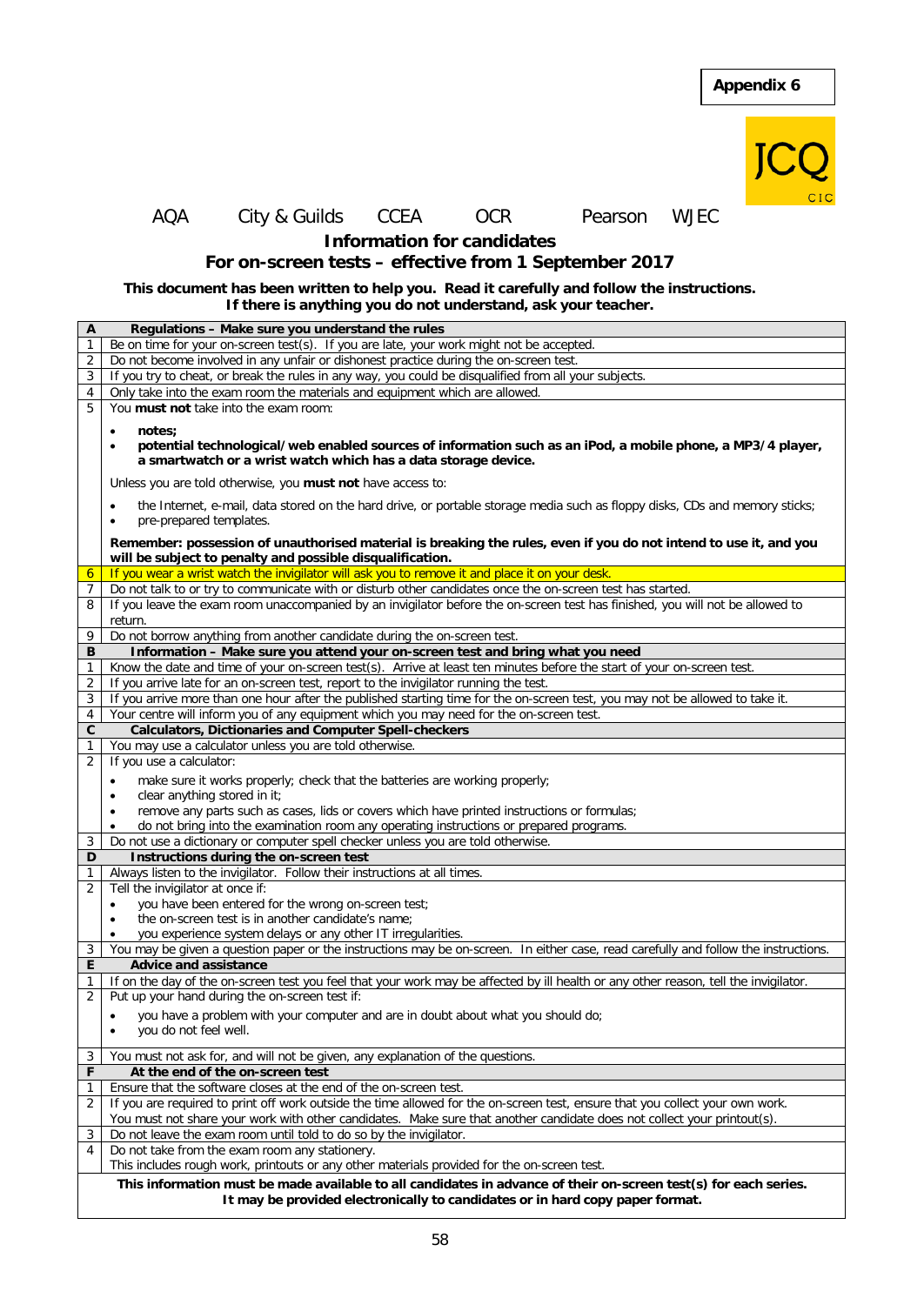**Appendix 6**

JCQ CIC

AQA City & Guilds CCEA OCR Pearson WJEC

## Information for candidates

## For on-screen tests – effective from 1 September 2017

**This document has been written to help you. Read it carefully and follow the instructions. If there is anything you do not understand, ask your teacher.**

| | |
|---|---|
| **A** | **Regulations – Make sure you understand the rules** |
| 1 | Be on time for your on-screen test(s). If you are late, your work might not be accepted. |
| 2 | Do not become involved in any unfair or dishonest practice during the on-screen test. |
| 3 | If you try to cheat, or break the rules in any way, you could be disqualified from all your subjects. |
| 4 | Only take into the exam room the materials and equipment which are allowed. |
| 5 | You **must not** take into the exam room:<br>• **notes;**<br>• **potential technological/web enabled sources of information such as an iPod, a mobile phone, a MP3/4 player, a smartwatch or a wrist watch which has a data storage device.**<br>Unless you are told otherwise, you **must not** have access to:<br>• the Internet, e-mail, data stored on the hard drive, or portable storage media such as floppy disks, CDs and memory sticks;<br>• pre-prepared templates.<br>**Remember: possession of unauthorised material is breaking the rules, even if you do not intend to use it, and you will be subject to penalty and possible disqualification.** |
| 6 | If you wear a wrist watch the invigilator will ask you to remove it and place it on your desk. |
| 7 | Do not talk to or try to communicate with or disturb other candidates once the on-screen test has started. |
| 8 | If you leave the exam room unaccompanied by an invigilator before the on-screen test has finished, you will not be allowed to return. |
| 9 | Do not borrow anything from another candidate during the on-screen test. |
| **B** | **Information – Make sure you attend your on-screen test and bring what you need** |
| 1 | Know the date and time of your on-screen test(s). Arrive at least ten minutes before the start of your on-screen test. |
| 2 | If you arrive late for an on-screen test, report to the invigilator running the test. |
| 3 | If you arrive more than one hour after the published starting time for the on-screen test, you may not be allowed to take it. |
| 4 | Your centre will inform you of any equipment which you may need for the on-screen test. |
| **C** | **Calculators, Dictionaries and Computer Spell-checkers** |
| 1 | You may use a calculator unless you are told otherwise. |
| 2 | If you use a calculator:<br>• make sure it works properly; check that the batteries are working properly;<br>• clear anything stored in it;<br>• remove any parts such as cases, lids or covers which have printed instructions or formulas;<br>• do not bring into the examination room any operating instructions or prepared programs. |
| 3 | Do not use a dictionary or computer spell checker unless you are told otherwise. |
| **D** | **Instructions during the on-screen test** |
| 1 | Always listen to the invigilator. Follow their instructions at all times. |
| 2 | Tell the invigilator at once if:<br>• you have been entered for the wrong on-screen test;<br>• the on-screen test is in another candidate's name;<br>• you experience system delays or any other IT irregularities. |
| 3 | You may be given a question paper or the instructions may be on-screen. In either case, read carefully and follow the instructions. |
| **E** | **Advice and assistance** |
| 1 | If on the day of the on-screen test you feel that your work may be affected by ill health or any other reason, tell the invigilator. |
| 2 | Put up your hand during the on-screen test if:<br>• you have a problem with your computer and are in doubt about what you should do;<br>• you do not feel well. |
| 3 | You must not ask for, and will not be given, any explanation of the questions. |
| **F** | **At the end of the on-screen test** |
| 1 | Ensure that the software closes at the end of the on-screen test. |
| 2 | If you are required to print off work outside the time allowed for the on-screen test, ensure that you collect your own work. You must not share your work with other candidates. Make sure that another candidate does not collect your printout(s). |
| 3 | Do not leave the exam room until told to do so by the invigilator. |
| 4 | Do not take from the exam room any stationery.<br>This includes rough work, printouts or any other materials provided for the on-screen test. |

**This information must be made available to all candidates in advance of their on-screen test(s) for each series. It may be provided electronically to candidates or in hard copy paper format.**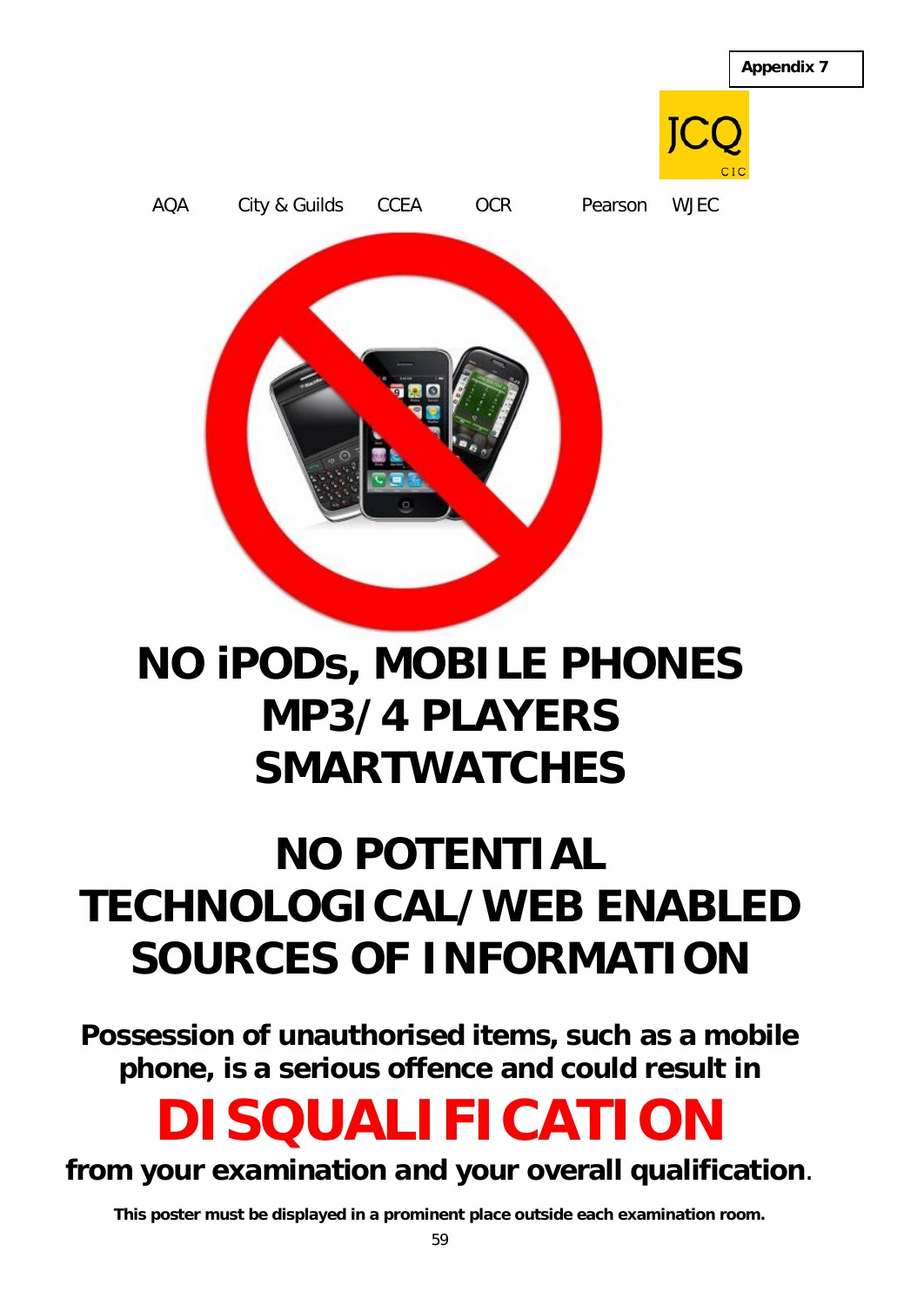**Appendix 7**

JCQ CIC

AQA City & Guilds CCEA OCR Pearson WJEC

# NO iPODs, MOBILE PHONES MP3/4 PLAYERS SMARTWATCHES

# NO POTENTIAL TECHNOLOGICAL/WEB ENABLED SOURCES OF INFORMATION

**Possession of unauthorised items, such as a mobile phone, is a serious offence and could result in**

# DISQUALIFICATION

**from your examination and your overall qualification**.

**This poster must be displayed in a prominent place outside each examination room.**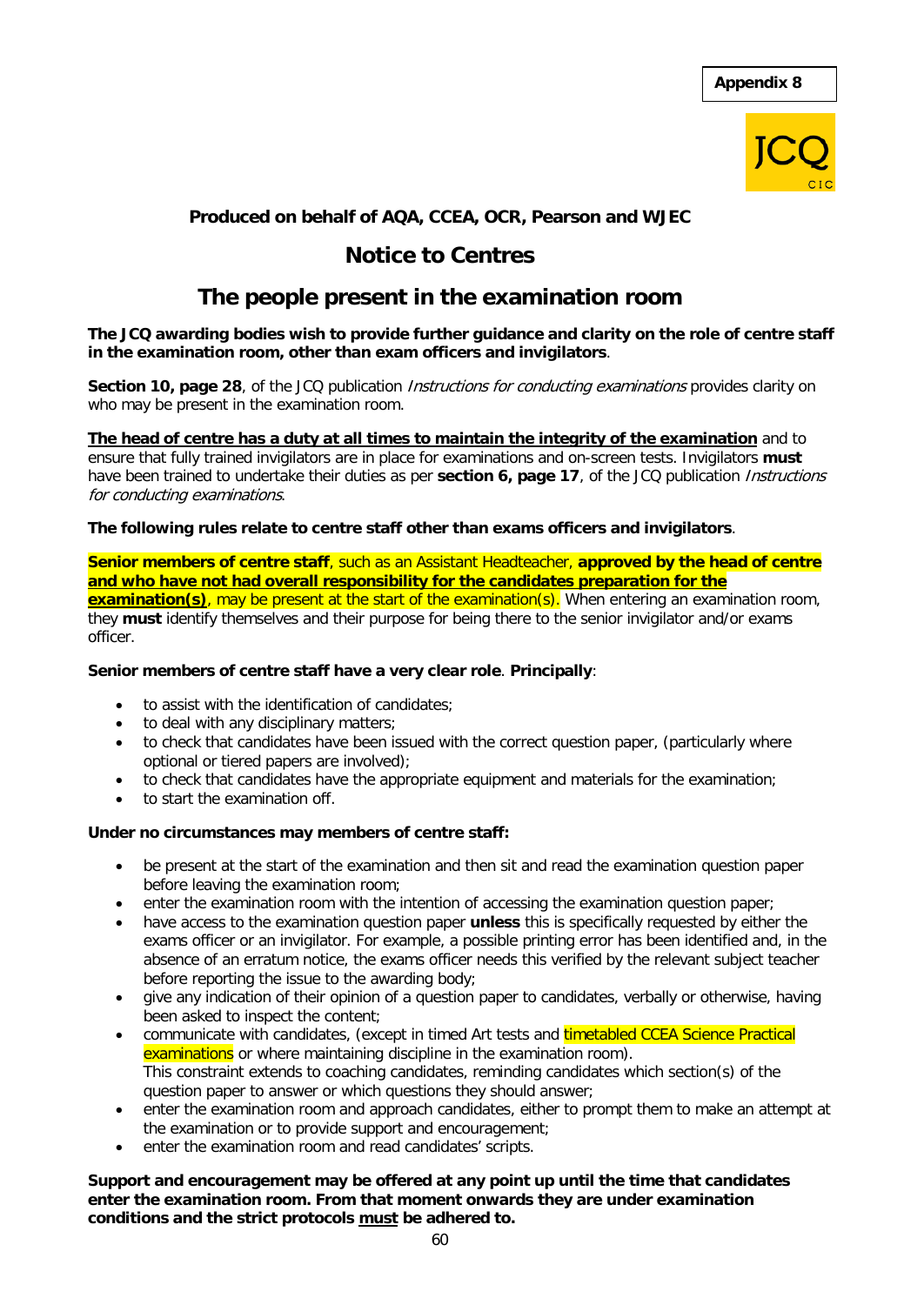**Appendix 8**

JCQ CIC

**Produced on behalf of AQA, CCEA, OCR, Pearson and WJEC**

# Notice to Centres

# The people present in the examination room

**The JCQ awarding bodies wish to provide further guidance and clarity on the role of centre staff in the examination room, other than exam officers and invigilators**.

**Section 10, page 28**, of the JCQ publication *Instructions for conducting examinations* provides clarity on who may be present in the examination room.

**The head of centre has a duty at all times to maintain the integrity of the examination** and to ensure that fully trained invigilators are in place for examinations and on-screen tests. Invigilators **must** have been trained to undertake their duties as per **section 6, page 17**, of the JCQ publication *Instructions for conducting examinations*.

**The following rules relate to centre staff other than exams officers and invigilators**.

**Senior members of centre staff**, such as an Assistant Headteacher, **approved by the head of centre and who have not had overall responsibility for the candidates preparation for the examination(s)**, may be present at the start of the examination(s). When entering an examination room, they **must** identify themselves and their purpose for being there to the senior invigilator and/or exams officer.

**Senior members of centre staff have a very clear role**. **Principally**:

- to assist with the identification of candidates;
- to deal with any disciplinary matters;
- to check that candidates have been issued with the correct question paper, (particularly where optional or tiered papers are involved);
- to check that candidates have the appropriate equipment and materials for the examination;
- to start the examination off.

**Under no circumstances may members of centre staff:**

- be present at the start of the examination and then sit and read the examination question paper before leaving the examination room;
- enter the examination room with the intention of accessing the examination question paper;
- have access to the examination question paper **unless** this is specifically requested by either the exams officer or an invigilator. For example, a possible printing error has been identified and, in the absence of an erratum notice, the exams officer needs this verified by the relevant subject teacher before reporting the issue to the awarding body;
- give any indication of their opinion of a question paper to candidates, verbally or otherwise, having been asked to inspect the content;
- communicate with candidates, (except in timed Art tests and timetabled CCEA Science Practical examinations or where maintaining discipline in the examination room).
  This constraint extends to coaching candidates, reminding candidates which section(s) of the question paper to answer or which questions they should answer;
- enter the examination room and approach candidates, either to prompt them to make an attempt at the examination or to provide support and encouragement;
- enter the examination room and read candidates' scripts.

**Support and encouragement may be offered at any point up until the time that candidates enter the examination room. From that moment onwards they are under examination conditions and the strict protocols must be adhered to.**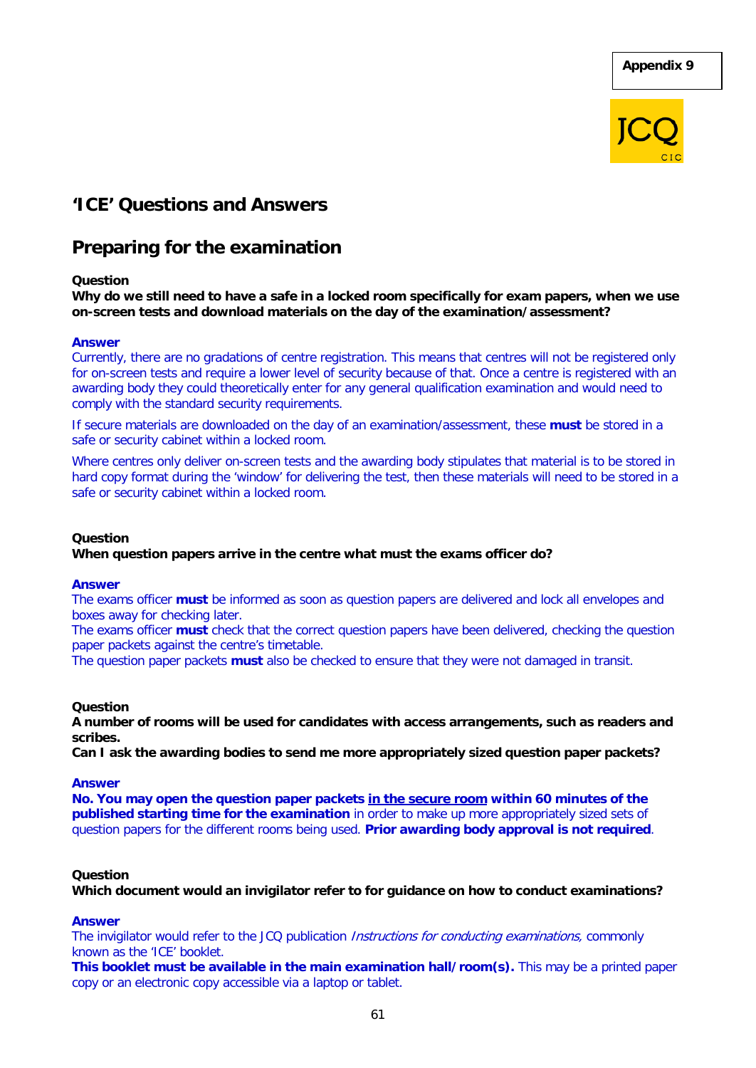Appendix 9

JCQ CIC

# 'ICE' Questions and Answers

## Preparing for the examination

**Question**
**Why do we still need to have a safe in a locked room specifically for exam papers, when we use on-screen tests and download materials on the day of the examination/assessment?**

**Answer**
Currently, there are no gradations of centre registration. This means that centres will not be registered only for on-screen tests and require a lower level of security because of that. Once a centre is registered with an awarding body they could theoretically enter for any general qualification examination and would need to comply with the standard security requirements.

If secure materials are downloaded on the day of an examination/assessment, these **must** be stored in a safe or security cabinet within a locked room.

Where centres only deliver on-screen tests and the awarding body stipulates that material is to be stored in hard copy format during the 'window' for delivering the test, then these materials will need to be stored in a safe or security cabinet within a locked room.

**Question**
**When question papers arrive in the centre what must the exams officer do?**

**Answer**
The exams officer **must** be informed as soon as question papers are delivered and lock all envelopes and boxes away for checking later.
The exams officer **must** check that the correct question papers have been delivered, checking the question paper packets against the centre's timetable.
The question paper packets **must** also be checked to ensure that they were not damaged in transit.

**Question**
**A number of rooms will be used for candidates with access arrangements, such as readers and scribes.**
**Can I ask the awarding bodies to send me more appropriately sized question paper packets?**

**Answer**
**No. You may open the question paper packets in the secure room within 60 minutes of the published starting time for the examination** in order to make up more appropriately sized sets of question papers for the different rooms being used. **Prior awarding body approval is not required**.

**Question**
**Which document would an invigilator refer to for guidance on how to conduct examinations?**

**Answer**
The invigilator would refer to the JCQ publication *Instructions for conducting examinations,* commonly known as the 'ICE' booklet.
**This booklet must be available in the main examination hall/room(s).** This may be a printed paper copy or an electronic copy accessible via a laptop or tablet.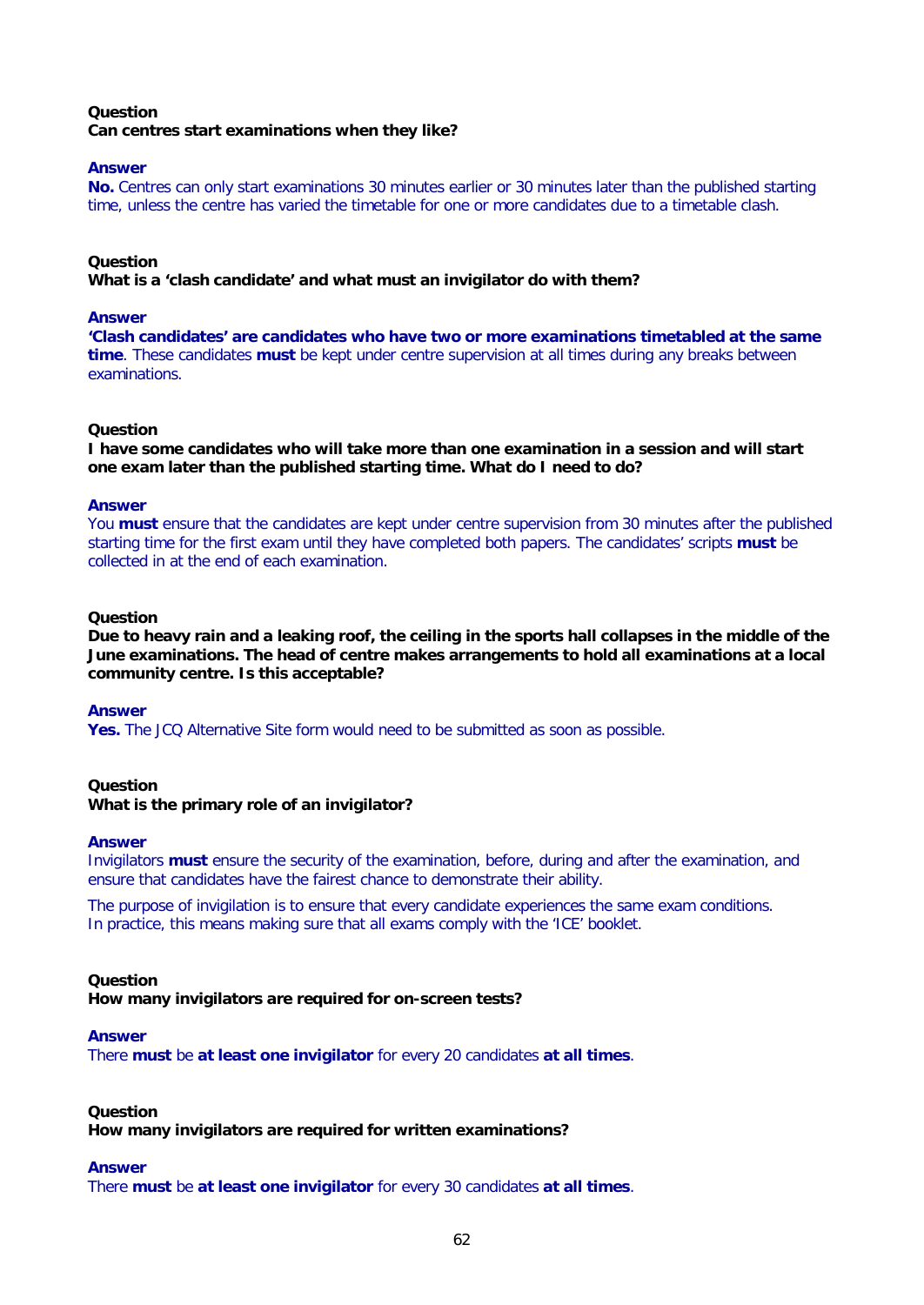**Question**
**Can centres start examinations when they like?**

**Answer**
**No.** Centres can only start examinations 30 minutes earlier or 30 minutes later than the published starting time, unless the centre has varied the timetable for one or more candidates due to a timetable clash.

**Question**
**What is a 'clash candidate' and what must an invigilator do with them?**

**Answer**
**'Clash candidates' are candidates who have two or more examinations timetabled at the same time**. These candidates **must** be kept under centre supervision at all times during any breaks between examinations.

**Question**
**I have some candidates who will take more than one examination in a session and will start one exam later than the published starting time. What do I need to do?**

**Answer**
You **must** ensure that the candidates are kept under centre supervision from 30 minutes after the published starting time for the first exam until they have completed both papers. The candidates' scripts **must** be collected in at the end of each examination.

**Question**
**Due to heavy rain and a leaking roof, the ceiling in the sports hall collapses in the middle of the June examinations. The head of centre makes arrangements to hold all examinations at a local community centre. Is this acceptable?**

**Answer**
**Yes.** The JCQ Alternative Site form would need to be submitted as soon as possible.

**Question**
**What is the primary role of an invigilator?**

**Answer**
Invigilators **must** ensure the security of the examination, before, during and after the examination, and ensure that candidates have the fairest chance to demonstrate their ability.

The purpose of invigilation is to ensure that every candidate experiences the same exam conditions. In practice, this means making sure that all exams comply with the 'ICE' booklet.

**Question**
**How many invigilators are required for on-screen tests?**

**Answer**
There **must** be **at least one invigilator** for every 20 candidates **at all times**.

**Question**
**How many invigilators are required for written examinations?**

**Answer**
There **must** be **at least one invigilator** for every 30 candidates **at all times**.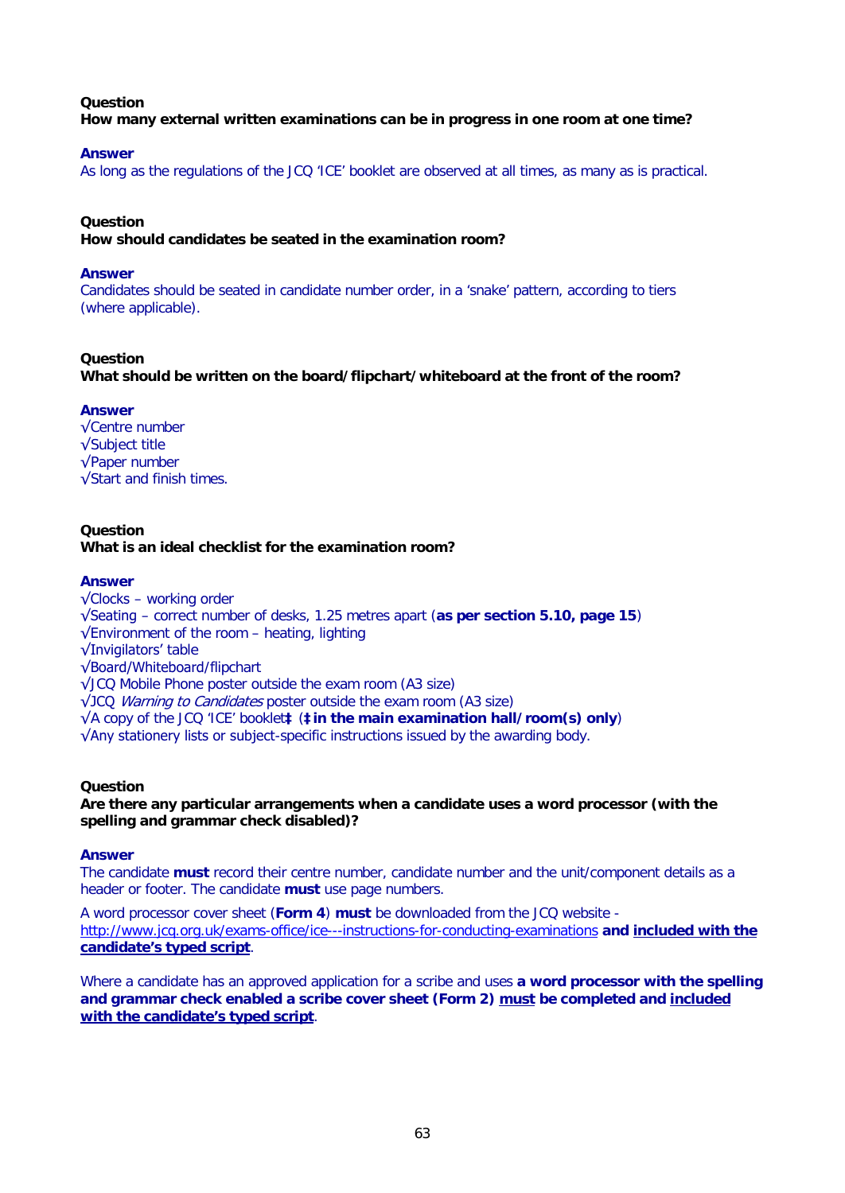**Question**
**How many external written examinations can be in progress in one room at one time?**

**Answer**
As long as the regulations of the JCQ 'ICE' booklet are observed at all times, as many as is practical.

**Question**
**How should candidates be seated in the examination room?**

**Answer**
Candidates should be seated in candidate number order, in a 'snake' pattern, according to tiers (where applicable).

**Question**
**What should be written on the board/flipchart/whiteboard at the front of the room?**

**Answer**
√Centre number
√Subject title
√Paper number
√Start and finish times.

**Question**
**What is an ideal checklist for the examination room?**

**Answer**
√Clocks – working order
√Seating – correct number of desks, 1.25 metres apart (**as per section 5.10, page 15**)
√Environment of the room – heating, lighting
√Invigilators' table
√Board/Whiteboard/flipchart
√JCQ Mobile Phone poster outside the exam room (A3 size)
√JCQ *Warning to Candidates* poster outside the exam room (A3 size)
√A copy of the JCQ 'ICE' booklet**‡** (**‡ in the main examination hall/room(s) only**)
√Any stationery lists or subject-specific instructions issued by the awarding body.

**Question**
**Are there any particular arrangements when a candidate uses a word processor (with the spelling and grammar check disabled)?**

**Answer**
The candidate **must** record their centre number, candidate number and the unit/component details as a header or footer. The candidate **must** use page numbers.

A word processor cover sheet (**Form 4**) **must** be downloaded from the JCQ website - http://www.jcq.org.uk/exams-office/ice---instructions-for-conducting-examinations **and included with the candidate's typed script**.

Where a candidate has an approved application for a scribe and uses **a word processor with the spelling and grammar check enabled a scribe cover sheet (Form 2) must be completed and included with the candidate's typed script**.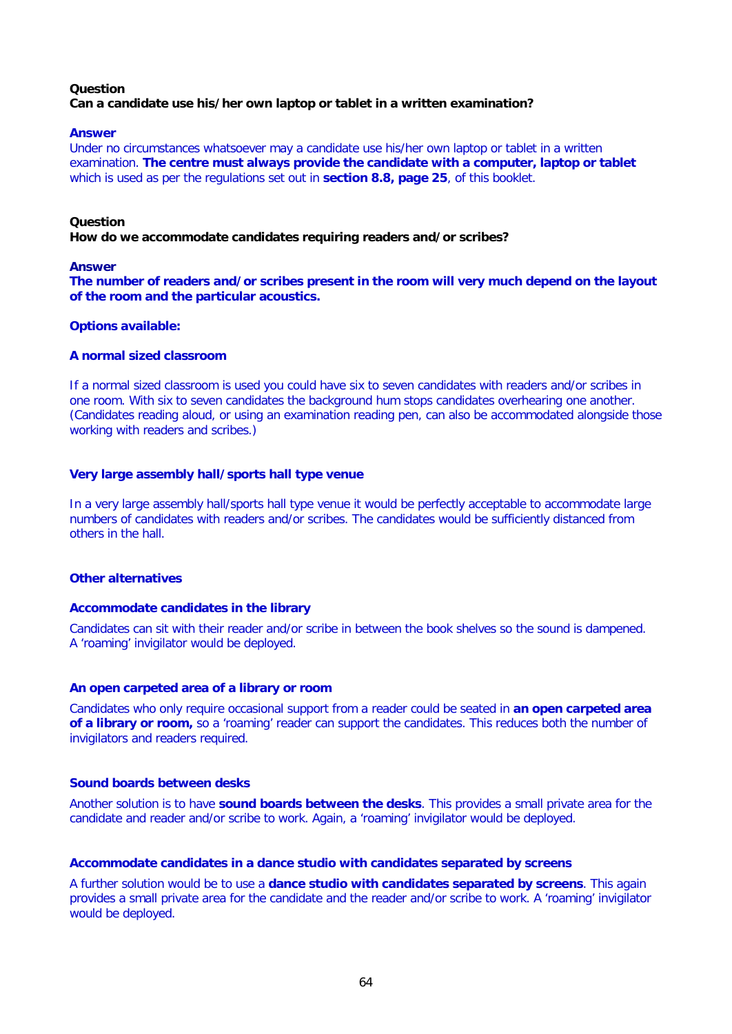**Question**
**Can a candidate use his/her own laptop or tablet in a written examination?**

**Answer**
Under no circumstances whatsoever may a candidate use his/her own laptop or tablet in a written examination. **The centre must always provide the candidate with a computer, laptop or tablet** which is used as per the regulations set out in **section 8.8, page 25**, of this booklet.

**Question**
**How do we accommodate candidates requiring readers and/or scribes?**

**Answer**
**The number of readers and/or scribes present in the room will very much depend on the layout of the room and the particular acoustics.**

**Options available:**

**A normal sized classroom**

If a normal sized classroom is used you could have six to seven candidates with readers and/or scribes in one room. With six to seven candidates the background hum stops candidates overhearing one another. (Candidates reading aloud, or using an examination reading pen, can also be accommodated alongside those working with readers and scribes.)

**Very large assembly hall/sports hall type venue**

In a very large assembly hall/sports hall type venue it would be perfectly acceptable to accommodate large numbers of candidates with readers and/or scribes. The candidates would be sufficiently distanced from others in the hall.

**Other alternatives**

**Accommodate candidates in the library**

Candidates can sit with their reader and/or scribe in between the book shelves so the sound is dampened. A 'roaming' invigilator would be deployed.

**An open carpeted area of a library or room**

Candidates who only require occasional support from a reader could be seated in **an open carpeted area of a library or room,** so a 'roaming' reader can support the candidates. This reduces both the number of invigilators and readers required.

**Sound boards between desks**

Another solution is to have **sound boards between the desks**. This provides a small private area for the candidate and reader and/or scribe to work. Again, a 'roaming' invigilator would be deployed.

**Accommodate candidates in a dance studio with candidates separated by screens**

A further solution would be to use a **dance studio with candidates separated by screens**. This again provides a small private area for the candidate and the reader and/or scribe to work. A 'roaming' invigilator would be deployed.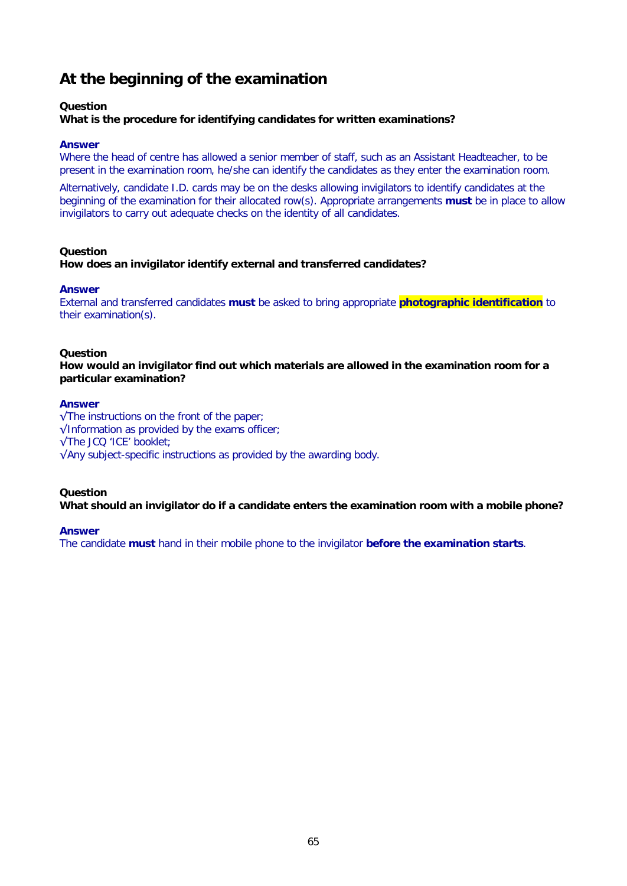## At the beginning of the examination

**Question**
**What is the procedure for identifying candidates for written examinations?**

**Answer**
Where the head of centre has allowed a senior member of staff, such as an Assistant Headteacher, to be present in the examination room, he/she can identify the candidates as they enter the examination room.

Alternatively, candidate I.D. cards may be on the desks allowing invigilators to identify candidates at the beginning of the examination for their allocated row(s). Appropriate arrangements **must** be in place to allow invigilators to carry out adequate checks on the identity of all candidates.

**Question**
**How does an invigilator identify external and transferred candidates?**

**Answer**
External and transferred candidates **must** be asked to bring appropriate **photographic identification** to their examination(s).

**Question**
**How would an invigilator find out which materials are allowed in the examination room for a particular examination?**

**Answer**
√The instructions on the front of the paper;
√Information as provided by the exams officer;
√The JCQ 'ICE' booklet;
√Any subject-specific instructions as provided by the awarding body.

**Question**
**What should an invigilator do if a candidate enters the examination room with a mobile phone?**

**Answer**
The candidate **must** hand in their mobile phone to the invigilator **before the examination starts**.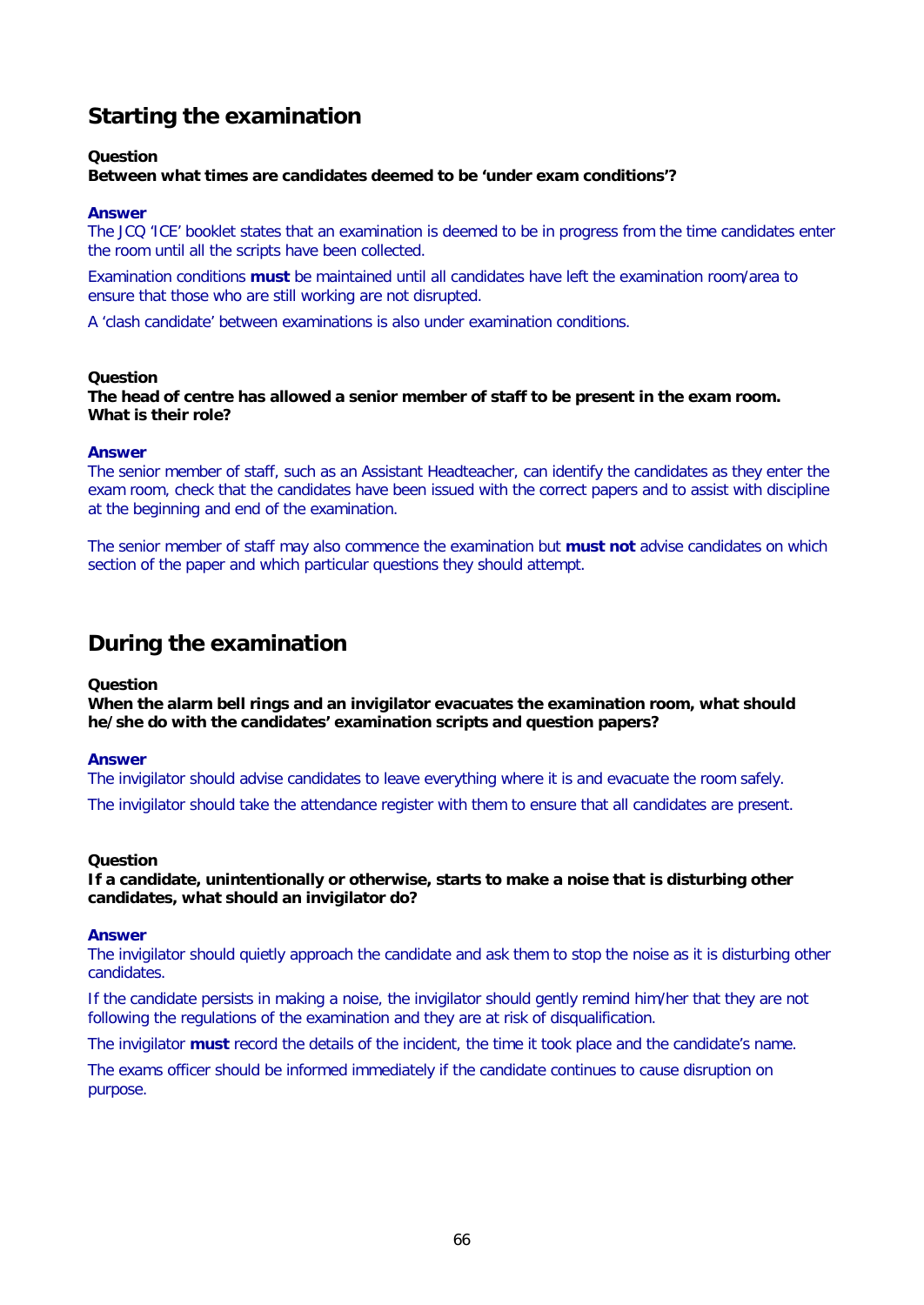## Starting the examination

**Question**
**Between what times are candidates deemed to be 'under exam conditions'?**

**Answer**
The JCQ 'ICE' booklet states that an examination is deemed to be in progress from the time candidates enter the room until all the scripts have been collected.

Examination conditions **must** be maintained until all candidates have left the examination room/area to ensure that those who are still working are not disrupted.

A 'clash candidate' between examinations is also under examination conditions.

**Question**
**The head of centre has allowed a senior member of staff to be present in the exam room. What is their role?**

**Answer**
The senior member of staff, such as an Assistant Headteacher, can identify the candidates as they enter the exam room, check that the candidates have been issued with the correct papers and to assist with discipline at the beginning and end of the examination.

The senior member of staff may also commence the examination but **must not** advise candidates on which section of the paper and which particular questions they should attempt.

## During the examination

**Question**
**When the alarm bell rings and an invigilator evacuates the examination room, what should he/she do with the candidates' examination scripts and question papers?**

**Answer**
The invigilator should advise candidates to leave everything where it is and evacuate the room safely.

The invigilator should take the attendance register with them to ensure that all candidates are present.

**Question**
**If a candidate, unintentionally or otherwise, starts to make a noise that is disturbing other candidates, what should an invigilator do?**

**Answer**
The invigilator should quietly approach the candidate and ask them to stop the noise as it is disturbing other candidates.

If the candidate persists in making a noise, the invigilator should gently remind him/her that they are not following the regulations of the examination and they are at risk of disqualification.

The invigilator **must** record the details of the incident, the time it took place and the candidate's name.

The exams officer should be informed immediately if the candidate continues to cause disruption on purpose.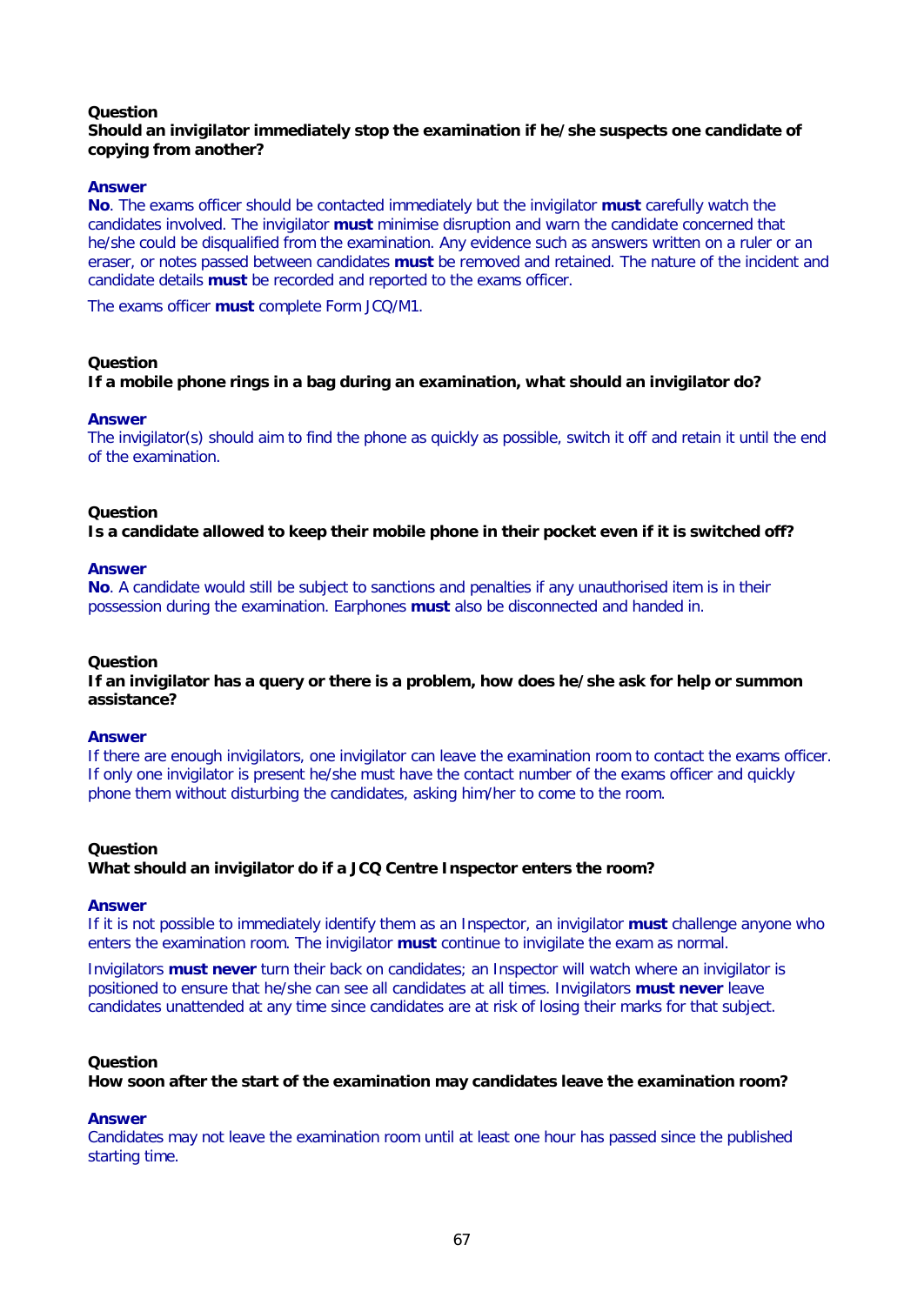**Question**
**Should an invigilator immediately stop the examination if he/she suspects one candidate of copying from another?**

**Answer**
**No**. The exams officer should be contacted immediately but the invigilator **must** carefully watch the candidates involved. The invigilator **must** minimise disruption and warn the candidate concerned that he/she could be disqualified from the examination. Any evidence such as answers written on a ruler or an eraser, or notes passed between candidates **must** be removed and retained. The nature of the incident and candidate details **must** be recorded and reported to the exams officer.

The exams officer **must** complete Form JCQ/M1.

**Question**
**If a mobile phone rings in a bag during an examination, what should an invigilator do?**

**Answer**
The invigilator(s) should aim to find the phone as quickly as possible, switch it off and retain it until the end of the examination.

**Question**
**Is a candidate allowed to keep their mobile phone in their pocket even if it is switched off?**

**Answer**
**No**. A candidate would still be subject to sanctions and penalties if any unauthorised item is in their possession during the examination. Earphones **must** also be disconnected and handed in.

**Question**
**If an invigilator has a query or there is a problem, how does he/she ask for help or summon assistance?**

**Answer**
If there are enough invigilators, one invigilator can leave the examination room to contact the exams officer. If only one invigilator is present he/she must have the contact number of the exams officer and quickly phone them without disturbing the candidates, asking him/her to come to the room.

**Question**
**What should an invigilator do if a JCQ Centre Inspector enters the room?**

**Answer**
If it is not possible to immediately identify them as an Inspector, an invigilator **must** challenge anyone who enters the examination room. The invigilator **must** continue to invigilate the exam as normal.

Invigilators **must never** turn their back on candidates; an Inspector will watch where an invigilator is positioned to ensure that he/she can see all candidates at all times. Invigilators **must never** leave candidates unattended at any time since candidates are at risk of losing their marks for that subject.

**Question**
**How soon after the start of the examination may candidates leave the examination room?**

**Answer**
Candidates may not leave the examination room until at least one hour has passed since the published starting time.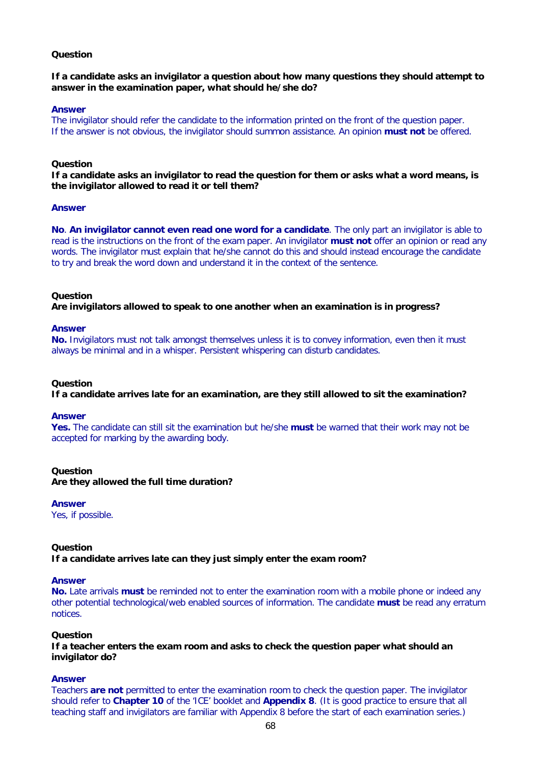**Question**

**If a candidate asks an invigilator a question about how many questions they should attempt to answer in the examination paper, what should he/she do?**

**Answer**

The invigilator should refer the candidate to the information printed on the front of the question paper. If the answer is not obvious, the invigilator should summon assistance. An opinion **must not** be offered.

**Question**

**If a candidate asks an invigilator to read the question for them or asks what a word means, is the invigilator allowed to read it or tell them?**

**Answer**

**No**. **An invigilator cannot even read one word for a candidate**. The only part an invigilator is able to read is the instructions on the front of the exam paper. An invigilator **must not** offer an opinion or read any words. The invigilator must explain that he/she cannot do this and should instead encourage the candidate to try and break the word down and understand it in the context of the sentence.

**Question**

**Are invigilators allowed to speak to one another when an examination is in progress?**

**Answer**

**No.** Invigilators must not talk amongst themselves unless it is to convey information, even then it must always be minimal and in a whisper. Persistent whispering can disturb candidates.

**Question**

**If a candidate arrives late for an examination, are they still allowed to sit the examination?**

**Answer**

**Yes.** The candidate can still sit the examination but he/she **must** be warned that their work may not be accepted for marking by the awarding body.

**Question**

**Are they allowed the full time duration?**

**Answer**

Yes, if possible.

**Question**

**If a candidate arrives late can they just simply enter the exam room?**

**Answer**

**No.** Late arrivals **must** be reminded not to enter the examination room with a mobile phone or indeed any other potential technological/web enabled sources of information. The candidate **must** be read any erratum notices.

**Question**

**If a teacher enters the exam room and asks to check the question paper what should an invigilator do?**

**Answer**

Teachers **are not** permitted to enter the examination room to check the question paper. The invigilator should refer to **Chapter 10** of the 'ICE' booklet and **Appendix 8**. (It is good practice to ensure that all teaching staff and invigilators are familiar with Appendix 8 before the start of each examination series.)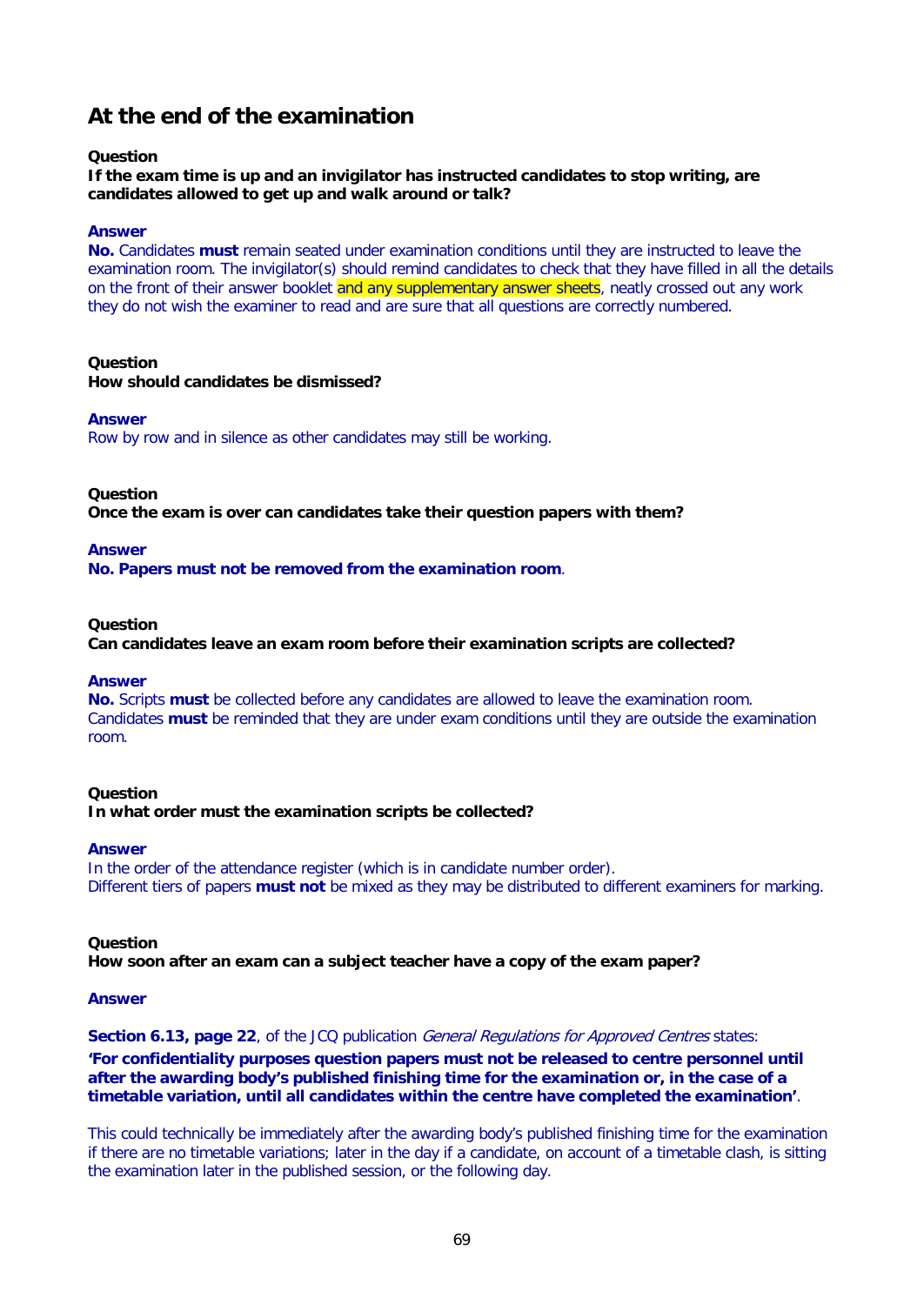## At the end of the examination

**Question**
**If the exam time is up and an invigilator has instructed candidates to stop writing, are candidates allowed to get up and walk around or talk?**

**Answer**
**No.** Candidates **must** remain seated under examination conditions until they are instructed to leave the examination room. The invigilator(s) should remind candidates to check that they have filled in all the details on the front of their answer booklet and any supplementary answer sheets, neatly crossed out any work they do not wish the examiner to read and are sure that all questions are correctly numbered.

**Question**
**How should candidates be dismissed?**

**Answer**
Row by row and in silence as other candidates may still be working.

**Question**
**Once the exam is over can candidates take their question papers with them?**

**Answer**
**No. Papers must not be removed from the examination room**.

**Question**
**Can candidates leave an exam room before their examination scripts are collected?**

**Answer**
**No.** Scripts **must** be collected before any candidates are allowed to leave the examination room. Candidates **must** be reminded that they are under exam conditions until they are outside the examination room.

**Question**
**In what order must the examination scripts be collected?**

**Answer**
In the order of the attendance register (which is in candidate number order).
Different tiers of papers **must not** be mixed as they may be distributed to different examiners for marking.

**Question**
**How soon after an exam can a subject teacher have a copy of the exam paper?**

**Answer**

**Section 6.13, page 22**, of the JCQ publication *General Regulations for Approved Centres* states:
**'For confidentiality purposes question papers must not be released to centre personnel until after the awarding body's published finishing time for the examination or, in the case of a timetable variation, until all candidates within the centre have completed the examination'**.

This could technically be immediately after the awarding body's published finishing time for the examination if there are no timetable variations; later in the day if a candidate, on account of a timetable clash, is sitting the examination later in the published session, or the following day.